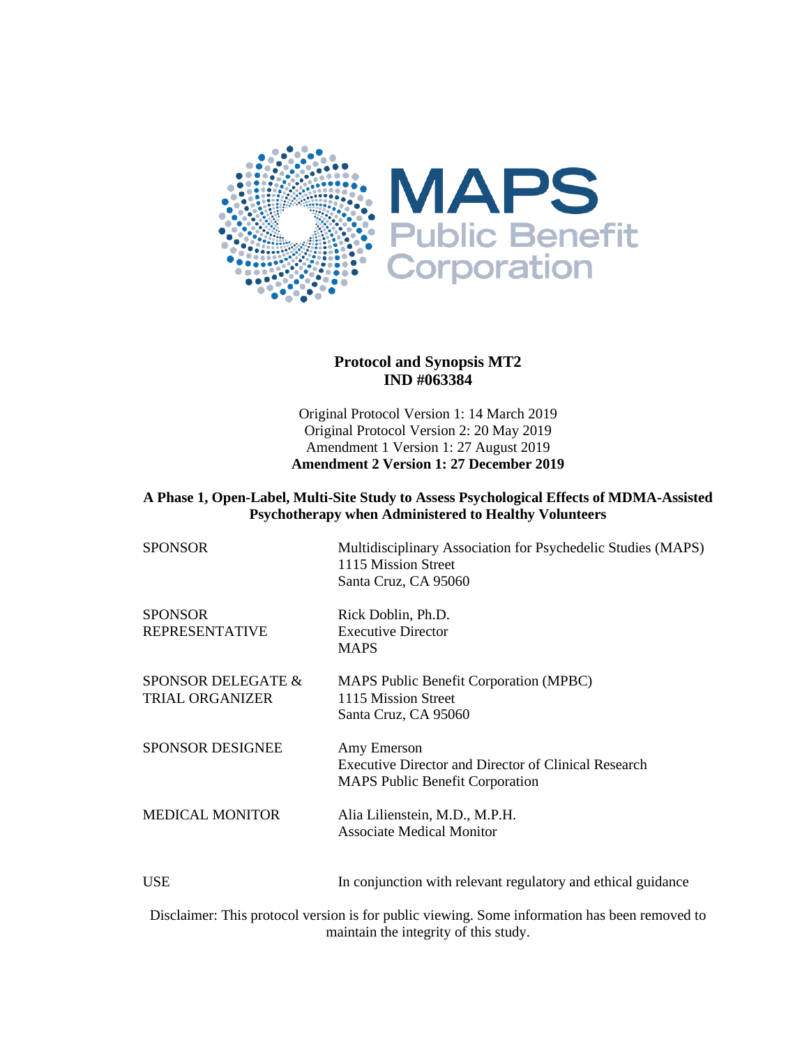MAPS
Public Benefit
Corporation

**Protocol and Synopsis MT2**
**IND #063384**

Original Protocol Version 1: 14 March 2019
Original Protocol Version 2: 20 May 2019
Amendment 1 Version 1: 27 August 2019
**Amendment 2 Version 1: 27 December 2019**

**A Phase 1, Open-Label, Multi-Site Study to Assess Psychological Effects of MDMA-Assisted Psychotherapy when Administered to Healthy Volunteers**

| | |
|---|---|
| SPONSOR | Multidisciplinary Association for Psychedelic Studies (MAPS)<br>1115 Mission Street<br>Santa Cruz, CA 95060 |
| SPONSOR REPRESENTATIVE | Rick Doblin, Ph.D.<br>Executive Director<br>MAPS |
| SPONSOR DELEGATE & TRIAL ORGANIZER | MAPS Public Benefit Corporation (MPBC)<br>1115 Mission Street<br>Santa Cruz, CA 95060 |
| SPONSOR DESIGNEE | Amy Emerson<br>Executive Director and Director of Clinical Research<br>MAPS Public Benefit Corporation |
| MEDICAL MONITOR | Alia Lilienstein, M.D., M.P.H.<br>Associate Medical Monitor |
| USE | In conjunction with relevant regulatory and ethical guidance |

Disclaimer: This protocol version is for public viewing. Some information has been removed to maintain the integrity of this study.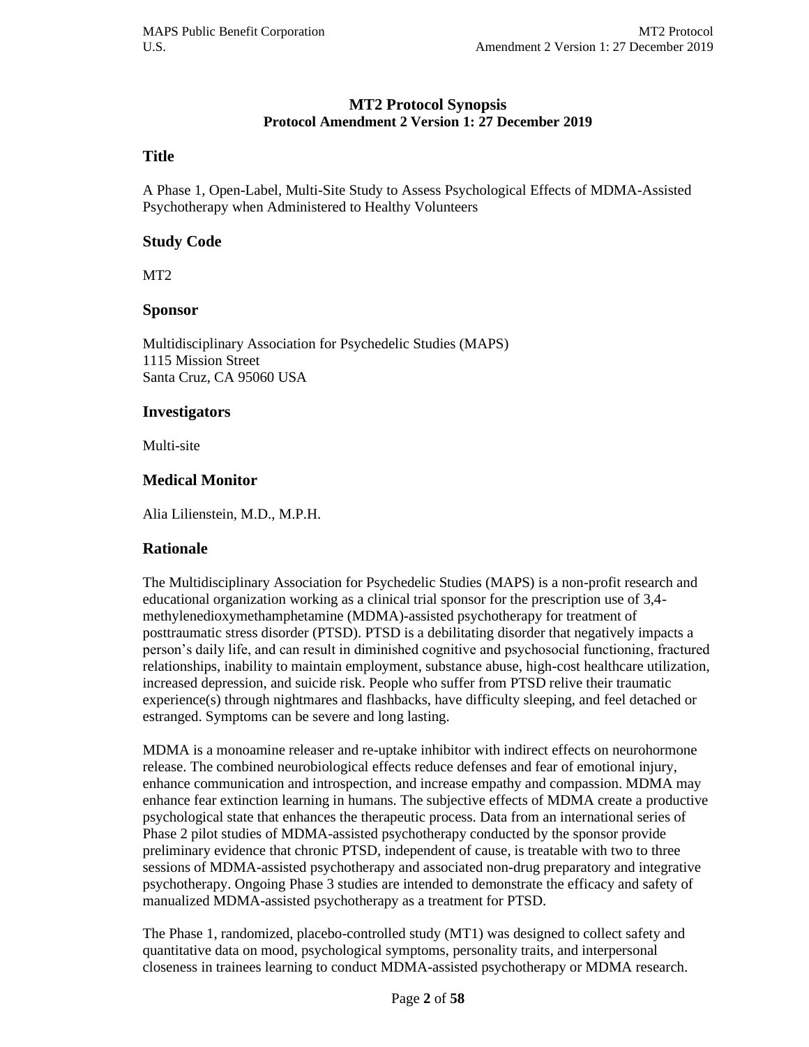# MT2 Protocol Synopsis
## Protocol Amendment 2 Version 1: 27 December 2019

### Title

A Phase 1, Open-Label, Multi-Site Study to Assess Psychological Effects of MDMA-Assisted Psychotherapy when Administered to Healthy Volunteers

### Study Code

MT2

### Sponsor

Multidisciplinary Association for Psychedelic Studies (MAPS)
1115 Mission Street
Santa Cruz, CA 95060 USA

### Investigators

Multi-site

### Medical Monitor

Alia Lilienstein, M.D., M.P.H.

### Rationale

The Multidisciplinary Association for Psychedelic Studies (MAPS) is a non-profit research and educational organization working as a clinical trial sponsor for the prescription use of 3,4-methylenedioxymethamphetamine (MDMA)-assisted psychotherapy for treatment of posttraumatic stress disorder (PTSD). PTSD is a debilitating disorder that negatively impacts a person's daily life, and can result in diminished cognitive and psychosocial functioning, fractured relationships, inability to maintain employment, substance abuse, high-cost healthcare utilization, increased depression, and suicide risk. People who suffer from PTSD relive their traumatic experience(s) through nightmares and flashbacks, have difficulty sleeping, and feel detached or estranged. Symptoms can be severe and long lasting.

MDMA is a monoamine releaser and re-uptake inhibitor with indirect effects on neurohormone release. The combined neurobiological effects reduce defenses and fear of emotional injury, enhance communication and introspection, and increase empathy and compassion. MDMA may enhance fear extinction learning in humans. The subjective effects of MDMA create a productive psychological state that enhances the therapeutic process. Data from an international series of Phase 2 pilot studies of MDMA-assisted psychotherapy conducted by the sponsor provide preliminary evidence that chronic PTSD, independent of cause, is treatable with two to three sessions of MDMA-assisted psychotherapy and associated non-drug preparatory and integrative psychotherapy. Ongoing Phase 3 studies are intended to demonstrate the efficacy and safety of manualized MDMA-assisted psychotherapy as a treatment for PTSD.

The Phase 1, randomized, placebo-controlled study (MT1) was designed to collect safety and quantitative data on mood, psychological symptoms, personality traits, and interpersonal closeness in trainees learning to conduct MDMA-assisted psychotherapy or MDMA research.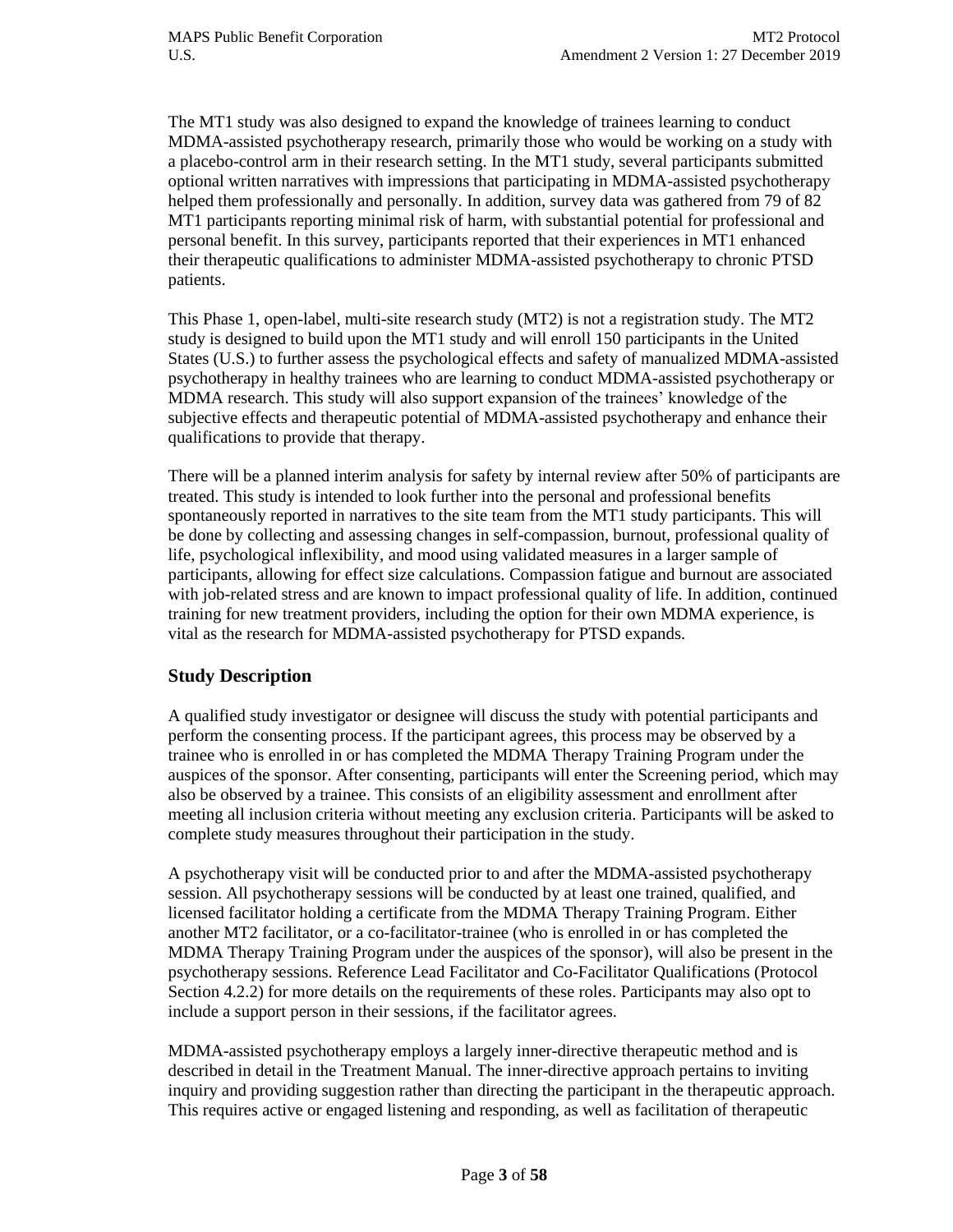The MT1 study was also designed to expand the knowledge of trainees learning to conduct MDMA-assisted psychotherapy research, primarily those who would be working on a study with a placebo-control arm in their research setting. In the MT1 study, several participants submitted optional written narratives with impressions that participating in MDMA-assisted psychotherapy helped them professionally and personally. In addition, survey data was gathered from 79 of 82 MT1 participants reporting minimal risk of harm, with substantial potential for professional and personal benefit. In this survey, participants reported that their experiences in MT1 enhanced their therapeutic qualifications to administer MDMA-assisted psychotherapy to chronic PTSD patients.

This Phase 1, open-label, multi-site research study (MT2) is not a registration study. The MT2 study is designed to build upon the MT1 study and will enroll 150 participants in the United States (U.S.) to further assess the psychological effects and safety of manualized MDMA-assisted psychotherapy in healthy trainees who are learning to conduct MDMA-assisted psychotherapy or MDMA research. This study will also support expansion of the trainees' knowledge of the subjective effects and therapeutic potential of MDMA-assisted psychotherapy and enhance their qualifications to provide that therapy.

There will be a planned interim analysis for safety by internal review after 50% of participants are treated. This study is intended to look further into the personal and professional benefits spontaneously reported in narratives to the site team from the MT1 study participants. This will be done by collecting and assessing changes in self-compassion, burnout, professional quality of life, psychological inflexibility, and mood using validated measures in a larger sample of participants, allowing for effect size calculations. Compassion fatigue and burnout are associated with job-related stress and are known to impact professional quality of life. In addition, continued training for new treatment providers, including the option for their own MDMA experience, is vital as the research for MDMA-assisted psychotherapy for PTSD expands.

## Study Description

A qualified study investigator or designee will discuss the study with potential participants and perform the consenting process. If the participant agrees, this process may be observed by a trainee who is enrolled in or has completed the MDMA Therapy Training Program under the auspices of the sponsor. After consenting, participants will enter the Screening period, which may also be observed by a trainee. This consists of an eligibility assessment and enrollment after meeting all inclusion criteria without meeting any exclusion criteria. Participants will be asked to complete study measures throughout their participation in the study.

A psychotherapy visit will be conducted prior to and after the MDMA-assisted psychotherapy session. All psychotherapy sessions will be conducted by at least one trained, qualified, and licensed facilitator holding a certificate from the MDMA Therapy Training Program. Either another MT2 facilitator, or a co-facilitator-trainee (who is enrolled in or has completed the MDMA Therapy Training Program under the auspices of the sponsor), will also be present in the psychotherapy sessions. Reference Lead Facilitator and Co-Facilitator Qualifications (Protocol Section 4.2.2) for more details on the requirements of these roles. Participants may also opt to include a support person in their sessions, if the facilitator agrees.

MDMA-assisted psychotherapy employs a largely inner-directive therapeutic method and is described in detail in the Treatment Manual. The inner-directive approach pertains to inviting inquiry and providing suggestion rather than directing the participant in the therapeutic approach. This requires active or engaged listening and responding, as well as facilitation of therapeutic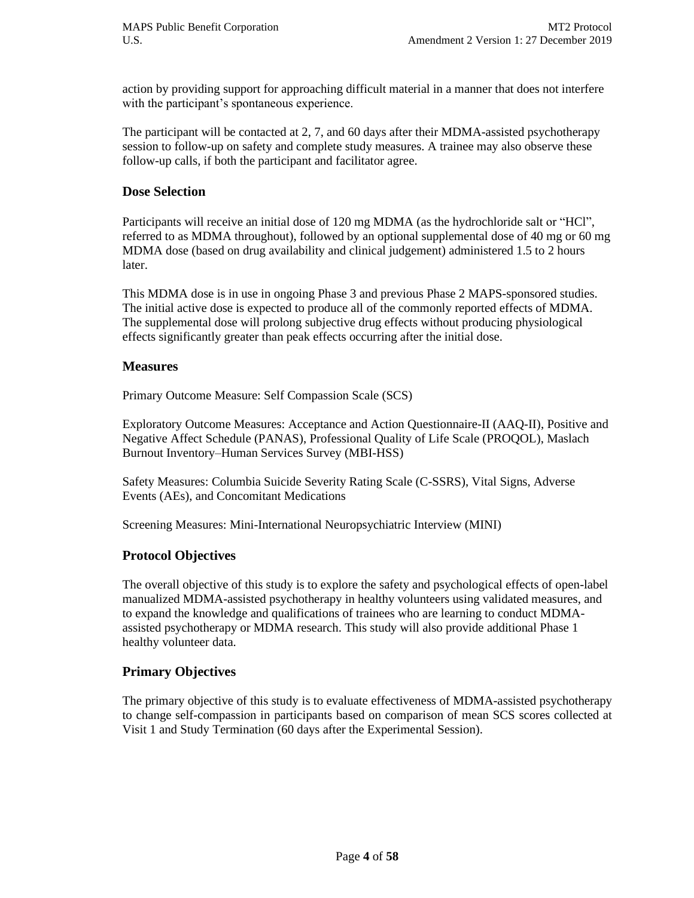action by providing support for approaching difficult material in a manner that does not interfere with the participant's spontaneous experience.

The participant will be contacted at 2, 7, and 60 days after their MDMA-assisted psychotherapy session to follow-up on safety and complete study measures. A trainee may also observe these follow-up calls, if both the participant and facilitator agree.

## Dose Selection

Participants will receive an initial dose of 120 mg MDMA (as the hydrochloride salt or "HCl", referred to as MDMA throughout), followed by an optional supplemental dose of 40 mg or 60 mg MDMA dose (based on drug availability and clinical judgement) administered 1.5 to 2 hours later.

This MDMA dose is in use in ongoing Phase 3 and previous Phase 2 MAPS-sponsored studies. The initial active dose is expected to produce all of the commonly reported effects of MDMA. The supplemental dose will prolong subjective drug effects without producing physiological effects significantly greater than peak effects occurring after the initial dose.

## Measures

Primary Outcome Measure: Self Compassion Scale (SCS)

Exploratory Outcome Measures: Acceptance and Action Questionnaire-II (AAQ-II), Positive and Negative Affect Schedule (PANAS), Professional Quality of Life Scale (PROQOL), Maslach Burnout Inventory–Human Services Survey (MBI-HSS)

Safety Measures: Columbia Suicide Severity Rating Scale (C-SSRS), Vital Signs, Adverse Events (AEs), and Concomitant Medications

Screening Measures: Mini-International Neuropsychiatric Interview (MINI)

## Protocol Objectives

The overall objective of this study is to explore the safety and psychological effects of open-label manualized MDMA-assisted psychotherapy in healthy volunteers using validated measures, and to expand the knowledge and qualifications of trainees who are learning to conduct MDMA-assisted psychotherapy or MDMA research. This study will also provide additional Phase 1 healthy volunteer data.

## Primary Objectives

The primary objective of this study is to evaluate effectiveness of MDMA-assisted psychotherapy to change self-compassion in participants based on comparison of mean SCS scores collected at Visit 1 and Study Termination (60 days after the Experimental Session).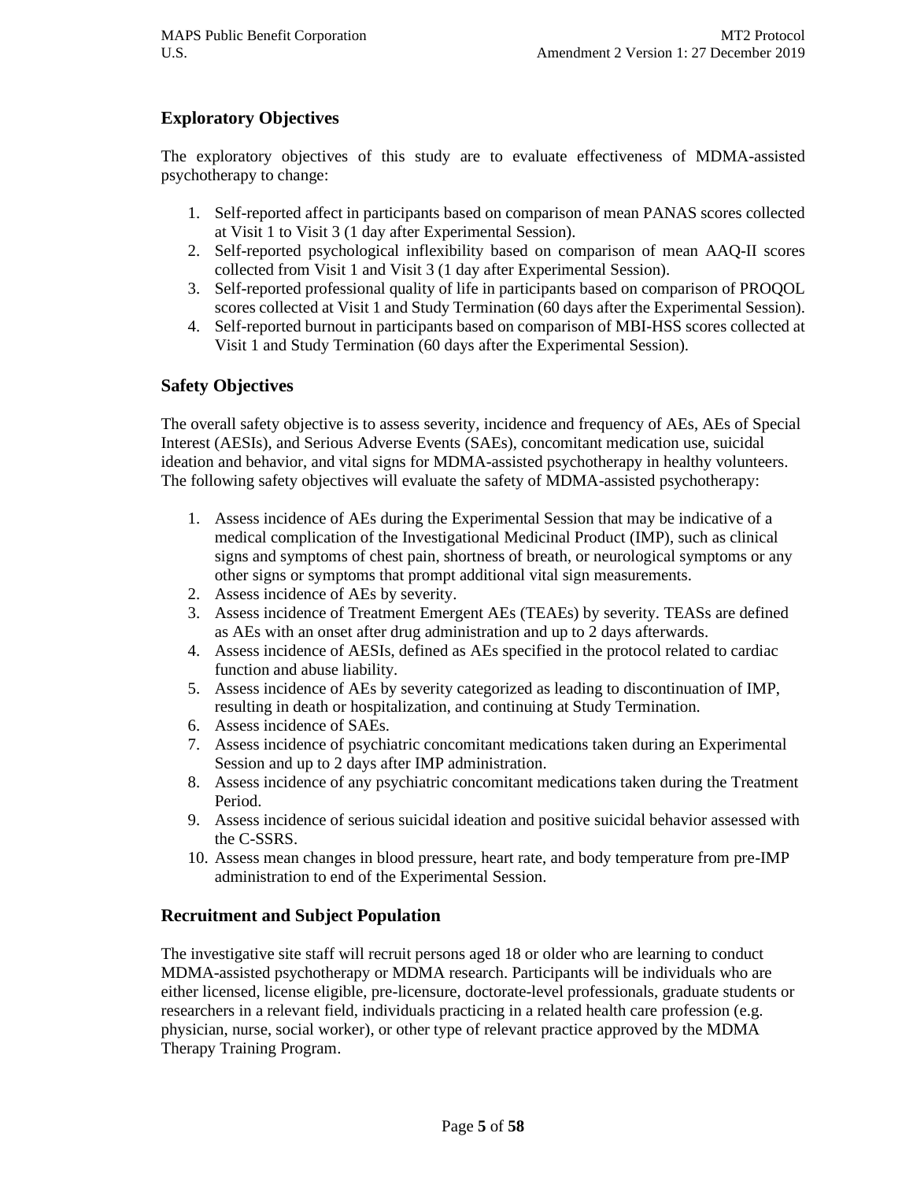## Exploratory Objectives

The exploratory objectives of this study are to evaluate effectiveness of MDMA-assisted psychotherapy to change:

1. Self-reported affect in participants based on comparison of mean PANAS scores collected at Visit 1 to Visit 3 (1 day after Experimental Session).
2. Self-reported psychological inflexibility based on comparison of mean AAQ-II scores collected from Visit 1 and Visit 3 (1 day after Experimental Session).
3. Self-reported professional quality of life in participants based on comparison of PROQOL scores collected at Visit 1 and Study Termination (60 days after the Experimental Session).
4. Self-reported burnout in participants based on comparison of MBI-HSS scores collected at Visit 1 and Study Termination (60 days after the Experimental Session).

## Safety Objectives

The overall safety objective is to assess severity, incidence and frequency of AEs, AEs of Special Interest (AESIs), and Serious Adverse Events (SAEs), concomitant medication use, suicidal ideation and behavior, and vital signs for MDMA-assisted psychotherapy in healthy volunteers. The following safety objectives will evaluate the safety of MDMA-assisted psychotherapy:

1. Assess incidence of AEs during the Experimental Session that may be indicative of a medical complication of the Investigational Medicinal Product (IMP), such as clinical signs and symptoms of chest pain, shortness of breath, or neurological symptoms or any other signs or symptoms that prompt additional vital sign measurements.
2. Assess incidence of AEs by severity.
3. Assess incidence of Treatment Emergent AEs (TEAEs) by severity. TEASs are defined as AEs with an onset after drug administration and up to 2 days afterwards.
4. Assess incidence of AESIs, defined as AEs specified in the protocol related to cardiac function and abuse liability.
5. Assess incidence of AEs by severity categorized as leading to discontinuation of IMP, resulting in death or hospitalization, and continuing at Study Termination.
6. Assess incidence of SAEs.
7. Assess incidence of psychiatric concomitant medications taken during an Experimental Session and up to 2 days after IMP administration.
8. Assess incidence of any psychiatric concomitant medications taken during the Treatment Period.
9. Assess incidence of serious suicidal ideation and positive suicidal behavior assessed with the C-SSRS.
10. Assess mean changes in blood pressure, heart rate, and body temperature from pre-IMP administration to end of the Experimental Session.

## Recruitment and Subject Population

The investigative site staff will recruit persons aged 18 or older who are learning to conduct MDMA-assisted psychotherapy or MDMA research. Participants will be individuals who are either licensed, license eligible, pre-licensure, doctorate-level professionals, graduate students or researchers in a relevant field, individuals practicing in a related health care profession (e.g. physician, nurse, social worker), or other type of relevant practice approved by the MDMA Therapy Training Program.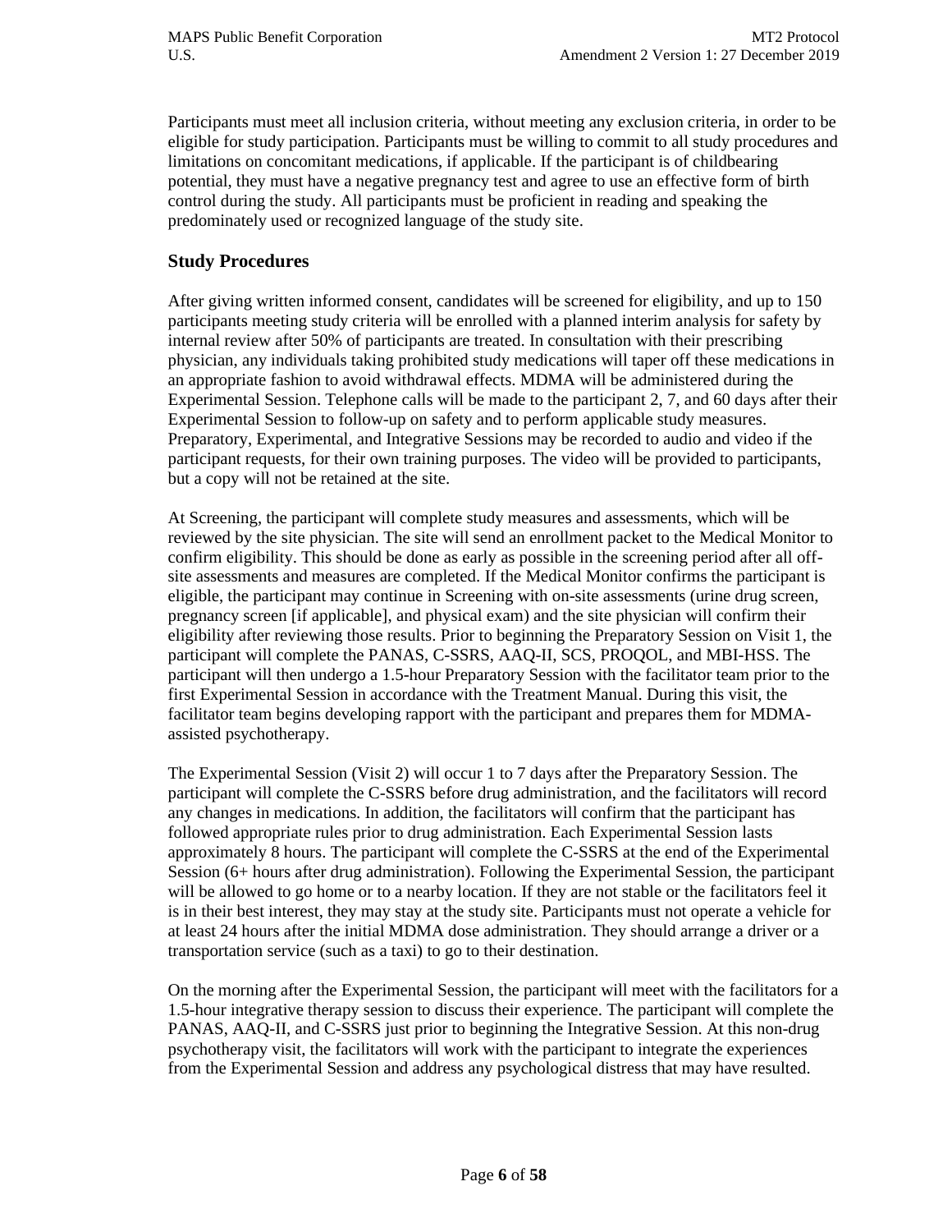Participants must meet all inclusion criteria, without meeting any exclusion criteria, in order to be eligible for study participation. Participants must be willing to commit to all study procedures and limitations on concomitant medications, if applicable. If the participant is of childbearing potential, they must have a negative pregnancy test and agree to use an effective form of birth control during the study. All participants must be proficient in reading and speaking the predominately used or recognized language of the study site.

## Study Procedures

After giving written informed consent, candidates will be screened for eligibility, and up to 150 participants meeting study criteria will be enrolled with a planned interim analysis for safety by internal review after 50% of participants are treated. In consultation with their prescribing physician, any individuals taking prohibited study medications will taper off these medications in an appropriate fashion to avoid withdrawal effects. MDMA will be administered during the Experimental Session. Telephone calls will be made to the participant 2, 7, and 60 days after their Experimental Session to follow-up on safety and to perform applicable study measures. Preparatory, Experimental, and Integrative Sessions may be recorded to audio and video if the participant requests, for their own training purposes. The video will be provided to participants, but a copy will not be retained at the site.

At Screening, the participant will complete study measures and assessments, which will be reviewed by the site physician. The site will send an enrollment packet to the Medical Monitor to confirm eligibility. This should be done as early as possible in the screening period after all off-site assessments and measures are completed. If the Medical Monitor confirms the participant is eligible, the participant may continue in Screening with on-site assessments (urine drug screen, pregnancy screen [if applicable], and physical exam) and the site physician will confirm their eligibility after reviewing those results. Prior to beginning the Preparatory Session on Visit 1, the participant will complete the PANAS, C-SSRS, AAQ-II, SCS, PROQOL, and MBI-HSS. The participant will then undergo a 1.5-hour Preparatory Session with the facilitator team prior to the first Experimental Session in accordance with the Treatment Manual. During this visit, the facilitator team begins developing rapport with the participant and prepares them for MDMA-assisted psychotherapy.

The Experimental Session (Visit 2) will occur 1 to 7 days after the Preparatory Session. The participant will complete the C-SSRS before drug administration, and the facilitators will record any changes in medications. In addition, the facilitators will confirm that the participant has followed appropriate rules prior to drug administration. Each Experimental Session lasts approximately 8 hours. The participant will complete the C-SSRS at the end of the Experimental Session (6+ hours after drug administration). Following the Experimental Session, the participant will be allowed to go home or to a nearby location. If they are not stable or the facilitators feel it is in their best interest, they may stay at the study site. Participants must not operate a vehicle for at least 24 hours after the initial MDMA dose administration. They should arrange a driver or a transportation service (such as a taxi) to go to their destination.

On the morning after the Experimental Session, the participant will meet with the facilitators for a 1.5-hour integrative therapy session to discuss their experience. The participant will complete the PANAS, AAQ-II, and C-SSRS just prior to beginning the Integrative Session. At this non-drug psychotherapy visit, the facilitators will work with the participant to integrate the experiences from the Experimental Session and address any psychological distress that may have resulted.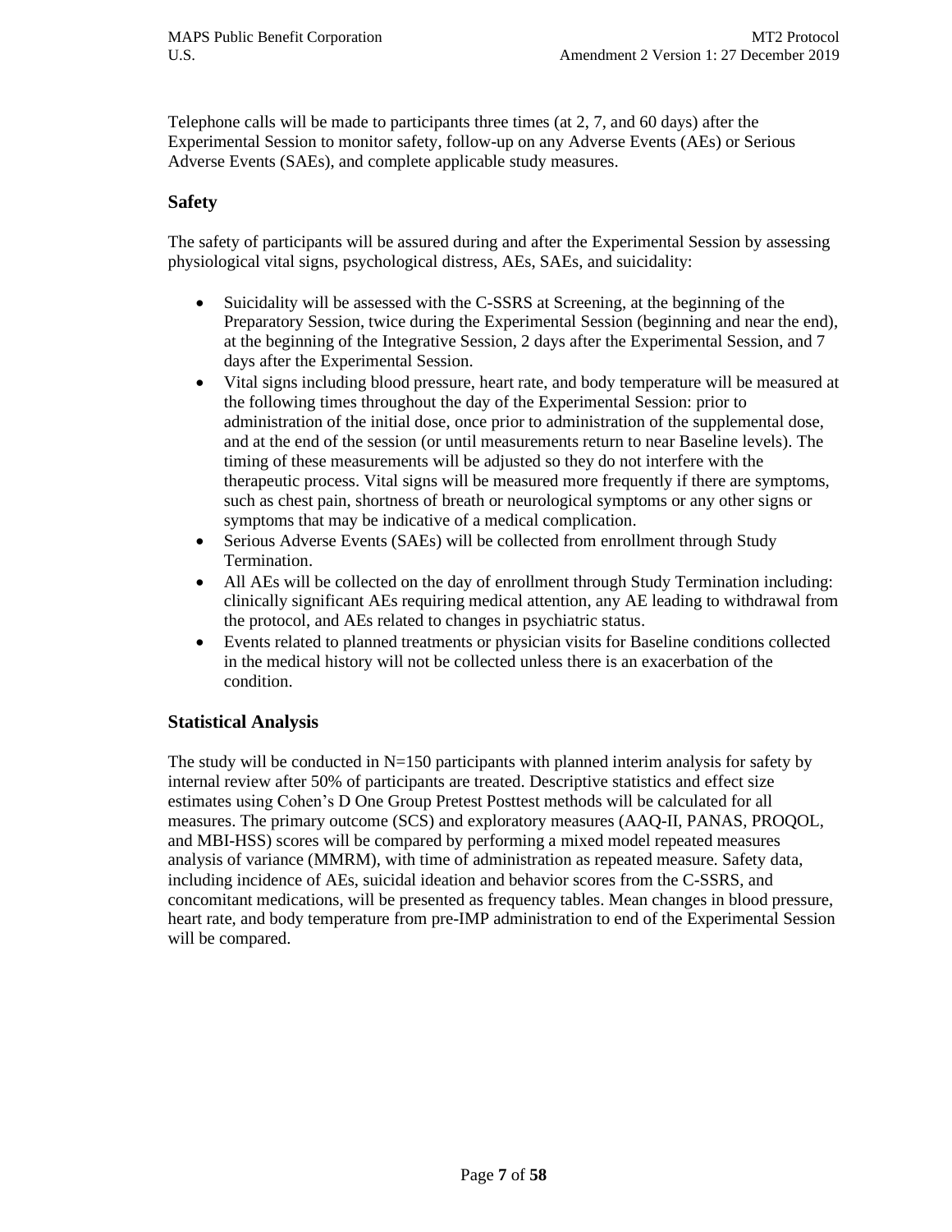Telephone calls will be made to participants three times (at 2, 7, and 60 days) after the Experimental Session to monitor safety, follow-up on any Adverse Events (AEs) or Serious Adverse Events (SAEs), and complete applicable study measures.

### Safety

The safety of participants will be assured during and after the Experimental Session by assessing physiological vital signs, psychological distress, AEs, SAEs, and suicidality:

- Suicidality will be assessed with the C-SSRS at Screening, at the beginning of the Preparatory Session, twice during the Experimental Session (beginning and near the end), at the beginning of the Integrative Session, 2 days after the Experimental Session, and 7 days after the Experimental Session.
- Vital signs including blood pressure, heart rate, and body temperature will be measured at the following times throughout the day of the Experimental Session: prior to administration of the initial dose, once prior to administration of the supplemental dose, and at the end of the session (or until measurements return to near Baseline levels). The timing of these measurements will be adjusted so they do not interfere with the therapeutic process. Vital signs will be measured more frequently if there are symptoms, such as chest pain, shortness of breath or neurological symptoms or any other signs or symptoms that may be indicative of a medical complication.
- Serious Adverse Events (SAEs) will be collected from enrollment through Study Termination.
- All AEs will be collected on the day of enrollment through Study Termination including: clinically significant AEs requiring medical attention, any AE leading to withdrawal from the protocol, and AEs related to changes in psychiatric status.
- Events related to planned treatments or physician visits for Baseline conditions collected in the medical history will not be collected unless there is an exacerbation of the condition.

### Statistical Analysis

The study will be conducted in N=150 participants with planned interim analysis for safety by internal review after 50% of participants are treated. Descriptive statistics and effect size estimates using Cohen's D One Group Pretest Posttest methods will be calculated for all measures. The primary outcome (SCS) and exploratory measures (AAQ-II, PANAS, PROQOL, and MBI-HSS) scores will be compared by performing a mixed model repeated measures analysis of variance (MMRM), with time of administration as repeated measure. Safety data, including incidence of AEs, suicidal ideation and behavior scores from the C-SSRS, and concomitant medications, will be presented as frequency tables. Mean changes in blood pressure, heart rate, and body temperature from pre-IMP administration to end of the Experimental Session will be compared.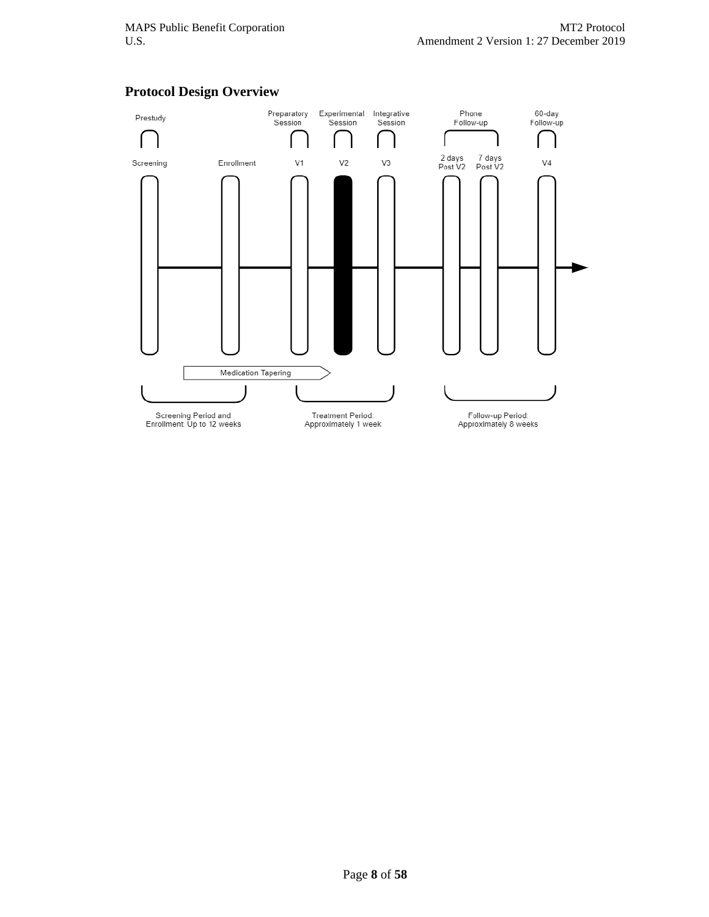## Protocol Design Overview

Prestudy | Preparatory Session | Experimental Session | Integrative Session | Phone Follow-up | 60-day Follow-up

Screening | Enrollment | V1 | V2 | V3 | 2 days Post V2 | 7 days Post V2 | V4

Medication Tapering

Screening Period and Enrollment: Up to 12 weeks

Treatment Period: Approximately 1 week

Follow-up Period: Approximately 8 weeks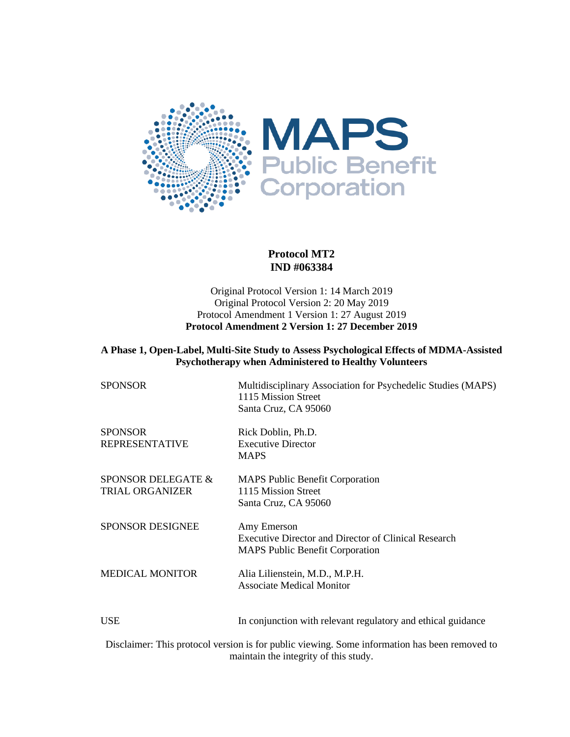**Protocol MT2**
**IND #063384**

Original Protocol Version 1: 14 March 2019
Original Protocol Version 2: 20 May 2019
Protocol Amendment 1 Version 1: 27 August 2019
**Protocol Amendment 2 Version 1: 27 December 2019**

**A Phase 1, Open-Label, Multi-Site Study to Assess Psychological Effects of MDMA-Assisted Psychotherapy when Administered to Healthy Volunteers**

| | |
|---|---|
| SPONSOR | Multidisciplinary Association for Psychedelic Studies (MAPS)<br>1115 Mission Street<br>Santa Cruz, CA 95060 |
| SPONSOR REPRESENTATIVE | Rick Doblin, Ph.D.<br>Executive Director<br>MAPS |
| SPONSOR DELEGATE & TRIAL ORGANIZER | MAPS Public Benefit Corporation<br>1115 Mission Street<br>Santa Cruz, CA 95060 |
| SPONSOR DESIGNEE | Amy Emerson<br>Executive Director and Director of Clinical Research<br>MAPS Public Benefit Corporation |
| MEDICAL MONITOR | Alia Lilienstein, M.D., M.P.H.<br>Associate Medical Monitor |
| USE | In conjunction with relevant regulatory and ethical guidance |

Disclaimer: This protocol version is for public viewing. Some information has been removed to maintain the integrity of this study.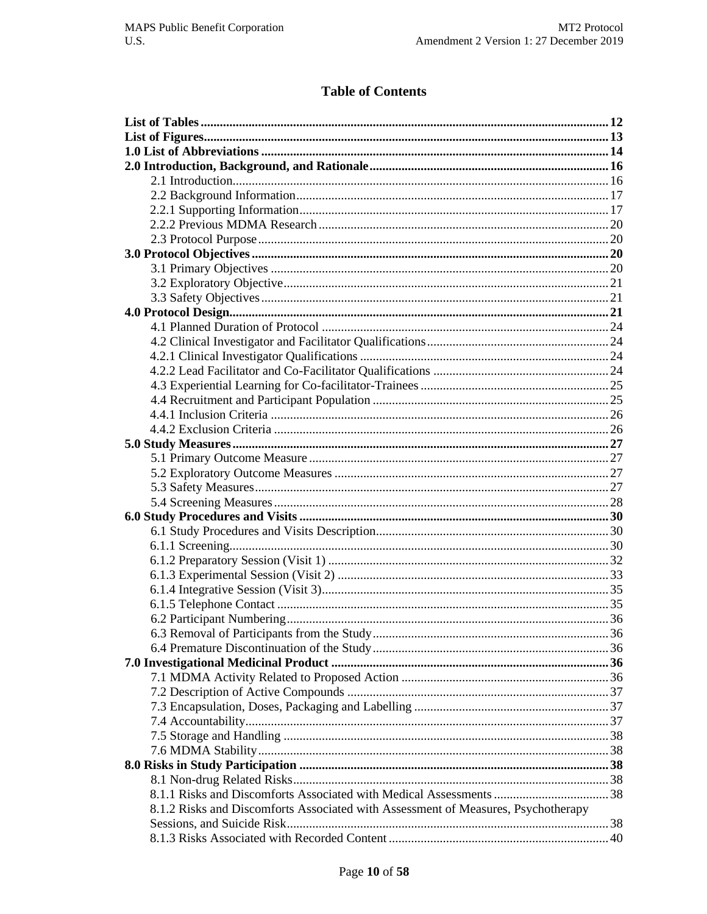# Table of Contents

| | |
|---|---|
| **List of Tables** | **12** |
| **List of Figures** | **13** |
| **1.0 List of Abbreviations** | **14** |
| **2.0 Introduction, Background, and Rationale** | **16** |
| 2.1 Introduction | 16 |
| 2.2 Background Information | 17 |
| 2.2.1 Supporting Information | 17 |
| 2.2.2 Previous MDMA Research | 20 |
| 2.3 Protocol Purpose | 20 |
| **3.0 Protocol Objectives** | **20** |
| 3.1 Primary Objectives | 20 |
| 3.2 Exploratory Objective | 21 |
| 3.3 Safety Objectives | 21 |
| **4.0 Protocol Design** | **21** |
| 4.1 Planned Duration of Protocol | 24 |
| 4.2 Clinical Investigator and Facilitator Qualifications | 24 |
| 4.2.1 Clinical Investigator Qualifications | 24 |
| 4.2.2 Lead Facilitator and Co-Facilitator Qualifications | 24 |
| 4.3 Experiential Learning for Co-facilitator-Trainees | 25 |
| 4.4 Recruitment and Participant Population | 25 |
| 4.4.1 Inclusion Criteria | 26 |
| 4.4.2 Exclusion Criteria | 26 |
| **5.0 Study Measures** | **27** |
| 5.1 Primary Outcome Measure | 27 |
| 5.2 Exploratory Outcome Measures | 27 |
| 5.3 Safety Measures | 27 |
| 5.4 Screening Measures | 28 |
| **6.0 Study Procedures and Visits** | **30** |
| 6.1 Study Procedures and Visits Description | 30 |
| 6.1.1 Screening | 30 |
| 6.1.2 Preparatory Session (Visit 1) | 32 |
| 6.1.3 Experimental Session (Visit 2) | 33 |
| 6.1.4 Integrative Session (Visit 3) | 35 |
| 6.1.5 Telephone Contact | 35 |
| 6.2 Participant Numbering | 36 |
| 6.3 Removal of Participants from the Study | 36 |
| 6.4 Premature Discontinuation of the Study | 36 |
| **7.0 Investigational Medicinal Product** | **36** |
| 7.1 MDMA Activity Related to Proposed Action | 36 |
| 7.2 Description of Active Compounds | 37 |
| 7.3 Encapsulation, Doses, Packaging and Labelling | 37 |
| 7.4 Accountability | 37 |
| 7.5 Storage and Handling | 38 |
| 7.6 MDMA Stability | 38 |
| **8.0 Risks in Study Participation** | **38** |
| 8.1 Non-drug Related Risks | 38 |
| 8.1.1 Risks and Discomforts Associated with Medical Assessments | 38 |
| 8.1.2 Risks and Discomforts Associated with Assessment of Measures, Psychotherapy Sessions, and Suicide Risk | 38 |
| 8.1.3 Risks Associated with Recorded Content | 40 |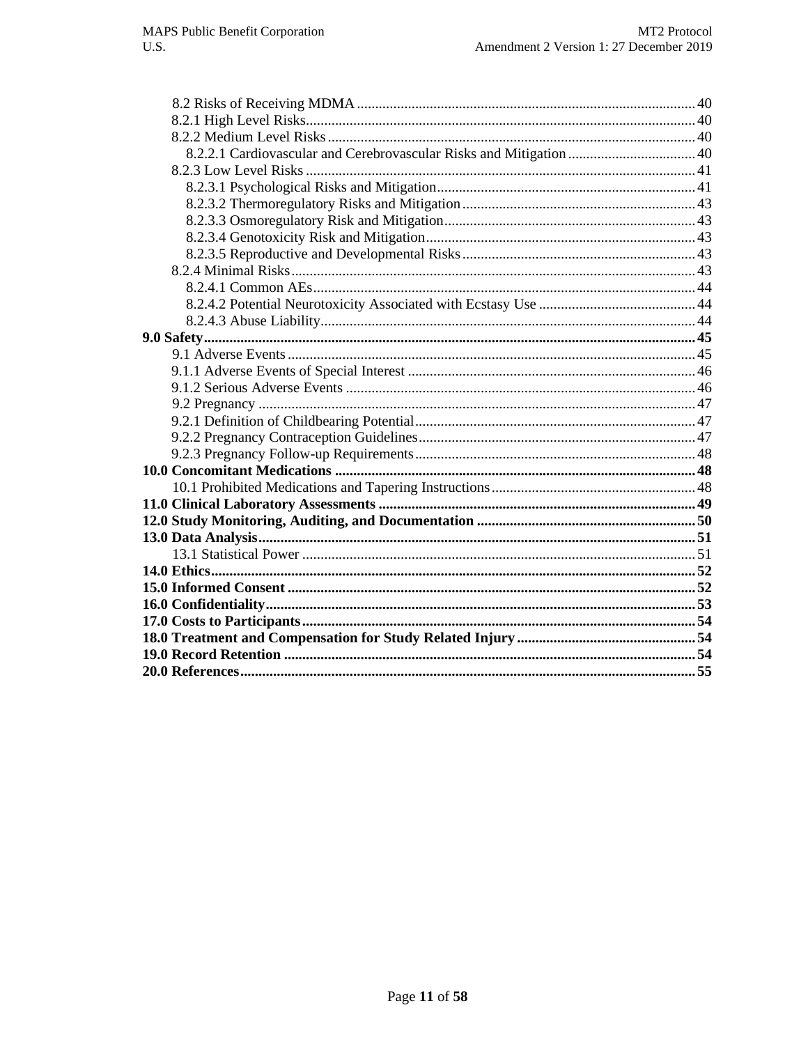8.2 Risks of Receiving MDMA .......... 40
8.2.1 High Level Risks .......... 40
8.2.2 Medium Level Risks .......... 40
8.2.2.1 Cardiovascular and Cerebrovascular Risks and Mitigation .......... 40
8.2.3 Low Level Risks .......... 41
8.2.3.1 Psychological Risks and Mitigation .......... 41
8.2.3.2 Thermoregulatory Risks and Mitigation .......... 43
8.2.3.3 Osmoregulatory Risk and Mitigation .......... 43
8.2.3.4 Genotoxicity Risk and Mitigation .......... 43
8.2.3.5 Reproductive and Developmental Risks .......... 43
8.2.4 Minimal Risks .......... 43
8.2.4.1 Common AEs .......... 44
8.2.4.2 Potential Neurotoxicity Associated with Ecstasy Use .......... 44
8.2.4.3 Abuse Liability .......... 44
**9.0 Safety .......... 45**
9.1 Adverse Events .......... 45
9.1.1 Adverse Events of Special Interest .......... 46
9.1.2 Serious Adverse Events .......... 46
9.2 Pregnancy .......... 47
9.2.1 Definition of Childbearing Potential .......... 47
9.2.2 Pregnancy Contraception Guidelines .......... 47
9.2.3 Pregnancy Follow-up Requirements .......... 48
**10.0 Concomitant Medications .......... 48**
10.1 Prohibited Medications and Tapering Instructions .......... 48
**11.0 Clinical Laboratory Assessments .......... 49**
**12.0 Study Monitoring, Auditing, and Documentation .......... 50**
**13.0 Data Analysis .......... 51**
13.1 Statistical Power .......... 51
**14.0 Ethics .......... 52**
**15.0 Informed Consent .......... 52**
**16.0 Confidentiality .......... 53**
**17.0 Costs to Participants .......... 54**
**18.0 Treatment and Compensation for Study Related Injury .......... 54**
**19.0 Record Retention .......... 54**
**20.0 References .......... 55**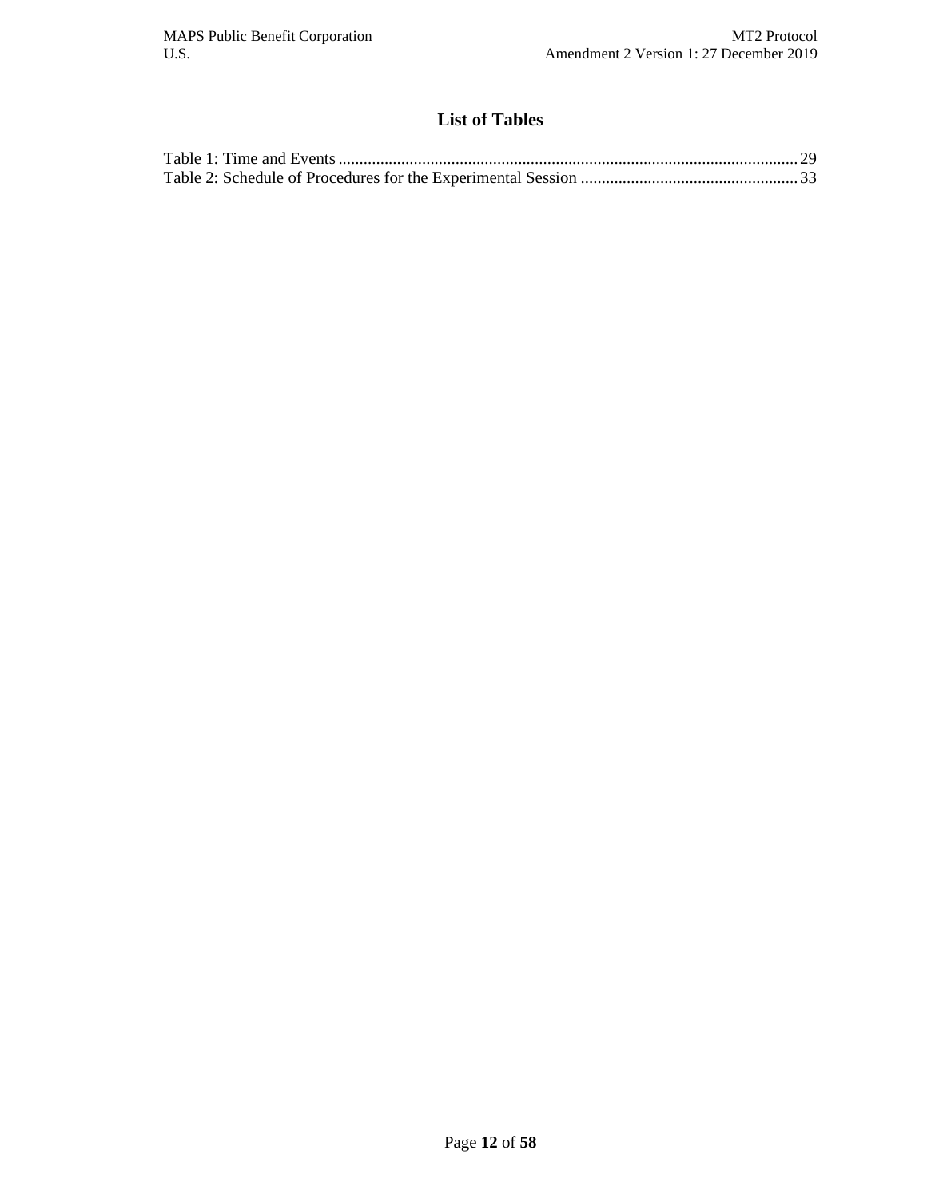# List of Tables

Table 1: Time and Events ............................................................................................................. 29
Table 2: Schedule of Procedures for the Experimental Session .................................................... 33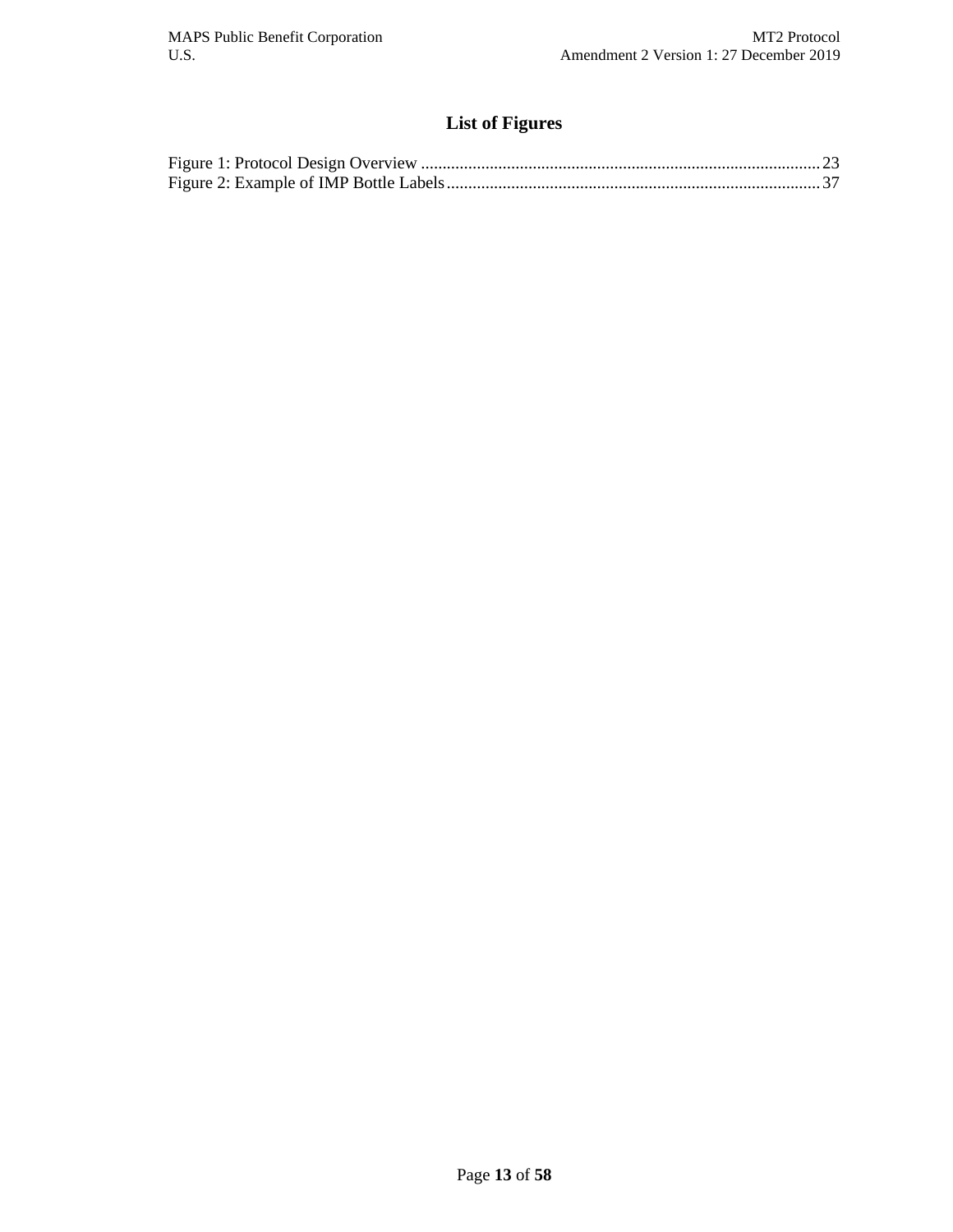## List of Figures

Figure 1: Protocol Design Overview ............................................................................................ 23
Figure 2: Example of IMP Bottle Labels....................................................................................... 37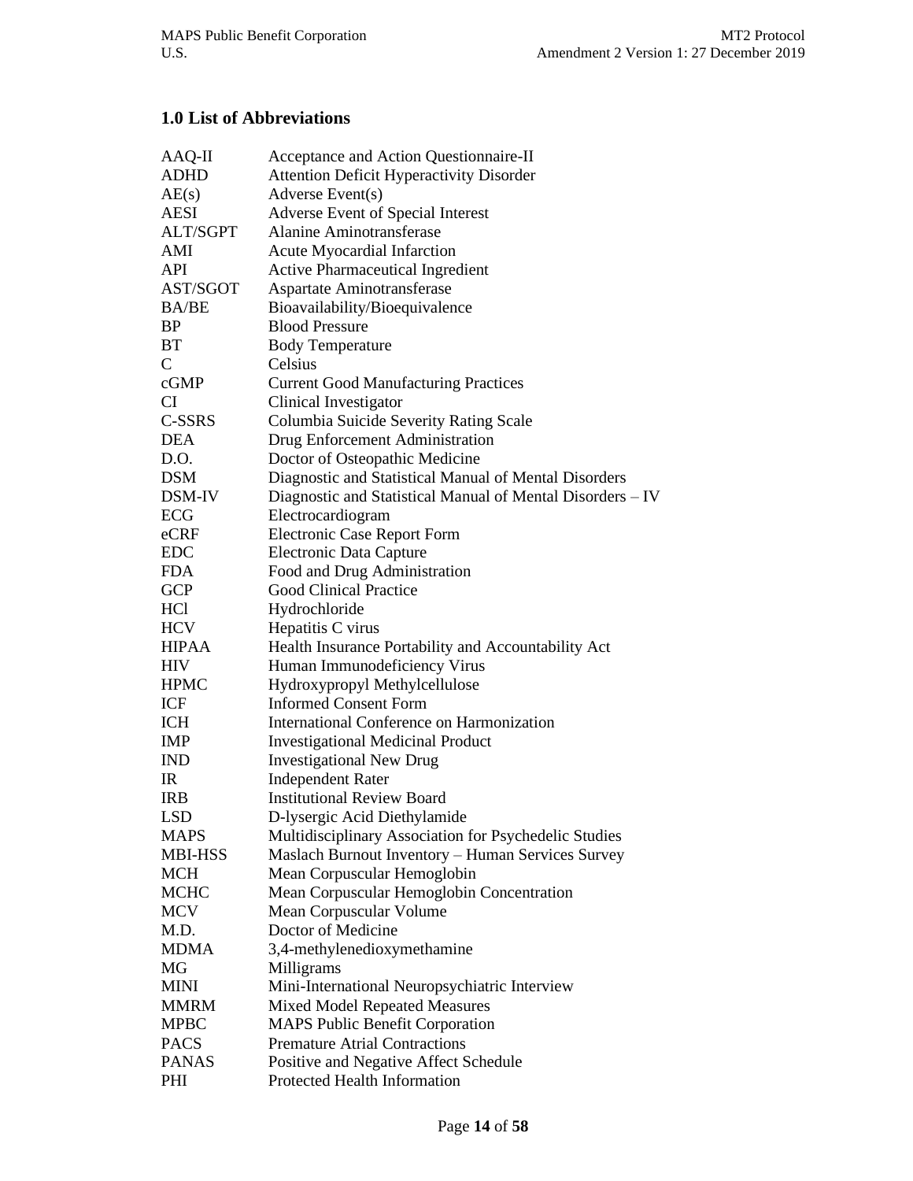## 1.0 List of Abbreviations

| | |
|---|---|
| AAQ-II | Acceptance and Action Questionnaire-II |
| ADHD | Attention Deficit Hyperactivity Disorder |
| AE(s) | Adverse Event(s) |
| AESI | Adverse Event of Special Interest |
| ALT/SGPT | Alanine Aminotransferase |
| AMI | Acute Myocardial Infarction |
| API | Active Pharmaceutical Ingredient |
| AST/SGOT | Aspartate Aminotransferase |
| BA/BE | Bioavailability/Bioequivalence |
| BP | Blood Pressure |
| BT | Body Temperature |
| C | Celsius |
| cGMP | Current Good Manufacturing Practices |
| CI | Clinical Investigator |
| C-SSRS | Columbia Suicide Severity Rating Scale |
| DEA | Drug Enforcement Administration |
| D.O. | Doctor of Osteopathic Medicine |
| DSM | Diagnostic and Statistical Manual of Mental Disorders |
| DSM-IV | Diagnostic and Statistical Manual of Mental Disorders – IV |
| ECG | Electrocardiogram |
| eCRF | Electronic Case Report Form |
| EDC | Electronic Data Capture |
| FDA | Food and Drug Administration |
| GCP | Good Clinical Practice |
| HCl | Hydrochloride |
| HCV | Hepatitis C virus |
| HIPAA | Health Insurance Portability and Accountability Act |
| HIV | Human Immunodeficiency Virus |
| HPMC | Hydroxypropyl Methylcellulose |
| ICF | Informed Consent Form |
| ICH | International Conference on Harmonization |
| IMP | Investigational Medicinal Product |
| IND | Investigational New Drug |
| IR | Independent Rater |
| IRB | Institutional Review Board |
| LSD | D-lysergic Acid Diethylamide |
| MAPS | Multidisciplinary Association for Psychedelic Studies |
| MBI-HSS | Maslach Burnout Inventory – Human Services Survey |
| MCH | Mean Corpuscular Hemoglobin |
| MCHC | Mean Corpuscular Hemoglobin Concentration |
| MCV | Mean Corpuscular Volume |
| M.D. | Doctor of Medicine |
| MDMA | 3,4-methylenedioxymethamine |
| MG | Milligrams |
| MINI | Mini-International Neuropsychiatric Interview |
| MMRM | Mixed Model Repeated Measures |
| MPBC | MAPS Public Benefit Corporation |
| PACS | Premature Atrial Contractions |
| PANAS | Positive and Negative Affect Schedule |
| PHI | Protected Health Information |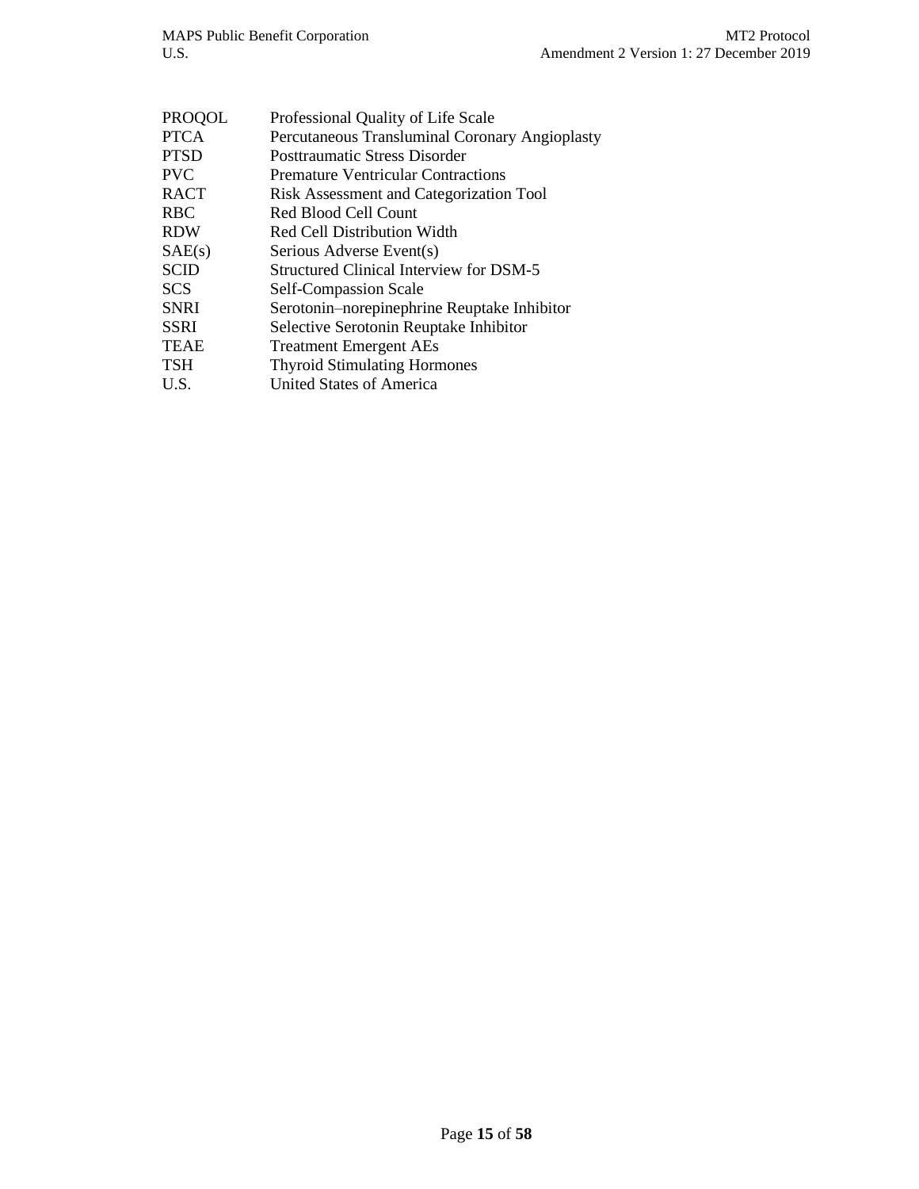| | |
|---|---|
| PROQOL | Professional Quality of Life Scale |
| PTCA | Percutaneous Transluminal Coronary Angioplasty |
| PTSD | Posttraumatic Stress Disorder |
| PVC | Premature Ventricular Contractions |
| RACT | Risk Assessment and Categorization Tool |
| RBC | Red Blood Cell Count |
| RDW | Red Cell Distribution Width |
| SAE(s) | Serious Adverse Event(s) |
| SCID | Structured Clinical Interview for DSM-5 |
| SCS | Self-Compassion Scale |
| SNRI | Serotonin–norepinephrine Reuptake Inhibitor |
| SSRI | Selective Serotonin Reuptake Inhibitor |
| TEAE | Treatment Emergent AEs |
| TSH | Thyroid Stimulating Hormones |
| U.S. | United States of America |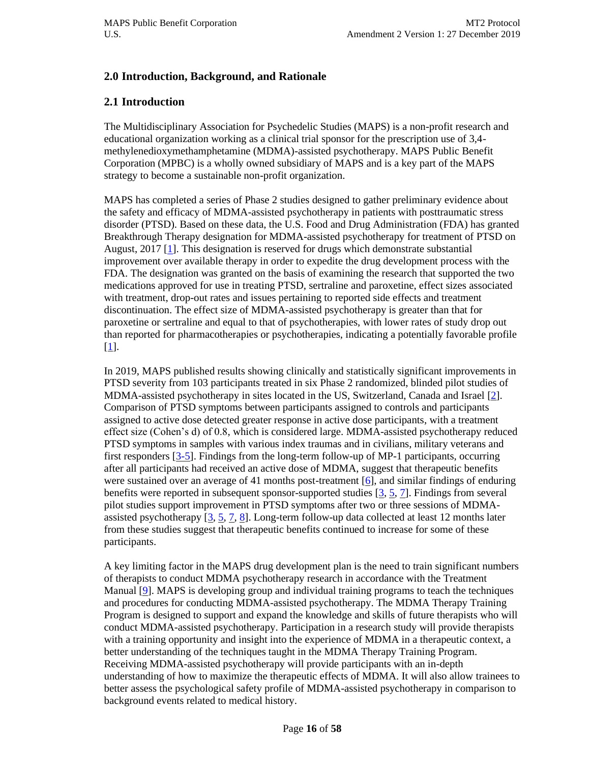## 2.0 Introduction, Background, and Rationale

### 2.1 Introduction

The Multidisciplinary Association for Psychedelic Studies (MAPS) is a non-profit research and educational organization working as a clinical trial sponsor for the prescription use of 3,4-methylenedioxymethamphetamine (MDMA)-assisted psychotherapy. MAPS Public Benefit Corporation (MPBC) is a wholly owned subsidiary of MAPS and is a key part of the MAPS strategy to become a sustainable non-profit organization.

MAPS has completed a series of Phase 2 studies designed to gather preliminary evidence about the safety and efficacy of MDMA-assisted psychotherapy in patients with posttraumatic stress disorder (PTSD). Based on these data, the U.S. Food and Drug Administration (FDA) has granted Breakthrough Therapy designation for MDMA-assisted psychotherapy for treatment of PTSD on August, 2017 [1]. This designation is reserved for drugs which demonstrate substantial improvement over available therapy in order to expedite the drug development process with the FDA. The designation was granted on the basis of examining the research that supported the two medications approved for use in treating PTSD, sertraline and paroxetine, effect sizes associated with treatment, drop-out rates and issues pertaining to reported side effects and treatment discontinuation. The effect size of MDMA-assisted psychotherapy is greater than that for paroxetine or sertraline and equal to that of psychotherapies, with lower rates of study drop out than reported for pharmacotherapies or psychotherapies, indicating a potentially favorable profile [1].

In 2019, MAPS published results showing clinically and statistically significant improvements in PTSD severity from 103 participants treated in six Phase 2 randomized, blinded pilot studies of MDMA-assisted psychotherapy in sites located in the US, Switzerland, Canada and Israel [2]. Comparison of PTSD symptoms between participants assigned to controls and participants assigned to active dose detected greater response in active dose participants, with a treatment effect size (Cohen's d) of 0.8, which is considered large. MDMA-assisted psychotherapy reduced PTSD symptoms in samples with various index traumas and in civilians, military veterans and first responders [3-5]. Findings from the long-term follow-up of MP-1 participants, occurring after all participants had received an active dose of MDMA, suggest that therapeutic benefits were sustained over an average of 41 months post-treatment [6], and similar findings of enduring benefits were reported in subsequent sponsor-supported studies [3, 5, 7]. Findings from several pilot studies support improvement in PTSD symptoms after two or three sessions of MDMA-assisted psychotherapy [3, 5, 7, 8]. Long-term follow-up data collected at least 12 months later from these studies suggest that therapeutic benefits continued to increase for some of these participants.

A key limiting factor in the MAPS drug development plan is the need to train significant numbers of therapists to conduct MDMA psychotherapy research in accordance with the Treatment Manual [9]. MAPS is developing group and individual training programs to teach the techniques and procedures for conducting MDMA-assisted psychotherapy. The MDMA Therapy Training Program is designed to support and expand the knowledge and skills of future therapists who will conduct MDMA-assisted psychotherapy. Participation in a research study will provide therapists with a training opportunity and insight into the experience of MDMA in a therapeutic context, a better understanding of the techniques taught in the MDMA Therapy Training Program. Receiving MDMA-assisted psychotherapy will provide participants with an in-depth understanding of how to maximize the therapeutic effects of MDMA. It will also allow trainees to better assess the psychological safety profile of MDMA-assisted psychotherapy in comparison to background events related to medical history.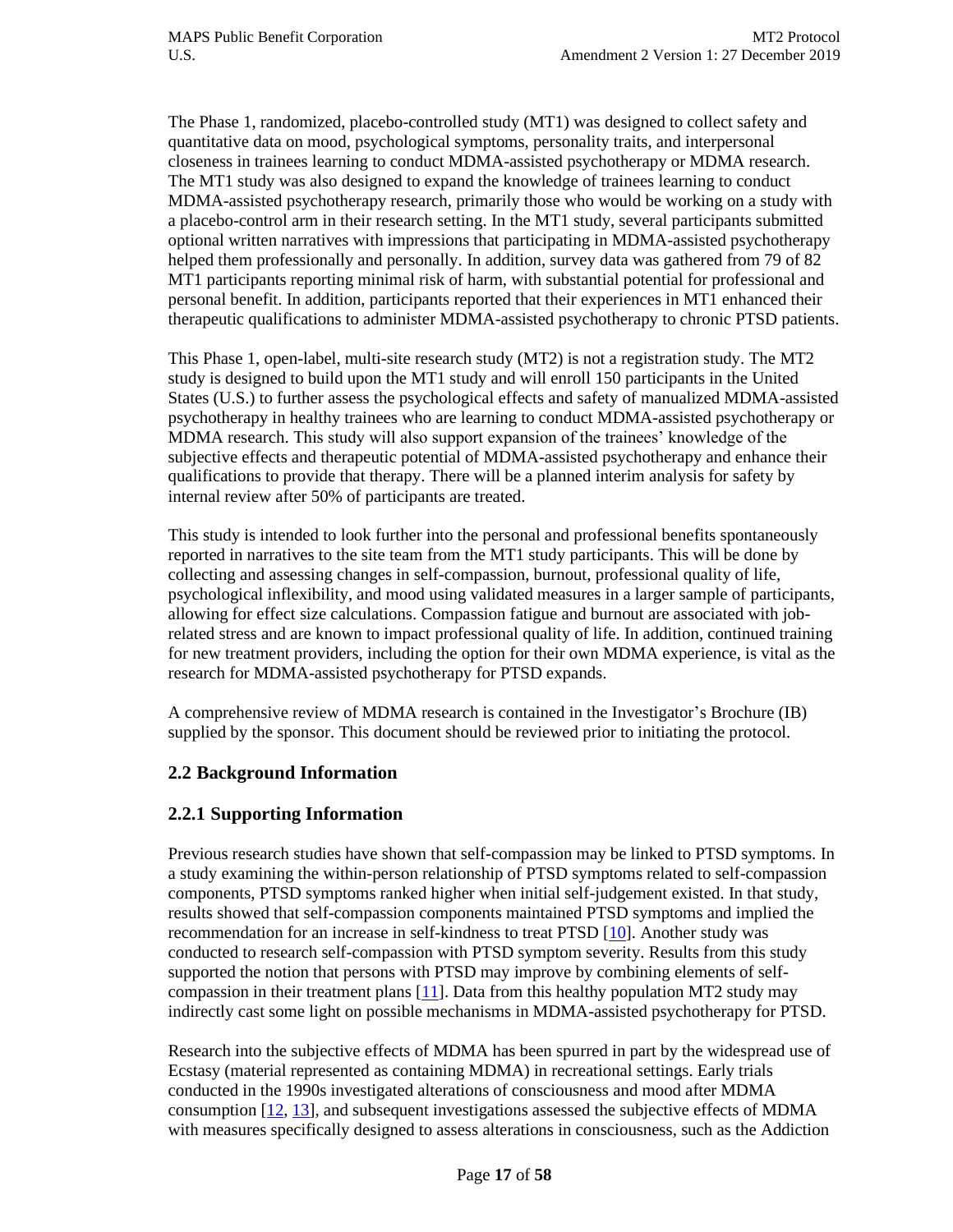The Phase 1, randomized, placebo-controlled study (MT1) was designed to collect safety and quantitative data on mood, psychological symptoms, personality traits, and interpersonal closeness in trainees learning to conduct MDMA-assisted psychotherapy or MDMA research. The MT1 study was also designed to expand the knowledge of trainees learning to conduct MDMA-assisted psychotherapy research, primarily those who would be working on a study with a placebo-control arm in their research setting. In the MT1 study, several participants submitted optional written narratives with impressions that participating in MDMA-assisted psychotherapy helped them professionally and personally. In addition, survey data was gathered from 79 of 82 MT1 participants reporting minimal risk of harm, with substantial potential for professional and personal benefit. In addition, participants reported that their experiences in MT1 enhanced their therapeutic qualifications to administer MDMA-assisted psychotherapy to chronic PTSD patients.

This Phase 1, open-label, multi-site research study (MT2) is not a registration study. The MT2 study is designed to build upon the MT1 study and will enroll 150 participants in the United States (U.S.) to further assess the psychological effects and safety of manualized MDMA-assisted psychotherapy in healthy trainees who are learning to conduct MDMA-assisted psychotherapy or MDMA research. This study will also support expansion of the trainees' knowledge of the subjective effects and therapeutic potential of MDMA-assisted psychotherapy and enhance their qualifications to provide that therapy. There will be a planned interim analysis for safety by internal review after 50% of participants are treated.

This study is intended to look further into the personal and professional benefits spontaneously reported in narratives to the site team from the MT1 study participants. This will be done by collecting and assessing changes in self-compassion, burnout, professional quality of life, psychological inflexibility, and mood using validated measures in a larger sample of participants, allowing for effect size calculations. Compassion fatigue and burnout are associated with job-related stress and are known to impact professional quality of life. In addition, continued training for new treatment providers, including the option for their own MDMA experience, is vital as the research for MDMA-assisted psychotherapy for PTSD expands.

A comprehensive review of MDMA research is contained in the Investigator's Brochure (IB) supplied by the sponsor. This document should be reviewed prior to initiating the protocol.

## 2.2 Background Information

### 2.2.1 Supporting Information

Previous research studies have shown that self-compassion may be linked to PTSD symptoms. In a study examining the within-person relationship of PTSD symptoms related to self-compassion components, PTSD symptoms ranked higher when initial self-judgement existed. In that study, results showed that self-compassion components maintained PTSD symptoms and implied the recommendation for an increase in self-kindness to treat PTSD [10]. Another study was conducted to research self-compassion with PTSD symptom severity. Results from this study supported the notion that persons with PTSD may improve by combining elements of self-compassion in their treatment plans [11]. Data from this healthy population MT2 study may indirectly cast some light on possible mechanisms in MDMA-assisted psychotherapy for PTSD.

Research into the subjective effects of MDMA has been spurred in part by the widespread use of Ecstasy (material represented as containing MDMA) in recreational settings. Early trials conducted in the 1990s investigated alterations of consciousness and mood after MDMA consumption [12, 13], and subsequent investigations assessed the subjective effects of MDMA with measures specifically designed to assess alterations in consciousness, such as the Addiction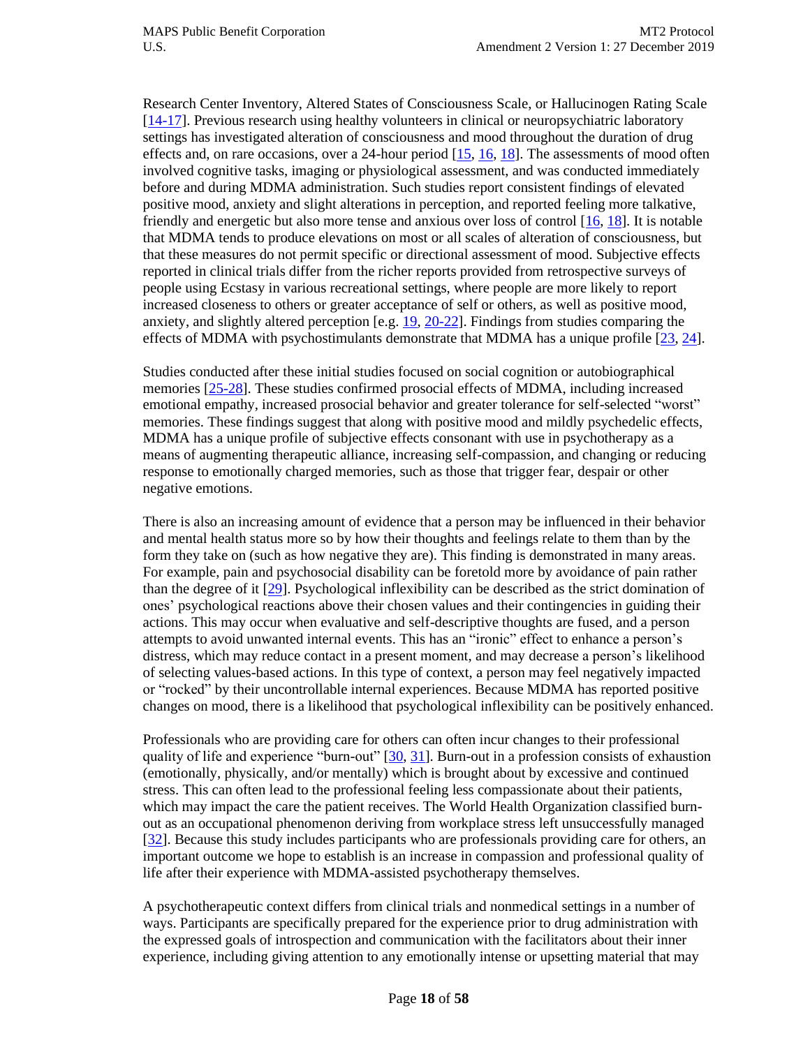Research Center Inventory, Altered States of Consciousness Scale, or Hallucinogen Rating Scale [14-17]. Previous research using healthy volunteers in clinical or neuropsychiatric laboratory settings has investigated alteration of consciousness and mood throughout the duration of drug effects and, on rare occasions, over a 24-hour period [15, 16, 18]. The assessments of mood often involved cognitive tasks, imaging or physiological assessment, and was conducted immediately before and during MDMA administration. Such studies report consistent findings of elevated positive mood, anxiety and slight alterations in perception, and reported feeling more talkative, friendly and energetic but also more tense and anxious over loss of control [16, 18]. It is notable that MDMA tends to produce elevations on most or all scales of alteration of consciousness, but that these measures do not permit specific or directional assessment of mood. Subjective effects reported in clinical trials differ from the richer reports provided from retrospective surveys of people using Ecstasy in various recreational settings, where people are more likely to report increased closeness to others or greater acceptance of self or others, as well as positive mood, anxiety, and slightly altered perception [e.g. 19, 20-22]. Findings from studies comparing the effects of MDMA with psychostimulants demonstrate that MDMA has a unique profile [23, 24].

Studies conducted after these initial studies focused on social cognition or autobiographical memories [25-28]. These studies confirmed prosocial effects of MDMA, including increased emotional empathy, increased prosocial behavior and greater tolerance for self-selected "worst" memories. These findings suggest that along with positive mood and mildly psychedelic effects, MDMA has a unique profile of subjective effects consonant with use in psychotherapy as a means of augmenting therapeutic alliance, increasing self-compassion, and changing or reducing response to emotionally charged memories, such as those that trigger fear, despair or other negative emotions.

There is also an increasing amount of evidence that a person may be influenced in their behavior and mental health status more so by how their thoughts and feelings relate to them than by the form they take on (such as how negative they are). This finding is demonstrated in many areas. For example, pain and psychosocial disability can be foretold more by avoidance of pain rather than the degree of it [29]. Psychological inflexibility can be described as the strict domination of ones' psychological reactions above their chosen values and their contingencies in guiding their actions. This may occur when evaluative and self-descriptive thoughts are fused, and a person attempts to avoid unwanted internal events. This has an "ironic" effect to enhance a person's distress, which may reduce contact in a present moment, and may decrease a person's likelihood of selecting values-based actions. In this type of context, a person may feel negatively impacted or "rocked" by their uncontrollable internal experiences. Because MDMA has reported positive changes on mood, there is a likelihood that psychological inflexibility can be positively enhanced.

Professionals who are providing care for others can often incur changes to their professional quality of life and experience "burn-out" [30, 31]. Burn-out in a profession consists of exhaustion (emotionally, physically, and/or mentally) which is brought about by excessive and continued stress. This can often lead to the professional feeling less compassionate about their patients, which may impact the care the patient receives. The World Health Organization classified burn-out as an occupational phenomenon deriving from workplace stress left unsuccessfully managed [32]. Because this study includes participants who are professionals providing care for others, an important outcome we hope to establish is an increase in compassion and professional quality of life after their experience with MDMA-assisted psychotherapy themselves.

A psychotherapeutic context differs from clinical trials and nonmedical settings in a number of ways. Participants are specifically prepared for the experience prior to drug administration with the expressed goals of introspection and communication with the facilitators about their inner experience, including giving attention to any emotionally intense or upsetting material that may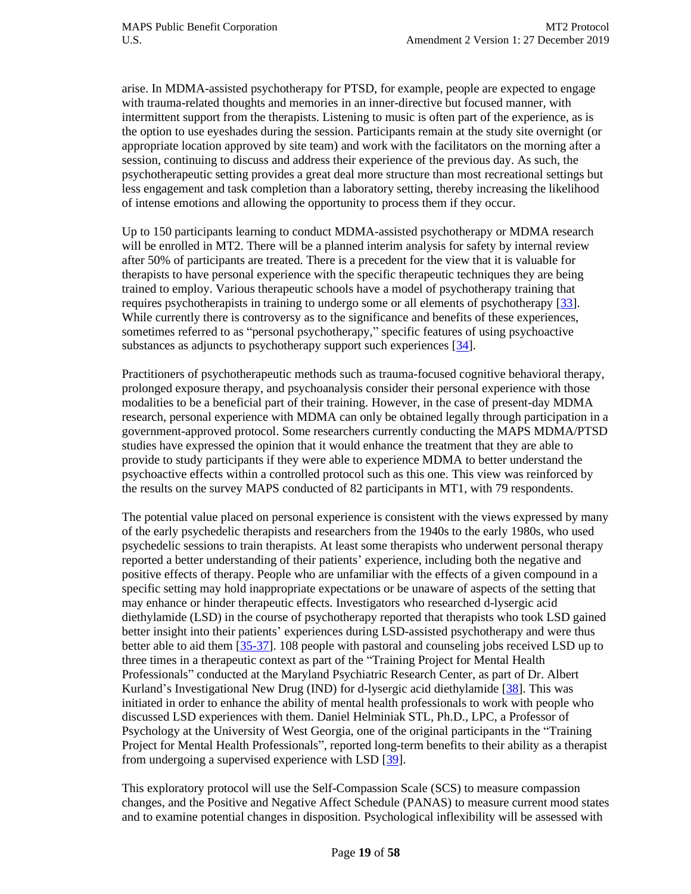arise. In MDMA-assisted psychotherapy for PTSD, for example, people are expected to engage with trauma-related thoughts and memories in an inner-directive but focused manner, with intermittent support from the therapists. Listening to music is often part of the experience, as is the option to use eyeshades during the session. Participants remain at the study site overnight (or appropriate location approved by site team) and work with the facilitators on the morning after a session, continuing to discuss and address their experience of the previous day. As such, the psychotherapeutic setting provides a great deal more structure than most recreational settings but less engagement and task completion than a laboratory setting, thereby increasing the likelihood of intense emotions and allowing the opportunity to process them if they occur.

Up to 150 participants learning to conduct MDMA-assisted psychotherapy or MDMA research will be enrolled in MT2. There will be a planned interim analysis for safety by internal review after 50% of participants are treated. There is a precedent for the view that it is valuable for therapists to have personal experience with the specific therapeutic techniques they are being trained to employ. Various therapeutic schools have a model of psychotherapy training that requires psychotherapists in training to undergo some or all elements of psychotherapy [33]. While currently there is controversy as to the significance and benefits of these experiences, sometimes referred to as "personal psychotherapy," specific features of using psychoactive substances as adjuncts to psychotherapy support such experiences [34].

Practitioners of psychotherapeutic methods such as trauma-focused cognitive behavioral therapy, prolonged exposure therapy, and psychoanalysis consider their personal experience with those modalities to be a beneficial part of their training. However, in the case of present-day MDMA research, personal experience with MDMA can only be obtained legally through participation in a government-approved protocol. Some researchers currently conducting the MAPS MDMA/PTSD studies have expressed the opinion that it would enhance the treatment that they are able to provide to study participants if they were able to experience MDMA to better understand the psychoactive effects within a controlled protocol such as this one. This view was reinforced by the results on the survey MAPS conducted of 82 participants in MT1, with 79 respondents.

The potential value placed on personal experience is consistent with the views expressed by many of the early psychedelic therapists and researchers from the 1940s to the early 1980s, who used psychedelic sessions to train therapists. At least some therapists who underwent personal therapy reported a better understanding of their patients' experience, including both the negative and positive effects of therapy. People who are unfamiliar with the effects of a given compound in a specific setting may hold inappropriate expectations or be unaware of aspects of the setting that may enhance or hinder therapeutic effects. Investigators who researched d-lysergic acid diethylamide (LSD) in the course of psychotherapy reported that therapists who took LSD gained better insight into their patients' experiences during LSD-assisted psychotherapy and were thus better able to aid them [35-37]. 108 people with pastoral and counseling jobs received LSD up to three times in a therapeutic context as part of the "Training Project for Mental Health Professionals" conducted at the Maryland Psychiatric Research Center, as part of Dr. Albert Kurland's Investigational New Drug (IND) for d-lysergic acid diethylamide [38]. This was initiated in order to enhance the ability of mental health professionals to work with people who discussed LSD experiences with them. Daniel Helminiak STL, Ph.D., LPC, a Professor of Psychology at the University of West Georgia, one of the original participants in the "Training Project for Mental Health Professionals", reported long-term benefits to their ability as a therapist from undergoing a supervised experience with LSD [39].

This exploratory protocol will use the Self-Compassion Scale (SCS) to measure compassion changes, and the Positive and Negative Affect Schedule (PANAS) to measure current mood states and to examine potential changes in disposition. Psychological inflexibility will be assessed with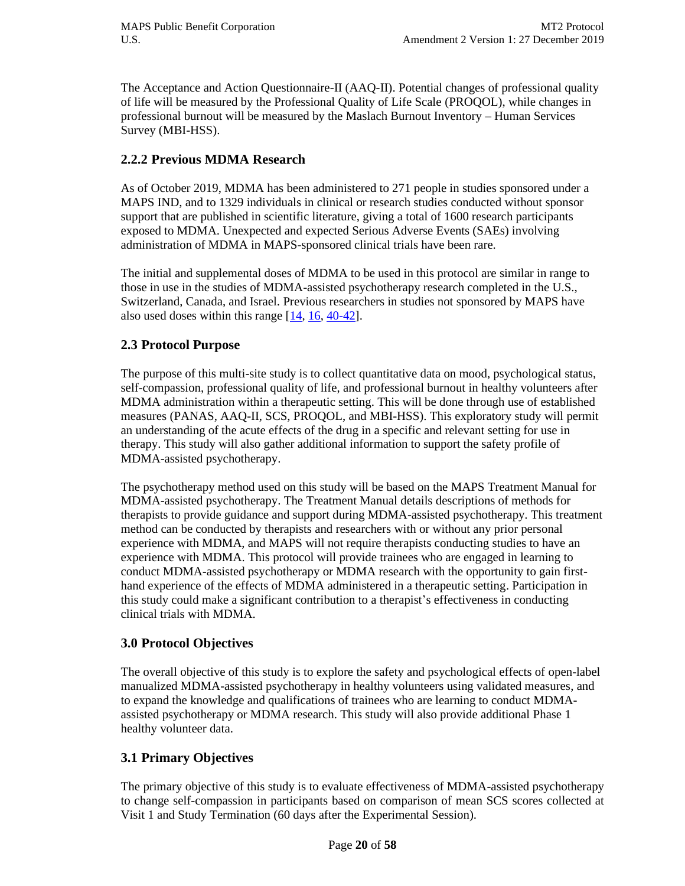The Acceptance and Action Questionnaire-II (AAQ-II). Potential changes of professional quality of life will be measured by the Professional Quality of Life Scale (PROQOL), while changes in professional burnout will be measured by the Maslach Burnout Inventory – Human Services Survey (MBI-HSS).

### 2.2.2 Previous MDMA Research

As of October 2019, MDMA has been administered to 271 people in studies sponsored under a MAPS IND, and to 1329 individuals in clinical or research studies conducted without sponsor support that are published in scientific literature, giving a total of 1600 research participants exposed to MDMA. Unexpected and expected Serious Adverse Events (SAEs) involving administration of MDMA in MAPS-sponsored clinical trials have been rare.

The initial and supplemental doses of MDMA to be used in this protocol are similar in range to those in use in the studies of MDMA-assisted psychotherapy research completed in the U.S., Switzerland, Canada, and Israel. Previous researchers in studies not sponsored by MAPS have also used doses within this range [14, 16, 40-42].

## 2.3 Protocol Purpose

The purpose of this multi-site study is to collect quantitative data on mood, psychological status, self-compassion, professional quality of life, and professional burnout in healthy volunteers after MDMA administration within a therapeutic setting. This will be done through use of established measures (PANAS, AAQ-II, SCS, PROQOL, and MBI-HSS). This exploratory study will permit an understanding of the acute effects of the drug in a specific and relevant setting for use in therapy. This study will also gather additional information to support the safety profile of MDMA-assisted psychotherapy.

The psychotherapy method used on this study will be based on the MAPS Treatment Manual for MDMA-assisted psychotherapy. The Treatment Manual details descriptions of methods for therapists to provide guidance and support during MDMA-assisted psychotherapy. This treatment method can be conducted by therapists and researchers with or without any prior personal experience with MDMA, and MAPS will not require therapists conducting studies to have an experience with MDMA. This protocol will provide trainees who are engaged in learning to conduct MDMA-assisted psychotherapy or MDMA research with the opportunity to gain first-hand experience of the effects of MDMA administered in a therapeutic setting. Participation in this study could make a significant contribution to a therapist's effectiveness in conducting clinical trials with MDMA.

## 3.0 Protocol Objectives

The overall objective of this study is to explore the safety and psychological effects of open-label manualized MDMA-assisted psychotherapy in healthy volunteers using validated measures, and to expand the knowledge and qualifications of trainees who are learning to conduct MDMA-assisted psychotherapy or MDMA research. This study will also provide additional Phase 1 healthy volunteer data.

## 3.1 Primary Objectives

The primary objective of this study is to evaluate effectiveness of MDMA-assisted psychotherapy to change self-compassion in participants based on comparison of mean SCS scores collected at Visit 1 and Study Termination (60 days after the Experimental Session).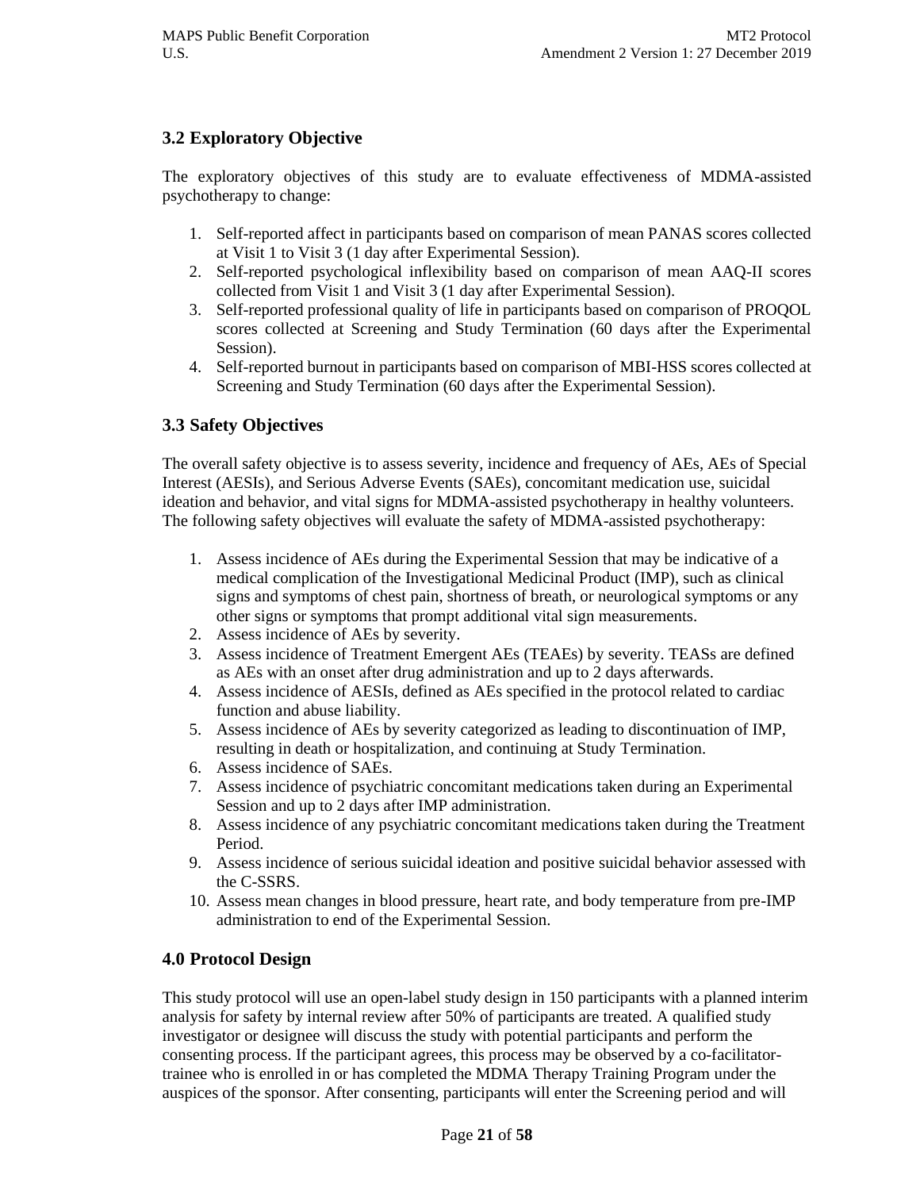## 3.2 Exploratory Objective

The exploratory objectives of this study are to evaluate effectiveness of MDMA-assisted psychotherapy to change:

1. Self-reported affect in participants based on comparison of mean PANAS scores collected at Visit 1 to Visit 3 (1 day after Experimental Session).
2. Self-reported psychological inflexibility based on comparison of mean AAQ-II scores collected from Visit 1 and Visit 3 (1 day after Experimental Session).
3. Self-reported professional quality of life in participants based on comparison of PROQOL scores collected at Screening and Study Termination (60 days after the Experimental Session).
4. Self-reported burnout in participants based on comparison of MBI-HSS scores collected at Screening and Study Termination (60 days after the Experimental Session).

## 3.3 Safety Objectives

The overall safety objective is to assess severity, incidence and frequency of AEs, AEs of Special Interest (AESIs), and Serious Adverse Events (SAEs), concomitant medication use, suicidal ideation and behavior, and vital signs for MDMA-assisted psychotherapy in healthy volunteers. The following safety objectives will evaluate the safety of MDMA-assisted psychotherapy:

1. Assess incidence of AEs during the Experimental Session that may be indicative of a medical complication of the Investigational Medicinal Product (IMP), such as clinical signs and symptoms of chest pain, shortness of breath, or neurological symptoms or any other signs or symptoms that prompt additional vital sign measurements.
2. Assess incidence of AEs by severity.
3. Assess incidence of Treatment Emergent AEs (TEAEs) by severity. TEASs are defined as AEs with an onset after drug administration and up to 2 days afterwards.
4. Assess incidence of AESIs, defined as AEs specified in the protocol related to cardiac function and abuse liability.
5. Assess incidence of AEs by severity categorized as leading to discontinuation of IMP, resulting in death or hospitalization, and continuing at Study Termination.
6. Assess incidence of SAEs.
7. Assess incidence of psychiatric concomitant medications taken during an Experimental Session and up to 2 days after IMP administration.
8. Assess incidence of any psychiatric concomitant medications taken during the Treatment Period.
9. Assess incidence of serious suicidal ideation and positive suicidal behavior assessed with the C-SSRS.
10. Assess mean changes in blood pressure, heart rate, and body temperature from pre-IMP administration to end of the Experimental Session.

## 4.0 Protocol Design

This study protocol will use an open-label study design in 150 participants with a planned interim analysis for safety by internal review after 50% of participants are treated. A qualified study investigator or designee will discuss the study with potential participants and perform the consenting process. If the participant agrees, this process may be observed by a co-facilitator-trainee who is enrolled in or has completed the MDMA Therapy Training Program under the auspices of the sponsor. After consenting, participants will enter the Screening period and will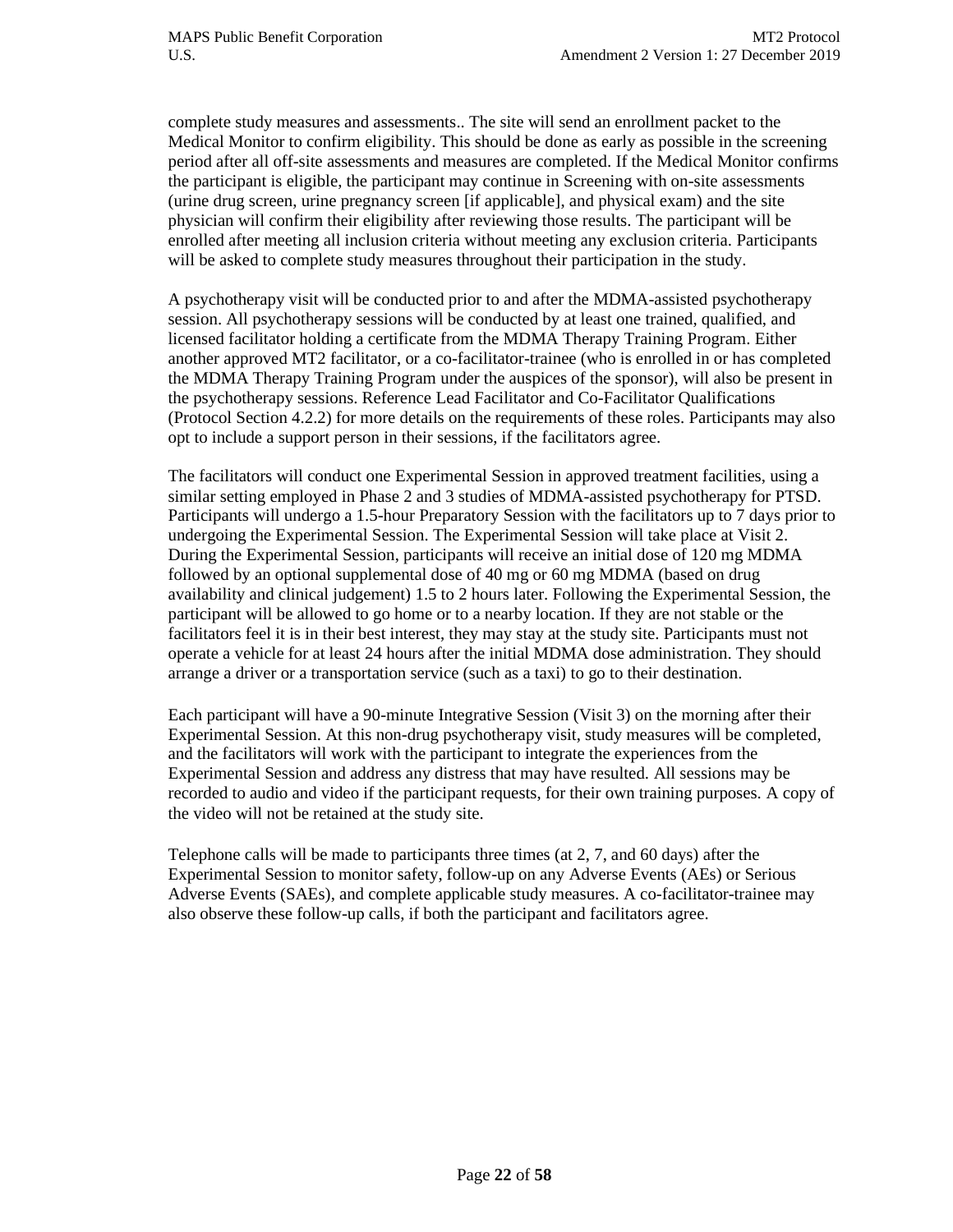complete study measures and assessments.. The site will send an enrollment packet to the Medical Monitor to confirm eligibility. This should be done as early as possible in the screening period after all off-site assessments and measures are completed. If the Medical Monitor confirms the participant is eligible, the participant may continue in Screening with on-site assessments (urine drug screen, urine pregnancy screen [if applicable], and physical exam) and the site physician will confirm their eligibility after reviewing those results. The participant will be enrolled after meeting all inclusion criteria without meeting any exclusion criteria. Participants will be asked to complete study measures throughout their participation in the study.

A psychotherapy visit will be conducted prior to and after the MDMA-assisted psychotherapy session. All psychotherapy sessions will be conducted by at least one trained, qualified, and licensed facilitator holding a certificate from the MDMA Therapy Training Program. Either another approved MT2 facilitator, or a co-facilitator-trainee (who is enrolled in or has completed the MDMA Therapy Training Program under the auspices of the sponsor), will also be present in the psychotherapy sessions. Reference Lead Facilitator and Co-Facilitator Qualifications (Protocol Section 4.2.2) for more details on the requirements of these roles. Participants may also opt to include a support person in their sessions, if the facilitators agree.

The facilitators will conduct one Experimental Session in approved treatment facilities, using a similar setting employed in Phase 2 and 3 studies of MDMA-assisted psychotherapy for PTSD. Participants will undergo a 1.5-hour Preparatory Session with the facilitators up to 7 days prior to undergoing the Experimental Session. The Experimental Session will take place at Visit 2. During the Experimental Session, participants will receive an initial dose of 120 mg MDMA followed by an optional supplemental dose of 40 mg or 60 mg MDMA (based on drug availability and clinical judgement) 1.5 to 2 hours later. Following the Experimental Session, the participant will be allowed to go home or to a nearby location. If they are not stable or the facilitators feel it is in their best interest, they may stay at the study site. Participants must not operate a vehicle for at least 24 hours after the initial MDMA dose administration. They should arrange a driver or a transportation service (such as a taxi) to go to their destination.

Each participant will have a 90-minute Integrative Session (Visit 3) on the morning after their Experimental Session. At this non-drug psychotherapy visit, study measures will be completed, and the facilitators will work with the participant to integrate the experiences from the Experimental Session and address any distress that may have resulted. All sessions may be recorded to audio and video if the participant requests, for their own training purposes. A copy of the video will not be retained at the study site.

Telephone calls will be made to participants three times (at 2, 7, and 60 days) after the Experimental Session to monitor safety, follow-up on any Adverse Events (AEs) or Serious Adverse Events (SAEs), and complete applicable study measures. A co-facilitator-trainee may also observe these follow-up calls, if both the participant and facilitators agree.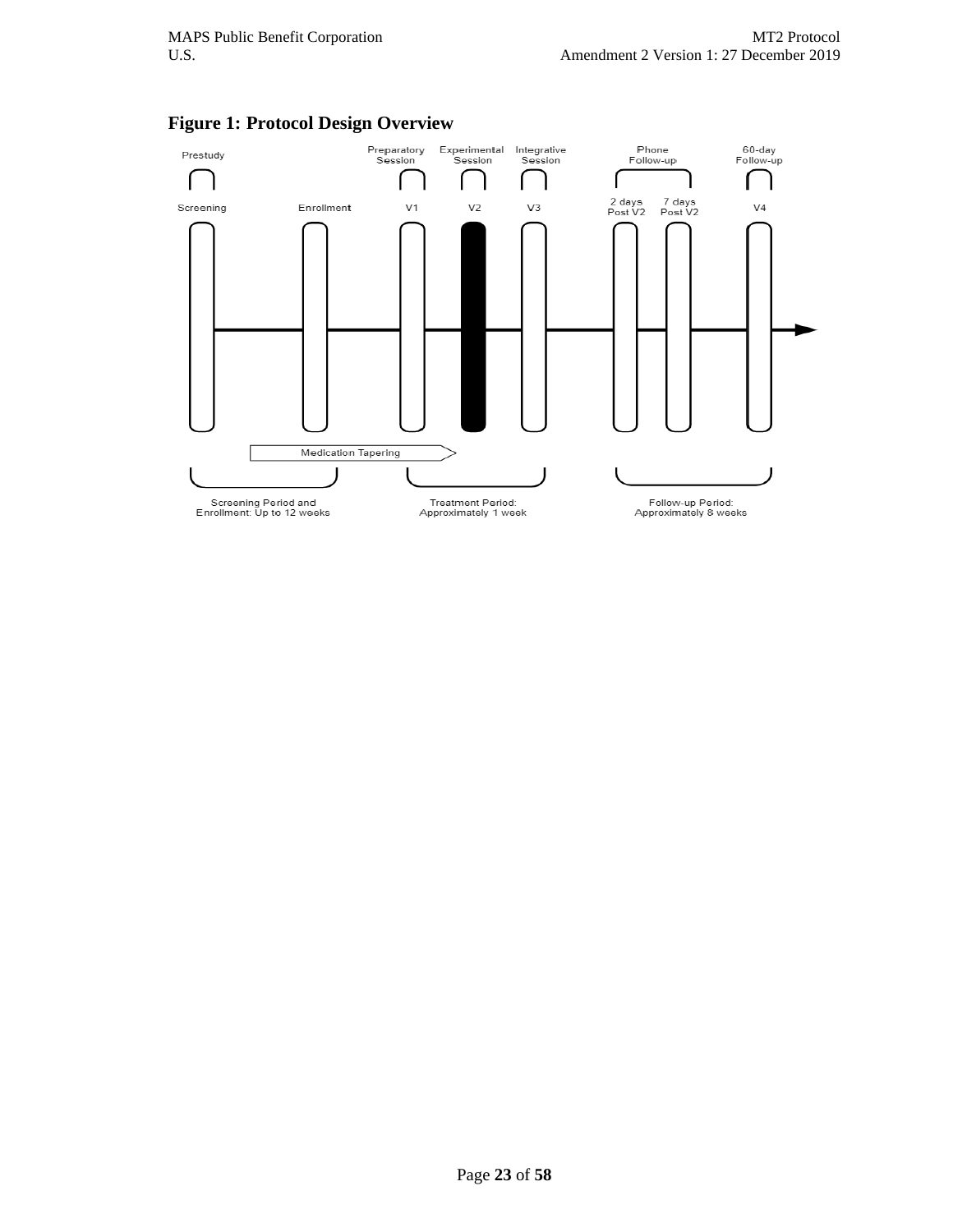**Figure 1: Protocol Design Overview**

Prestudy

Screening

Enrollment

Preparatory Session

V1

Experimental Session

V2

Integrative Session

V3

Phone Follow-up

2 days Post V2

7 days Post V2

60-day Follow-up

V4

Medication Tapering

Screening Period and Enrollment: Up to 12 weeks

Treatment Period: Approximately 1 week

Follow-up Period: Approximately 8 weeks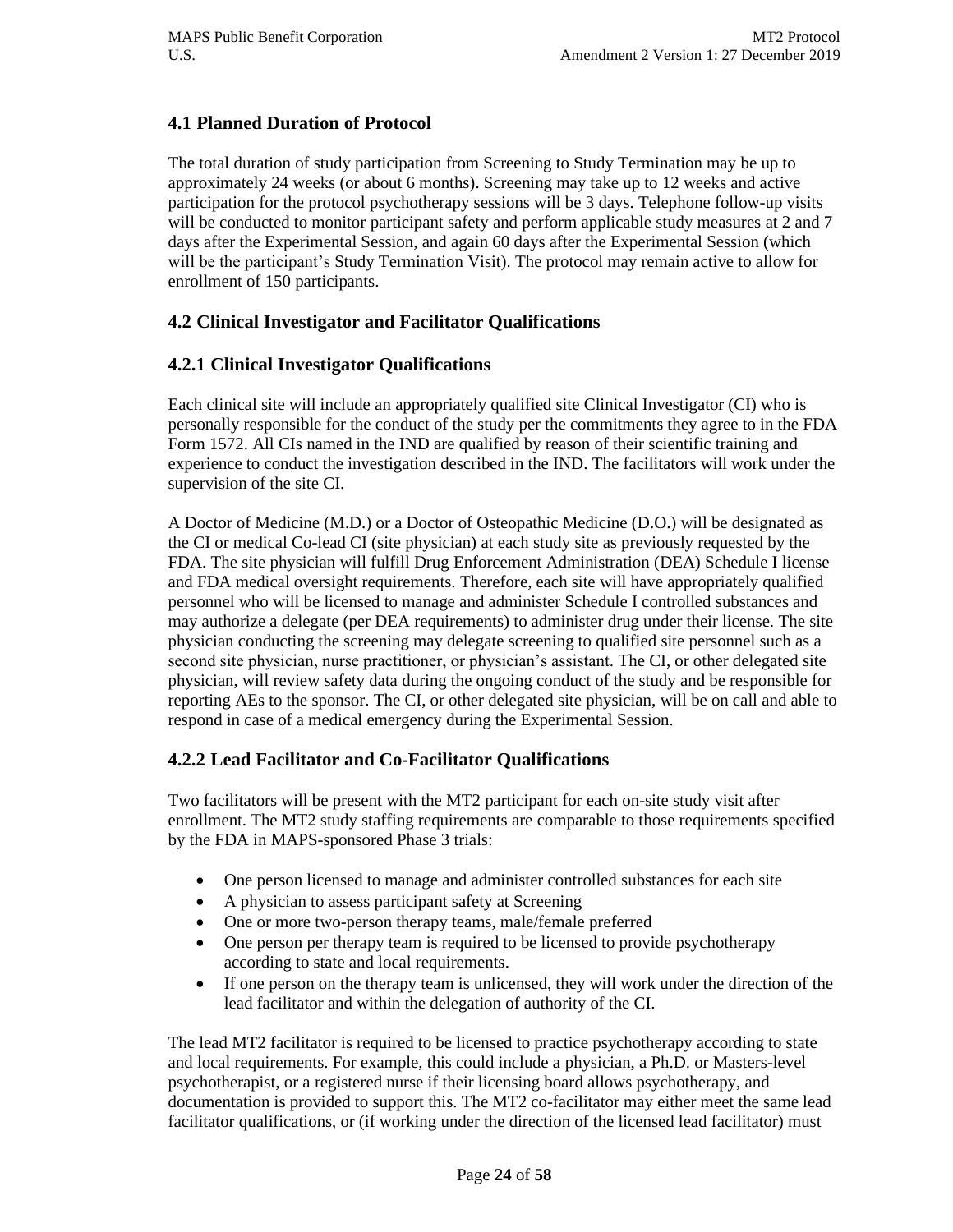## 4.1 Planned Duration of Protocol

The total duration of study participation from Screening to Study Termination may be up to approximately 24 weeks (or about 6 months). Screening may take up to 12 weeks and active participation for the protocol psychotherapy sessions will be 3 days. Telephone follow-up visits will be conducted to monitor participant safety and perform applicable study measures at 2 and 7 days after the Experimental Session, and again 60 days after the Experimental Session (which will be the participant's Study Termination Visit). The protocol may remain active to allow for enrollment of 150 participants.

## 4.2 Clinical Investigator and Facilitator Qualifications

### 4.2.1 Clinical Investigator Qualifications

Each clinical site will include an appropriately qualified site Clinical Investigator (CI) who is personally responsible for the conduct of the study per the commitments they agree to in the FDA Form 1572. All CIs named in the IND are qualified by reason of their scientific training and experience to conduct the investigation described in the IND. The facilitators will work under the supervision of the site CI.

A Doctor of Medicine (M.D.) or a Doctor of Osteopathic Medicine (D.O.) will be designated as the CI or medical Co-lead CI (site physician) at each study site as previously requested by the FDA. The site physician will fulfill Drug Enforcement Administration (DEA) Schedule I license and FDA medical oversight requirements. Therefore, each site will have appropriately qualified personnel who will be licensed to manage and administer Schedule I controlled substances and may authorize a delegate (per DEA requirements) to administer drug under their license. The site physician conducting the screening may delegate screening to qualified site personnel such as a second site physician, nurse practitioner, or physician's assistant. The CI, or other delegated site physician, will review safety data during the ongoing conduct of the study and be responsible for reporting AEs to the sponsor. The CI, or other delegated site physician, will be on call and able to respond in case of a medical emergency during the Experimental Session.

### 4.2.2 Lead Facilitator and Co-Facilitator Qualifications

Two facilitators will be present with the MT2 participant for each on-site study visit after enrollment. The MT2 study staffing requirements are comparable to those requirements specified by the FDA in MAPS-sponsored Phase 3 trials:

- One person licensed to manage and administer controlled substances for each site
- A physician to assess participant safety at Screening
- One or more two-person therapy teams, male/female preferred
- One person per therapy team is required to be licensed to provide psychotherapy according to state and local requirements.
- If one person on the therapy team is unlicensed, they will work under the direction of the lead facilitator and within the delegation of authority of the CI.

The lead MT2 facilitator is required to be licensed to practice psychotherapy according to state and local requirements. For example, this could include a physician, a Ph.D. or Masters-level psychotherapist, or a registered nurse if their licensing board allows psychotherapy, and documentation is provided to support this. The MT2 co-facilitator may either meet the same lead facilitator qualifications, or (if working under the direction of the licensed lead facilitator) must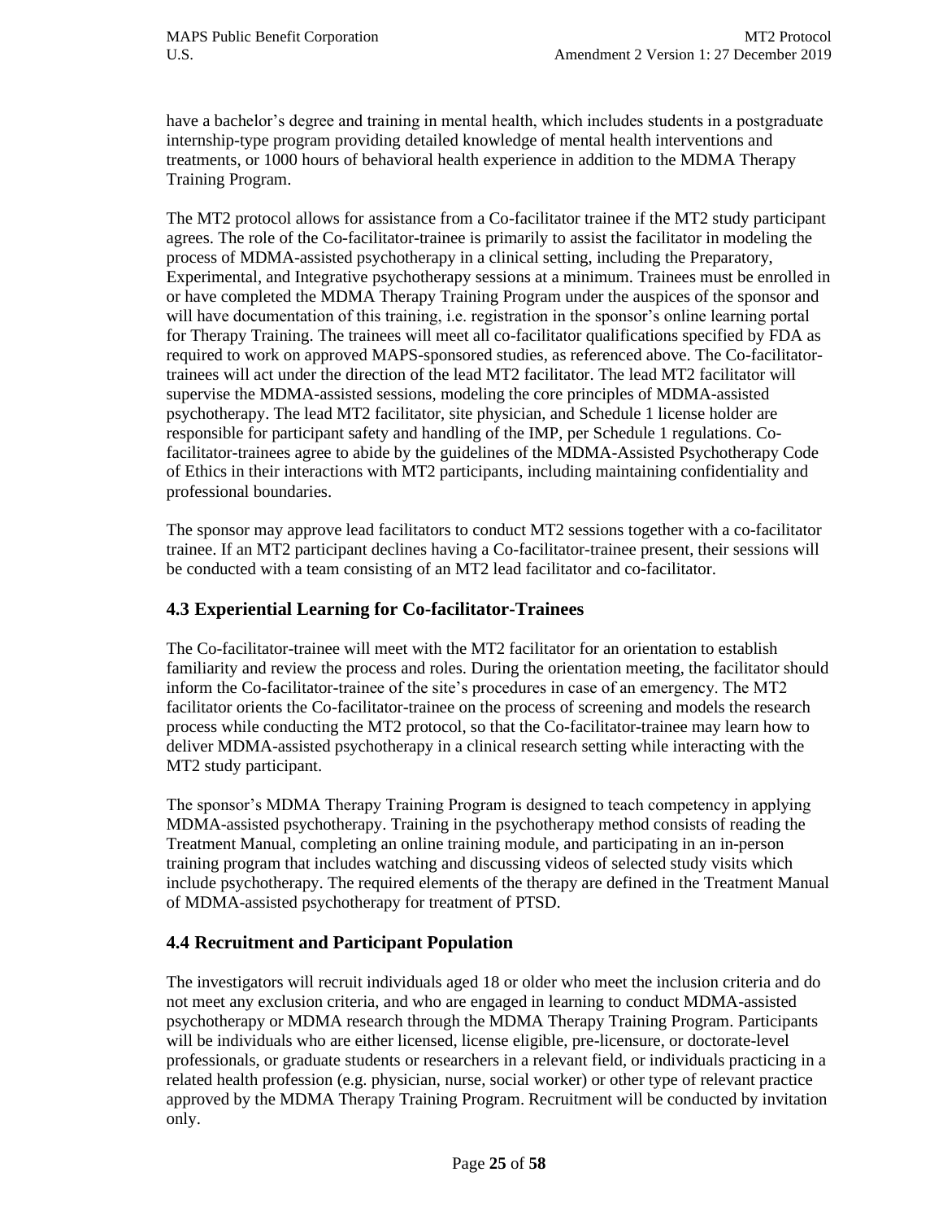have a bachelor's degree and training in mental health, which includes students in a postgraduate internship-type program providing detailed knowledge of mental health interventions and treatments, or 1000 hours of behavioral health experience in addition to the MDMA Therapy Training Program.

The MT2 protocol allows for assistance from a Co-facilitator trainee if the MT2 study participant agrees. The role of the Co-facilitator-trainee is primarily to assist the facilitator in modeling the process of MDMA-assisted psychotherapy in a clinical setting, including the Preparatory, Experimental, and Integrative psychotherapy sessions at a minimum. Trainees must be enrolled in or have completed the MDMA Therapy Training Program under the auspices of the sponsor and will have documentation of this training, i.e. registration in the sponsor's online learning portal for Therapy Training. The trainees will meet all co-facilitator qualifications specified by FDA as required to work on approved MAPS-sponsored studies, as referenced above. The Co-facilitator-trainees will act under the direction of the lead MT2 facilitator. The lead MT2 facilitator will supervise the MDMA-assisted sessions, modeling the core principles of MDMA-assisted psychotherapy. The lead MT2 facilitator, site physician, and Schedule 1 license holder are responsible for participant safety and handling of the IMP, per Schedule 1 regulations. Co-facilitator-trainees agree to abide by the guidelines of the MDMA-Assisted Psychotherapy Code of Ethics in their interactions with MT2 participants, including maintaining confidentiality and professional boundaries.

The sponsor may approve lead facilitators to conduct MT2 sessions together with a co-facilitator trainee. If an MT2 participant declines having a Co-facilitator-trainee present, their sessions will be conducted with a team consisting of an MT2 lead facilitator and co-facilitator.

## 4.3 Experiential Learning for Co-facilitator-Trainees

The Co-facilitator-trainee will meet with the MT2 facilitator for an orientation to establish familiarity and review the process and roles. During the orientation meeting, the facilitator should inform the Co-facilitator-trainee of the site's procedures in case of an emergency. The MT2 facilitator orients the Co-facilitator-trainee on the process of screening and models the research process while conducting the MT2 protocol, so that the Co-facilitator-trainee may learn how to deliver MDMA-assisted psychotherapy in a clinical research setting while interacting with the MT2 study participant.

The sponsor's MDMA Therapy Training Program is designed to teach competency in applying MDMA-assisted psychotherapy. Training in the psychotherapy method consists of reading the Treatment Manual, completing an online training module, and participating in an in-person training program that includes watching and discussing videos of selected study visits which include psychotherapy. The required elements of the therapy are defined in the Treatment Manual of MDMA-assisted psychotherapy for treatment of PTSD.

## 4.4 Recruitment and Participant Population

The investigators will recruit individuals aged 18 or older who meet the inclusion criteria and do not meet any exclusion criteria, and who are engaged in learning to conduct MDMA-assisted psychotherapy or MDMA research through the MDMA Therapy Training Program. Participants will be individuals who are either licensed, license eligible, pre-licensure, or doctorate-level professionals, or graduate students or researchers in a relevant field, or individuals practicing in a related health profession (e.g. physician, nurse, social worker) or other type of relevant practice approved by the MDMA Therapy Training Program. Recruitment will be conducted by invitation only.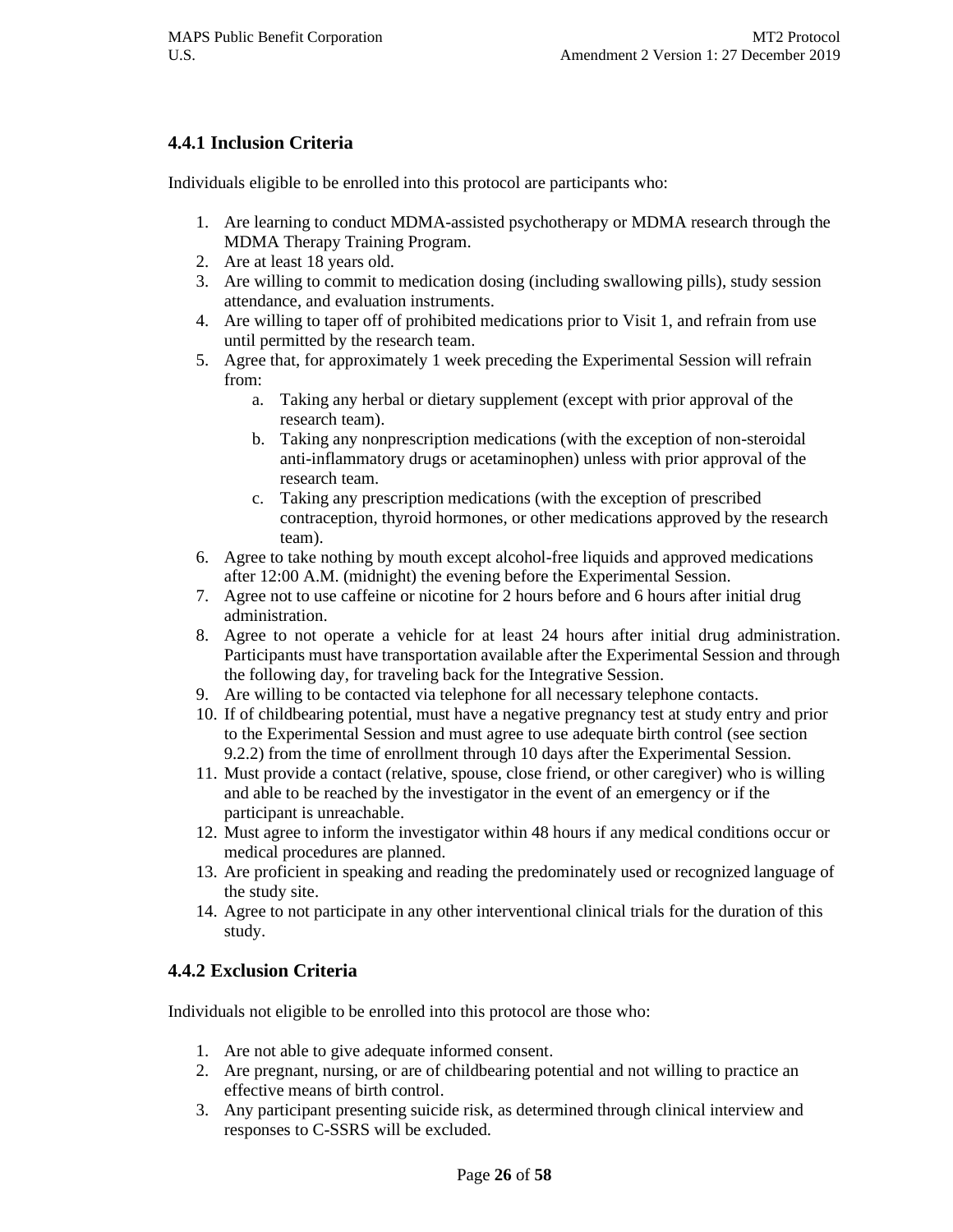### 4.4.1 Inclusion Criteria

Individuals eligible to be enrolled into this protocol are participants who:

1. Are learning to conduct MDMA-assisted psychotherapy or MDMA research through the MDMA Therapy Training Program.
2. Are at least 18 years old.
3. Are willing to commit to medication dosing (including swallowing pills), study session attendance, and evaluation instruments.
4. Are willing to taper off of prohibited medications prior to Visit 1, and refrain from use until permitted by the research team.
5. Agree that, for approximately 1 week preceding the Experimental Session will refrain from:
    a. Taking any herbal or dietary supplement (except with prior approval of the research team).
    b. Taking any nonprescription medications (with the exception of non-steroidal anti-inflammatory drugs or acetaminophen) unless with prior approval of the research team.
    c. Taking any prescription medications (with the exception of prescribed contraception, thyroid hormones, or other medications approved by the research team).
6. Agree to take nothing by mouth except alcohol-free liquids and approved medications after 12:00 A.M. (midnight) the evening before the Experimental Session.
7. Agree not to use caffeine or nicotine for 2 hours before and 6 hours after initial drug administration.
8. Agree to not operate a vehicle for at least 24 hours after initial drug administration. Participants must have transportation available after the Experimental Session and through the following day, for traveling back for the Integrative Session.
9. Are willing to be contacted via telephone for all necessary telephone contacts.
10. If of childbearing potential, must have a negative pregnancy test at study entry and prior to the Experimental Session and must agree to use adequate birth control (see section 9.2.2) from the time of enrollment through 10 days after the Experimental Session.
11. Must provide a contact (relative, spouse, close friend, or other caregiver) who is willing and able to be reached by the investigator in the event of an emergency or if the participant is unreachable.
12. Must agree to inform the investigator within 48 hours if any medical conditions occur or medical procedures are planned.
13. Are proficient in speaking and reading the predominately used or recognized language of the study site.
14. Agree to not participate in any other interventional clinical trials for the duration of this study.

### 4.4.2 Exclusion Criteria

Individuals not eligible to be enrolled into this protocol are those who:

1. Are not able to give adequate informed consent.
2. Are pregnant, nursing, or are of childbearing potential and not willing to practice an effective means of birth control.
3. Any participant presenting suicide risk, as determined through clinical interview and responses to C-SSRS will be excluded.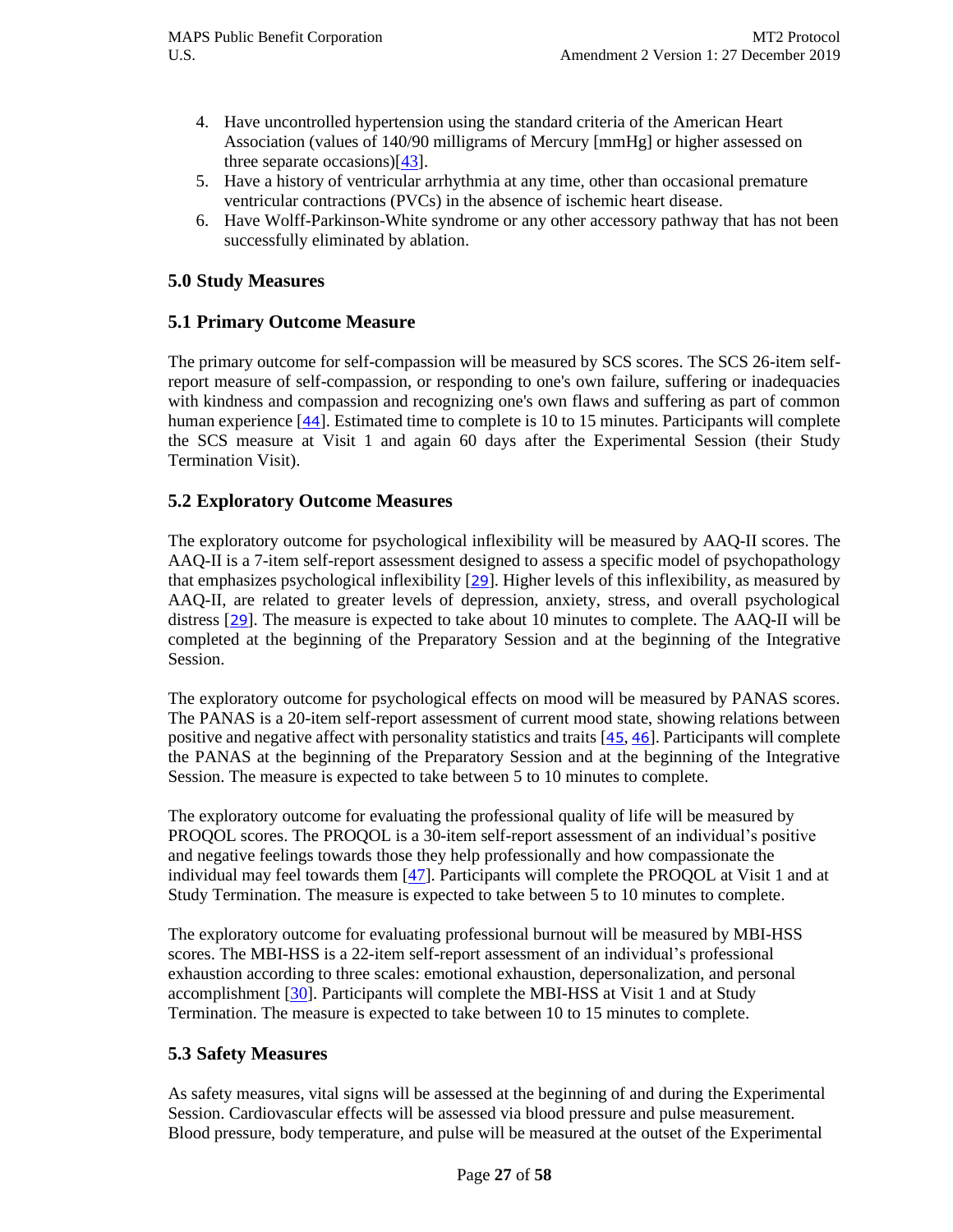4. Have uncontrolled hypertension using the standard criteria of the American Heart Association (values of 140/90 milligrams of Mercury [mmHg] or higher assessed on three separate occasions)[43].
5. Have a history of ventricular arrhythmia at any time, other than occasional premature ventricular contractions (PVCs) in the absence of ischemic heart disease.
6. Have Wolff-Parkinson-White syndrome or any other accessory pathway that has not been successfully eliminated by ablation.

## 5.0 Study Measures

## 5.1 Primary Outcome Measure

The primary outcome for self-compassion will be measured by SCS scores. The SCS 26-item self-report measure of self-compassion, or responding to one's own failure, suffering or inadequacies with kindness and compassion and recognizing one's own flaws and suffering as part of common human experience [44]. Estimated time to complete is 10 to 15 minutes. Participants will complete the SCS measure at Visit 1 and again 60 days after the Experimental Session (their Study Termination Visit).

## 5.2 Exploratory Outcome Measures

The exploratory outcome for psychological inflexibility will be measured by AAQ-II scores. The AAQ-II is a 7-item self-report assessment designed to assess a specific model of psychopathology that emphasizes psychological inflexibility [29]. Higher levels of this inflexibility, as measured by AAQ-II, are related to greater levels of depression, anxiety, stress, and overall psychological distress [29]. The measure is expected to take about 10 minutes to complete. The AAQ-II will be completed at the beginning of the Preparatory Session and at the beginning of the Integrative Session.

The exploratory outcome for psychological effects on mood will be measured by PANAS scores. The PANAS is a 20-item self-report assessment of current mood state, showing relations between positive and negative affect with personality statistics and traits [45, 46]. Participants will complete the PANAS at the beginning of the Preparatory Session and at the beginning of the Integrative Session. The measure is expected to take between 5 to 10 minutes to complete.

The exploratory outcome for evaluating the professional quality of life will be measured by PROQOL scores. The PROQOL is a 30-item self-report assessment of an individual's positive and negative feelings towards those they help professionally and how compassionate the individual may feel towards them [47]. Participants will complete the PROQOL at Visit 1 and at Study Termination. The measure is expected to take between 5 to 10 minutes to complete.

The exploratory outcome for evaluating professional burnout will be measured by MBI-HSS scores. The MBI-HSS is a 22-item self-report assessment of an individual's professional exhaustion according to three scales: emotional exhaustion, depersonalization, and personal accomplishment [30]. Participants will complete the MBI-HSS at Visit 1 and at Study Termination. The measure is expected to take between 10 to 15 minutes to complete.

## 5.3 Safety Measures

As safety measures, vital signs will be assessed at the beginning of and during the Experimental Session. Cardiovascular effects will be assessed via blood pressure and pulse measurement. Blood pressure, body temperature, and pulse will be measured at the outset of the Experimental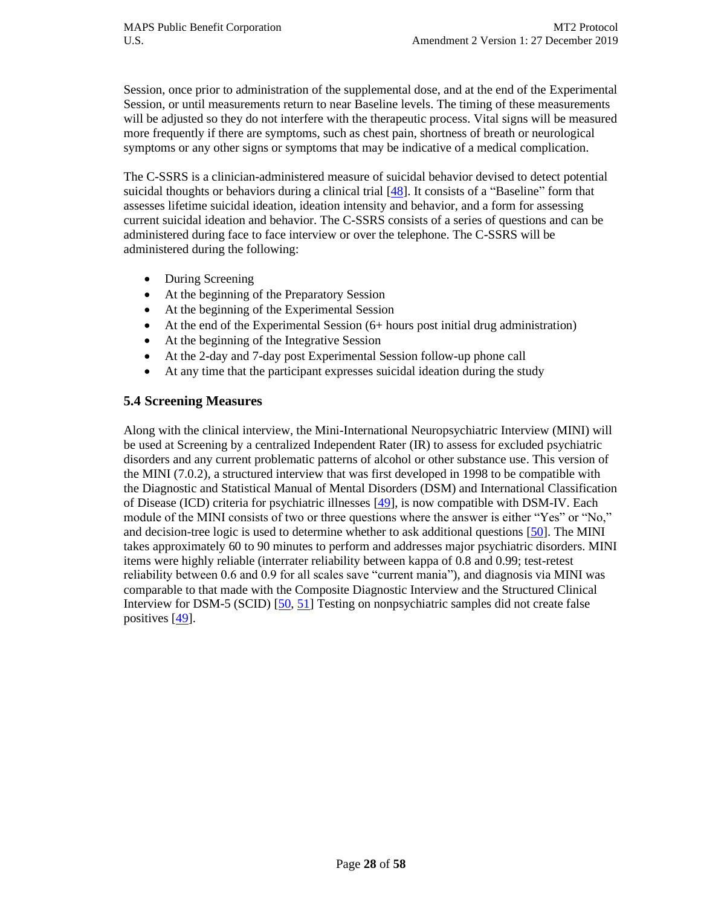Session, once prior to administration of the supplemental dose, and at the end of the Experimental Session, or until measurements return to near Baseline levels. The timing of these measurements will be adjusted so they do not interfere with the therapeutic process. Vital signs will be measured more frequently if there are symptoms, such as chest pain, shortness of breath or neurological symptoms or any other signs or symptoms that may be indicative of a medical complication.

The C-SSRS is a clinician-administered measure of suicidal behavior devised to detect potential suicidal thoughts or behaviors during a clinical trial [48]. It consists of a "Baseline" form that assesses lifetime suicidal ideation, ideation intensity and behavior, and a form for assessing current suicidal ideation and behavior. The C-SSRS consists of a series of questions and can be administered during face to face interview or over the telephone. The C-SSRS will be administered during the following:

- During Screening
- At the beginning of the Preparatory Session
- At the beginning of the Experimental Session
- At the end of the Experimental Session (6+ hours post initial drug administration)
- At the beginning of the Integrative Session
- At the 2-day and 7-day post Experimental Session follow-up phone call
- At any time that the participant expresses suicidal ideation during the study

## 5.4 Screening Measures

Along with the clinical interview, the Mini-International Neuropsychiatric Interview (MINI) will be used at Screening by a centralized Independent Rater (IR) to assess for excluded psychiatric disorders and any current problematic patterns of alcohol or other substance use. This version of the MINI (7.0.2), a structured interview that was first developed in 1998 to be compatible with the Diagnostic and Statistical Manual of Mental Disorders (DSM) and International Classification of Disease (ICD) criteria for psychiatric illnesses [49], is now compatible with DSM-IV. Each module of the MINI consists of two or three questions where the answer is either "Yes" or "No," and decision-tree logic is used to determine whether to ask additional questions [50]. The MINI takes approximately 60 to 90 minutes to perform and addresses major psychiatric disorders. MINI items were highly reliable (interrater reliability between kappa of 0.8 and 0.99; test-retest reliability between 0.6 and 0.9 for all scales save "current mania"), and diagnosis via MINI was comparable to that made with the Composite Diagnostic Interview and the Structured Clinical Interview for DSM-5 (SCID) [50, 51] Testing on nonpsychiatric samples did not create false positives [49].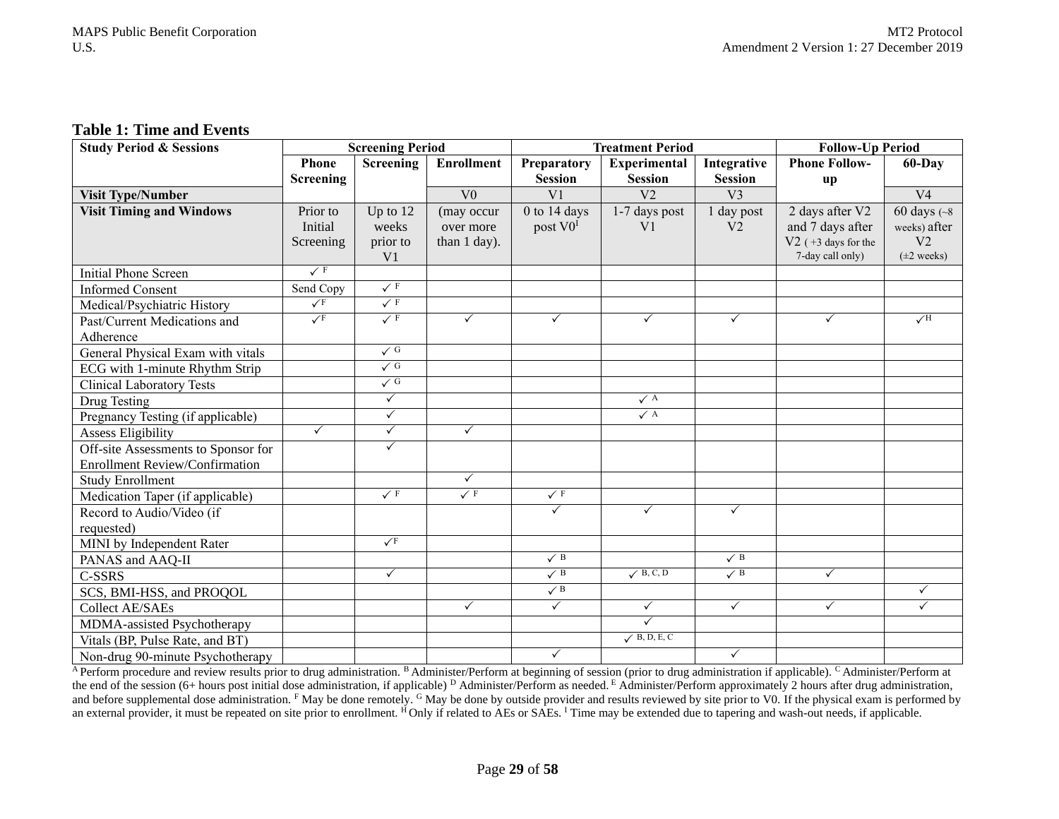**Table 1: Time and Events**

| Study Period & Sessions | Screening Period | | | Treatment Period | | | Follow-Up Period | |
|---|---|---|---|---|---|---|---|---|
| | Phone Screening | Screening | Enrollment | Preparatory Session | Experimental Session | Integrative Session | Phone Follow-up | 60-Day |
| **Visit Type/Number** | | | V0 | V1 | V2 | V3 | | V4 |
| **Visit Timing and Windows** | Prior to Initial Screening | Up to 12 weeks prior to V1 | (may occur over more than 1 day). | 0 to 14 days post V0[I] | 1-7 days post V1 | 1 day post V2 | 2 days after V2 and 7 days after V2 ( +3 days for the 7-day call only) | 60 days (~8 weeks) after V2 (±2 weeks) |
| Initial Phone Screen | ✓ [F] | | | | | | | |
| Informed Consent | Send Copy | ✓ [F] | | | | | | |
| Medical/Psychiatric History | ✓[F] | ✓ [F] | | | | | | |
| Past/Current Medications and Adherence | ✓[F] | ✓ [F] | ✓ | ✓ | ✓ | ✓ | ✓ | ✓[H] |
| General Physical Exam with vitals | | ✓ [G] | | | | | | |
| ECG with 1-minute Rhythm Strip | | ✓ [G] | | | | | | |
| Clinical Laboratory Tests | | ✓ [G] | | | | | | |
| Drug Testing | | ✓ | | | ✓ [A] | | | |
| Pregnancy Testing (if applicable) | | ✓ | | | ✓ [A] | | | |
| Assess Eligibility | ✓ | ✓ | ✓ | | | | | |
| Off-site Assessments to Sponsor for Enrollment Review/Confirmation | | ✓ | | | | | | |
| Study Enrollment | | | ✓ | | | | | |
| Medication Taper (if applicable) | | ✓ [F] | ✓ [F] | ✓ [F] | | | | |
| Record to Audio/Video (if requested) | | | | ✓ | ✓ | ✓ | | |
| MINI by Independent Rater | | ✓[F] | | | | | | |
| PANAS and AAQ-II | | | | ✓ [B] | | ✓ [B] | | |
| C-SSRS | | ✓ | | ✓ [B] | ✓ [B, C, D] | ✓ [B] | ✓ | |
| SCS, BMI-HSS, and PROQOL | | | | ✓ [B] | | | | ✓ |
| Collect AE/SAEs | | | ✓ | ✓ | ✓ | ✓ | ✓ | ✓ |
| MDMA-assisted Psychotherapy | | | | | ✓ | | | |
| Vitals (BP, Pulse Rate, and BT) | | | | | ✓ [B, D, E, C] | | | |
| Non-drug 90-minute Psychotherapy | | | | ✓ | | ✓ | | |

[A] Perform procedure and review results prior to drug administration. [B] Administer/Perform at beginning of session (prior to drug administration if applicable). [C] Administer/Perform at the end of the session (6+ hours post initial dose administration, if applicable) [D] Administer/Perform as needed. [E] Administer/Perform approximately 2 hours after drug administration, and before supplemental dose administration. [F] May be done remotely. [G] May be done by outside provider and results reviewed by site prior to V0. If the physical exam is performed by an external provider, it must be repeated on site prior to enrollment. [H] Only if related to AEs or SAEs. [I] Time may be extended due to tapering and wash-out needs, if applicable.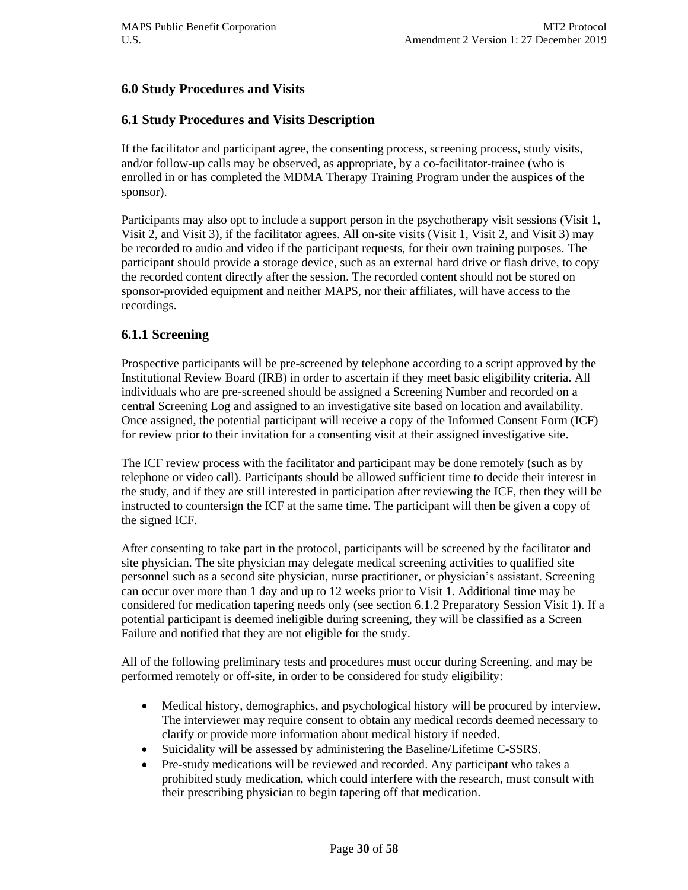## 6.0 Study Procedures and Visits

### 6.1 Study Procedures and Visits Description

If the facilitator and participant agree, the consenting process, screening process, study visits, and/or follow-up calls may be observed, as appropriate, by a co-facilitator-trainee (who is enrolled in or has completed the MDMA Therapy Training Program under the auspices of the sponsor).

Participants may also opt to include a support person in the psychotherapy visit sessions (Visit 1, Visit 2, and Visit 3), if the facilitator agrees. All on-site visits (Visit 1, Visit 2, and Visit 3) may be recorded to audio and video if the participant requests, for their own training purposes. The participant should provide a storage device, such as an external hard drive or flash drive, to copy the recorded content directly after the session. The recorded content should not be stored on sponsor-provided equipment and neither MAPS, nor their affiliates, will have access to the recordings.

#### 6.1.1 Screening

Prospective participants will be pre-screened by telephone according to a script approved by the Institutional Review Board (IRB) in order to ascertain if they meet basic eligibility criteria. All individuals who are pre-screened should be assigned a Screening Number and recorded on a central Screening Log and assigned to an investigative site based on location and availability. Once assigned, the potential participant will receive a copy of the Informed Consent Form (ICF) for review prior to their invitation for a consenting visit at their assigned investigative site.

The ICF review process with the facilitator and participant may be done remotely (such as by telephone or video call). Participants should be allowed sufficient time to decide their interest in the study, and if they are still interested in participation after reviewing the ICF, then they will be instructed to countersign the ICF at the same time. The participant will then be given a copy of the signed ICF.

After consenting to take part in the protocol, participants will be screened by the facilitator and site physician. The site physician may delegate medical screening activities to qualified site personnel such as a second site physician, nurse practitioner, or physician's assistant. Screening can occur over more than 1 day and up to 12 weeks prior to Visit 1. Additional time may be considered for medication tapering needs only (see section 6.1.2 Preparatory Session Visit 1). If a potential participant is deemed ineligible during screening, they will be classified as a Screen Failure and notified that they are not eligible for the study.

All of the following preliminary tests and procedures must occur during Screening, and may be performed remotely or off-site, in order to be considered for study eligibility:

- Medical history, demographics, and psychological history will be procured by interview. The interviewer may require consent to obtain any medical records deemed necessary to clarify or provide more information about medical history if needed.
- Suicidality will be assessed by administering the Baseline/Lifetime C-SSRS.
- Pre-study medications will be reviewed and recorded. Any participant who takes a prohibited study medication, which could interfere with the research, must consult with their prescribing physician to begin tapering off that medication.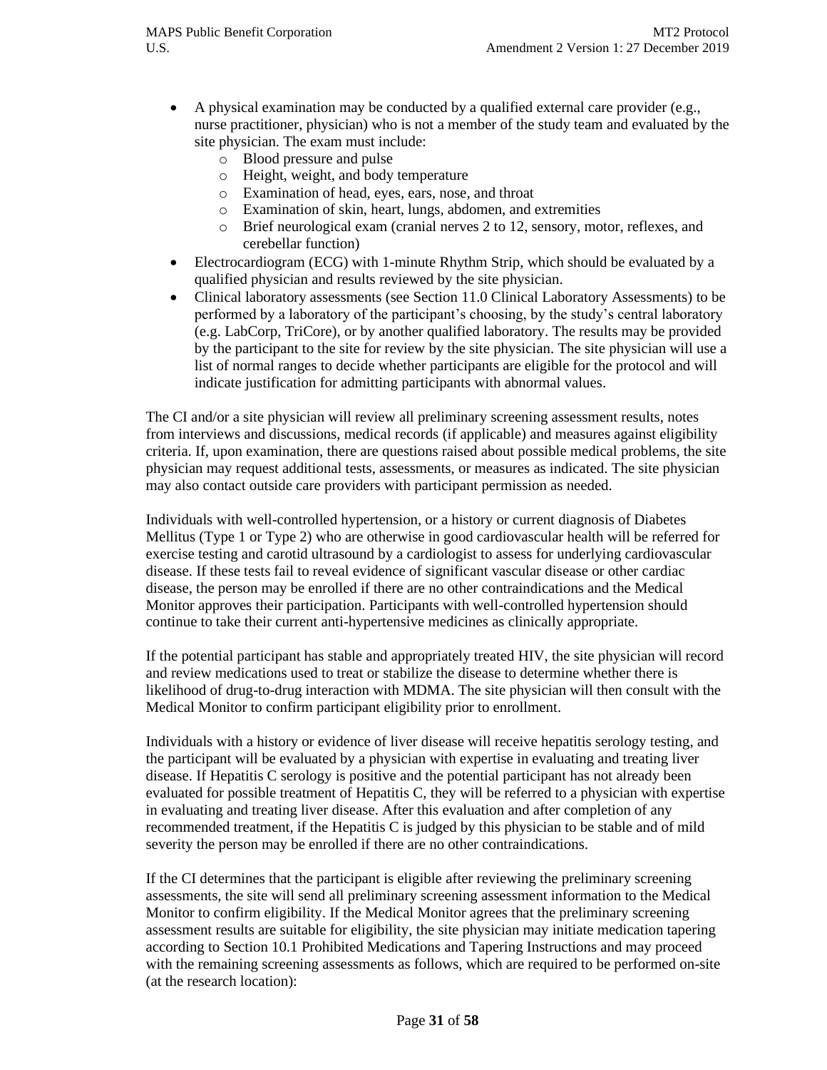- A physical examination may be conducted by a qualified external care provider (e.g., nurse practitioner, physician) who is not a member of the study team and evaluated by the site physician. The exam must include:
  - Blood pressure and pulse
  - Height, weight, and body temperature
  - Examination of head, eyes, ears, nose, and throat
  - Examination of skin, heart, lungs, abdomen, and extremities
  - Brief neurological exam (cranial nerves 2 to 12, sensory, motor, reflexes, and cerebellar function)
- Electrocardiogram (ECG) with 1-minute Rhythm Strip, which should be evaluated by a qualified physician and results reviewed by the site physician.
- Clinical laboratory assessments (see Section 11.0 Clinical Laboratory Assessments) to be performed by a laboratory of the participant's choosing, by the study's central laboratory (e.g. LabCorp, TriCore), or by another qualified laboratory. The results may be provided by the participant to the site for review by the site physician. The site physician will use a list of normal ranges to decide whether participants are eligible for the protocol and will indicate justification for admitting participants with abnormal values.

The CI and/or a site physician will review all preliminary screening assessment results, notes from interviews and discussions, medical records (if applicable) and measures against eligibility criteria. If, upon examination, there are questions raised about possible medical problems, the site physician may request additional tests, assessments, or measures as indicated. The site physician may also contact outside care providers with participant permission as needed.

Individuals with well-controlled hypertension, or a history or current diagnosis of Diabetes Mellitus (Type 1 or Type 2) who are otherwise in good cardiovascular health will be referred for exercise testing and carotid ultrasound by a cardiologist to assess for underlying cardiovascular disease. If these tests fail to reveal evidence of significant vascular disease or other cardiac disease, the person may be enrolled if there are no other contraindications and the Medical Monitor approves their participation. Participants with well-controlled hypertension should continue to take their current anti-hypertensive medicines as clinically appropriate.

If the potential participant has stable and appropriately treated HIV, the site physician will record and review medications used to treat or stabilize the disease to determine whether there is likelihood of drug-to-drug interaction with MDMA. The site physician will then consult with the Medical Monitor to confirm participant eligibility prior to enrollment.

Individuals with a history or evidence of liver disease will receive hepatitis serology testing, and the participant will be evaluated by a physician with expertise in evaluating and treating liver disease. If Hepatitis C serology is positive and the potential participant has not already been evaluated for possible treatment of Hepatitis C, they will be referred to a physician with expertise in evaluating and treating liver disease. After this evaluation and after completion of any recommended treatment, if the Hepatitis C is judged by this physician to be stable and of mild severity the person may be enrolled if there are no other contraindications.

If the CI determines that the participant is eligible after reviewing the preliminary screening assessments, the site will send all preliminary screening assessment information to the Medical Monitor to confirm eligibility. If the Medical Monitor agrees that the preliminary screening assessment results are suitable for eligibility, the site physician may initiate medication tapering according to Section 10.1 Prohibited Medications and Tapering Instructions and may proceed with the remaining screening assessments as follows, which are required to be performed on-site (at the research location):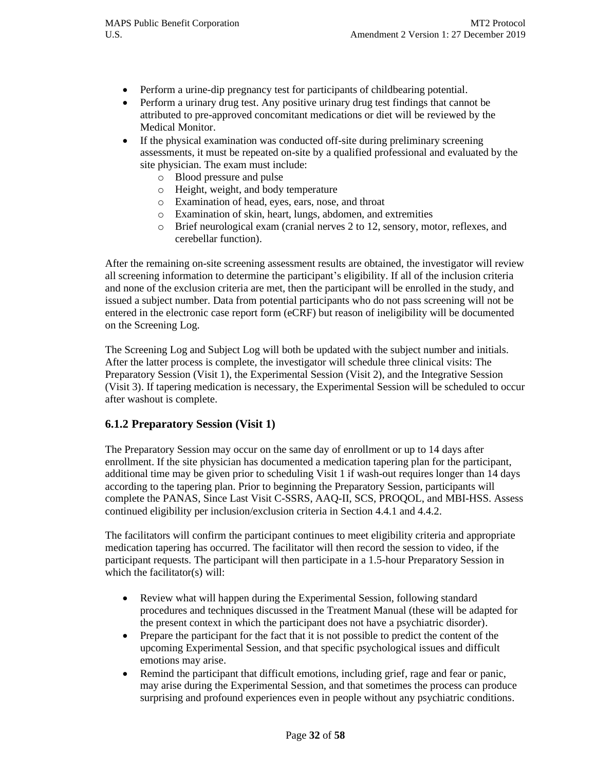- Perform a urine-dip pregnancy test for participants of childbearing potential.
- Perform a urinary drug test. Any positive urinary drug test findings that cannot be attributed to pre-approved concomitant medications or diet will be reviewed by the Medical Monitor.
- If the physical examination was conducted off-site during preliminary screening assessments, it must be repeated on-site by a qualified professional and evaluated by the site physician. The exam must include:
    - Blood pressure and pulse
    - Height, weight, and body temperature
    - Examination of head, eyes, ears, nose, and throat
    - Examination of skin, heart, lungs, abdomen, and extremities
    - Brief neurological exam (cranial nerves 2 to 12, sensory, motor, reflexes, and cerebellar function).

After the remaining on-site screening assessment results are obtained, the investigator will review all screening information to determine the participant's eligibility. If all of the inclusion criteria and none of the exclusion criteria are met, then the participant will be enrolled in the study, and issued a subject number. Data from potential participants who do not pass screening will not be entered in the electronic case report form (eCRF) but reason of ineligibility will be documented on the Screening Log.

The Screening Log and Subject Log will both be updated with the subject number and initials. After the latter process is complete, the investigator will schedule three clinical visits: The Preparatory Session (Visit 1), the Experimental Session (Visit 2), and the Integrative Session (Visit 3). If tapering medication is necessary, the Experimental Session will be scheduled to occur after washout is complete.

### 6.1.2 Preparatory Session (Visit 1)

The Preparatory Session may occur on the same day of enrollment or up to 14 days after enrollment. If the site physician has documented a medication tapering plan for the participant, additional time may be given prior to scheduling Visit 1 if wash-out requires longer than 14 days according to the tapering plan. Prior to beginning the Preparatory Session, participants will complete the PANAS, Since Last Visit C-SSRS, AAQ-II, SCS, PROQOL, and MBI-HSS. Assess continued eligibility per inclusion/exclusion criteria in Section 4.4.1 and 4.4.2.

The facilitators will confirm the participant continues to meet eligibility criteria and appropriate medication tapering has occurred. The facilitator will then record the session to video, if the participant requests. The participant will then participate in a 1.5-hour Preparatory Session in which the facilitator(s) will:

- Review what will happen during the Experimental Session, following standard procedures and techniques discussed in the Treatment Manual (these will be adapted for the present context in which the participant does not have a psychiatric disorder).
- Prepare the participant for the fact that it is not possible to predict the content of the upcoming Experimental Session, and that specific psychological issues and difficult emotions may arise.
- Remind the participant that difficult emotions, including grief, rage and fear or panic, may arise during the Experimental Session, and that sometimes the process can produce surprising and profound experiences even in people without any psychiatric conditions.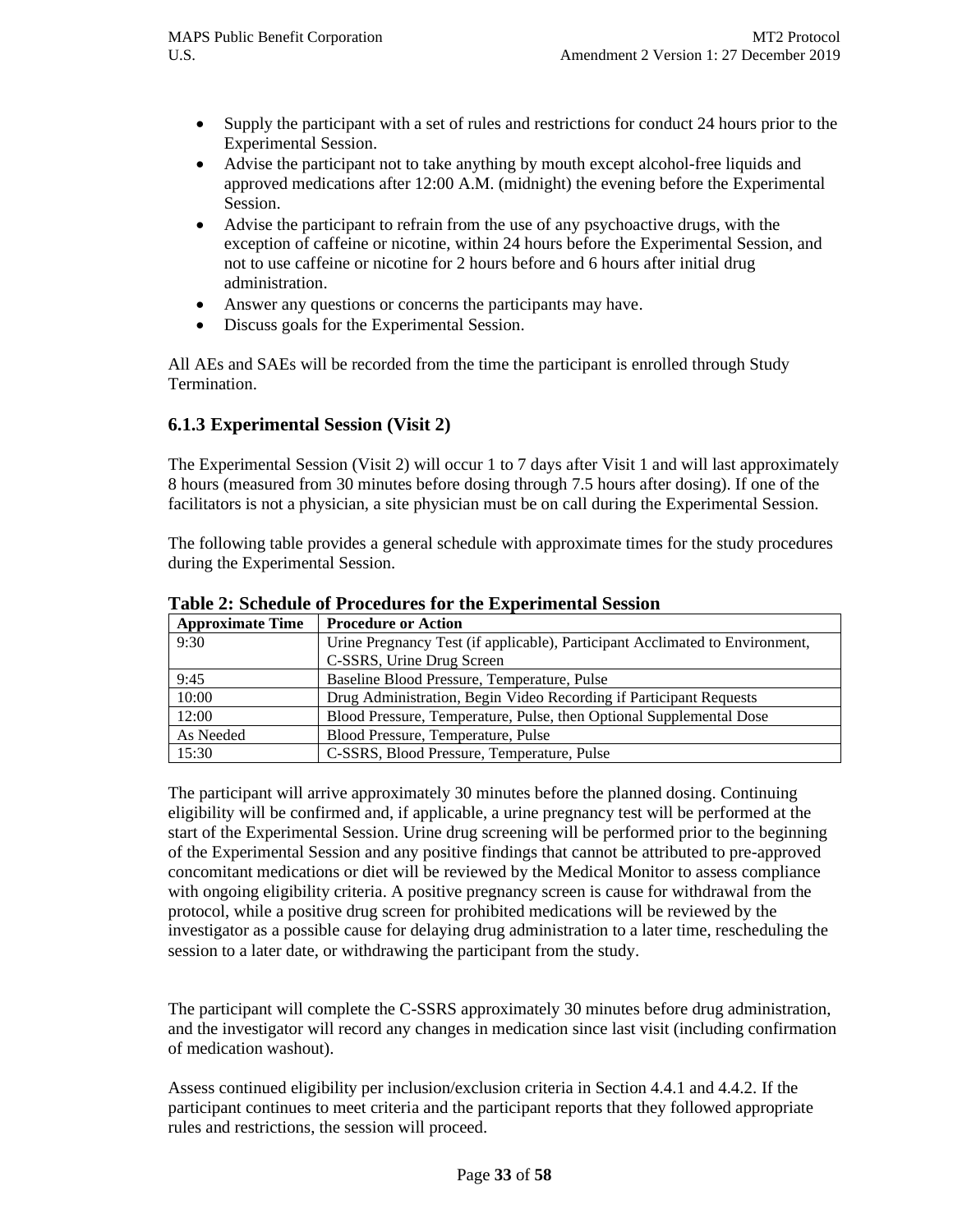- Supply the participant with a set of rules and restrictions for conduct 24 hours prior to the Experimental Session.
- Advise the participant not to take anything by mouth except alcohol-free liquids and approved medications after 12:00 A.M. (midnight) the evening before the Experimental Session.
- Advise the participant to refrain from the use of any psychoactive drugs, with the exception of caffeine or nicotine, within 24 hours before the Experimental Session, and not to use caffeine or nicotine for 2 hours before and 6 hours after initial drug administration.
- Answer any questions or concerns the participants may have.
- Discuss goals for the Experimental Session.

All AEs and SAEs will be recorded from the time the participant is enrolled through Study Termination.

### 6.1.3 Experimental Session (Visit 2)

The Experimental Session (Visit 2) will occur 1 to 7 days after Visit 1 and will last approximately 8 hours (measured from 30 minutes before dosing through 7.5 hours after dosing). If one of the facilitators is not a physician, a site physician must be on call during the Experimental Session.

The following table provides a general schedule with approximate times for the study procedures during the Experimental Session.

**Table 2: Schedule of Procedures for the Experimental Session**

| Approximate Time | Procedure or Action |
|---|---|
| 9:30 | Urine Pregnancy Test (if applicable), Participant Acclimated to Environment, C-SSRS, Urine Drug Screen |
| 9:45 | Baseline Blood Pressure, Temperature, Pulse |
| 10:00 | Drug Administration, Begin Video Recording if Participant Requests |
| 12:00 | Blood Pressure, Temperature, Pulse, then Optional Supplemental Dose |
| As Needed | Blood Pressure, Temperature, Pulse |
| 15:30 | C-SSRS, Blood Pressure, Temperature, Pulse |

The participant will arrive approximately 30 minutes before the planned dosing. Continuing eligibility will be confirmed and, if applicable, a urine pregnancy test will be performed at the start of the Experimental Session. Urine drug screening will be performed prior to the beginning of the Experimental Session and any positive findings that cannot be attributed to pre-approved concomitant medications or diet will be reviewed by the Medical Monitor to assess compliance with ongoing eligibility criteria. A positive pregnancy screen is cause for withdrawal from the protocol, while a positive drug screen for prohibited medications will be reviewed by the investigator as a possible cause for delaying drug administration to a later time, rescheduling the session to a later date, or withdrawing the participant from the study.

The participant will complete the C-SSRS approximately 30 minutes before drug administration, and the investigator will record any changes in medication since last visit (including confirmation of medication washout).

Assess continued eligibility per inclusion/exclusion criteria in Section 4.4.1 and 4.4.2. If the participant continues to meet criteria and the participant reports that they followed appropriate rules and restrictions, the session will proceed.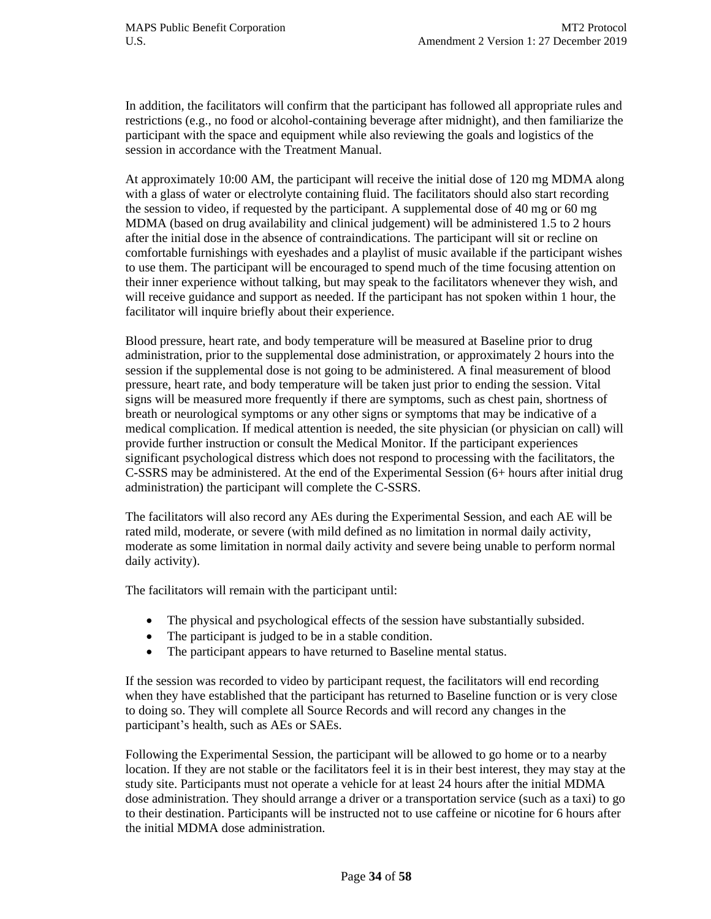In addition, the facilitators will confirm that the participant has followed all appropriate rules and restrictions (e.g., no food or alcohol-containing beverage after midnight), and then familiarize the participant with the space and equipment while also reviewing the goals and logistics of the session in accordance with the Treatment Manual.

At approximately 10:00 AM, the participant will receive the initial dose of 120 mg MDMA along with a glass of water or electrolyte containing fluid. The facilitators should also start recording the session to video, if requested by the participant. A supplemental dose of 40 mg or 60 mg MDMA (based on drug availability and clinical judgement) will be administered 1.5 to 2 hours after the initial dose in the absence of contraindications. The participant will sit or recline on comfortable furnishings with eyeshades and a playlist of music available if the participant wishes to use them. The participant will be encouraged to spend much of the time focusing attention on their inner experience without talking, but may speak to the facilitators whenever they wish, and will receive guidance and support as needed. If the participant has not spoken within 1 hour, the facilitator will inquire briefly about their experience.

Blood pressure, heart rate, and body temperature will be measured at Baseline prior to drug administration, prior to the supplemental dose administration, or approximately 2 hours into the session if the supplemental dose is not going to be administered. A final measurement of blood pressure, heart rate, and body temperature will be taken just prior to ending the session. Vital signs will be measured more frequently if there are symptoms, such as chest pain, shortness of breath or neurological symptoms or any other signs or symptoms that may be indicative of a medical complication. If medical attention is needed, the site physician (or physician on call) will provide further instruction or consult the Medical Monitor. If the participant experiences significant psychological distress which does not respond to processing with the facilitators, the C-SSRS may be administered. At the end of the Experimental Session (6+ hours after initial drug administration) the participant will complete the C-SSRS.

The facilitators will also record any AEs during the Experimental Session, and each AE will be rated mild, moderate, or severe (with mild defined as no limitation in normal daily activity, moderate as some limitation in normal daily activity and severe being unable to perform normal daily activity).

The facilitators will remain with the participant until:

- The physical and psychological effects of the session have substantially subsided.
- The participant is judged to be in a stable condition.
- The participant appears to have returned to Baseline mental status.

If the session was recorded to video by participant request, the facilitators will end recording when they have established that the participant has returned to Baseline function or is very close to doing so. They will complete all Source Records and will record any changes in the participant's health, such as AEs or SAEs.

Following the Experimental Session, the participant will be allowed to go home or to a nearby location. If they are not stable or the facilitators feel it is in their best interest, they may stay at the study site. Participants must not operate a vehicle for at least 24 hours after the initial MDMA dose administration. They should arrange a driver or a transportation service (such as a taxi) to go to their destination. Participants will be instructed not to use caffeine or nicotine for 6 hours after the initial MDMA dose administration.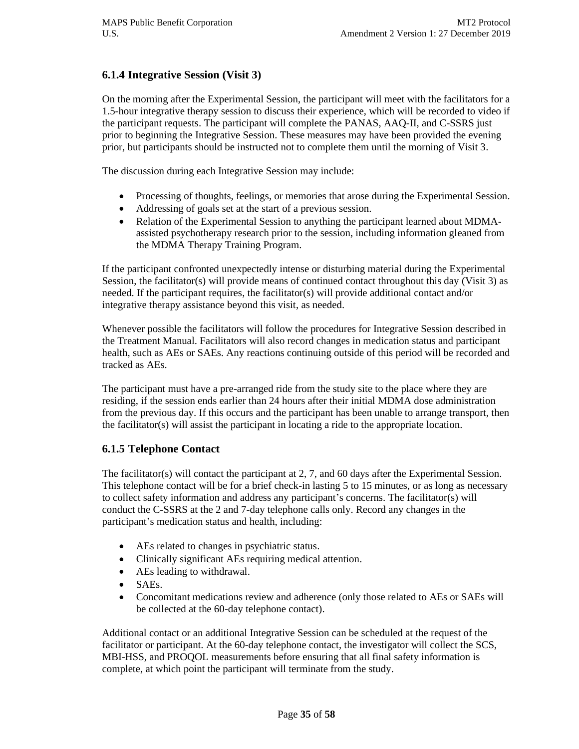### 6.1.4 Integrative Session (Visit 3)

On the morning after the Experimental Session, the participant will meet with the facilitators for a 1.5-hour integrative therapy session to discuss their experience, which will be recorded to video if the participant requests. The participant will complete the PANAS, AAQ-II, and C-SSRS just prior to beginning the Integrative Session. These measures may have been provided the evening prior, but participants should be instructed not to complete them until the morning of Visit 3.

The discussion during each Integrative Session may include:

- Processing of thoughts, feelings, or memories that arose during the Experimental Session.
- Addressing of goals set at the start of a previous session.
- Relation of the Experimental Session to anything the participant learned about MDMA-assisted psychotherapy research prior to the session, including information gleaned from the MDMA Therapy Training Program.

If the participant confronted unexpectedly intense or disturbing material during the Experimental Session, the facilitator(s) will provide means of continued contact throughout this day (Visit 3) as needed. If the participant requires, the facilitator(s) will provide additional contact and/or integrative therapy assistance beyond this visit, as needed.

Whenever possible the facilitators will follow the procedures for Integrative Session described in the Treatment Manual. Facilitators will also record changes in medication status and participant health, such as AEs or SAEs. Any reactions continuing outside of this period will be recorded and tracked as AEs.

The participant must have a pre-arranged ride from the study site to the place where they are residing, if the session ends earlier than 24 hours after their initial MDMA dose administration from the previous day. If this occurs and the participant has been unable to arrange transport, then the facilitator(s) will assist the participant in locating a ride to the appropriate location.

### 6.1.5 Telephone Contact

The facilitator(s) will contact the participant at 2, 7, and 60 days after the Experimental Session. This telephone contact will be for a brief check-in lasting 5 to 15 minutes, or as long as necessary to collect safety information and address any participant's concerns. The facilitator(s) will conduct the C-SSRS at the 2 and 7-day telephone calls only. Record any changes in the participant's medication status and health, including:

- AEs related to changes in psychiatric status.
- Clinically significant AEs requiring medical attention.
- AEs leading to withdrawal.
- SAEs.
- Concomitant medications review and adherence (only those related to AEs or SAEs will be collected at the 60-day telephone contact).

Additional contact or an additional Integrative Session can be scheduled at the request of the facilitator or participant. At the 60-day telephone contact, the investigator will collect the SCS, MBI-HSS, and PROQOL measurements before ensuring that all final safety information is complete, at which point the participant will terminate from the study.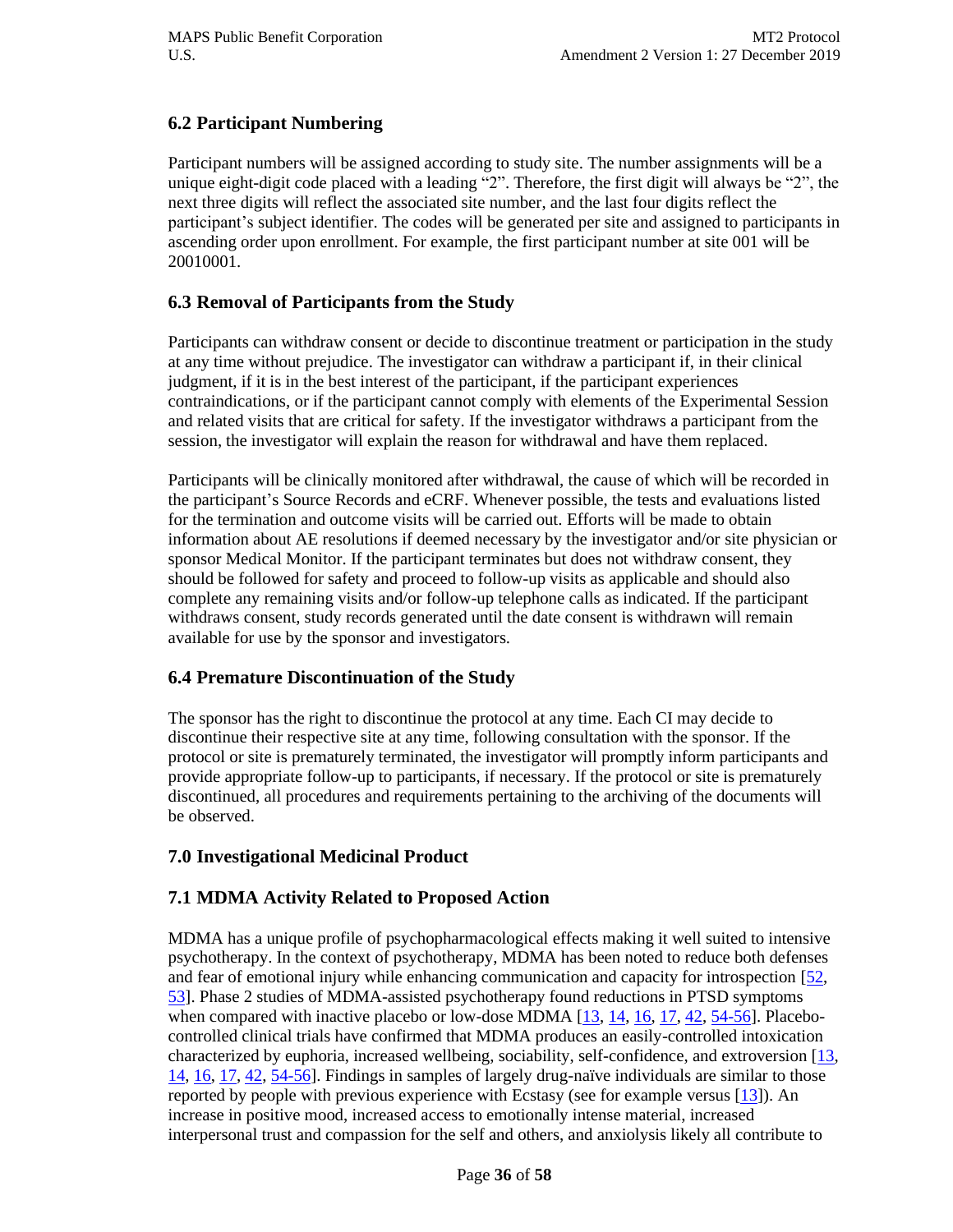## 6.2 Participant Numbering

Participant numbers will be assigned according to study site. The number assignments will be a unique eight-digit code placed with a leading "2". Therefore, the first digit will always be "2", the next three digits will reflect the associated site number, and the last four digits reflect the participant's subject identifier. The codes will be generated per site and assigned to participants in ascending order upon enrollment. For example, the first participant number at site 001 will be 20010001.

## 6.3 Removal of Participants from the Study

Participants can withdraw consent or decide to discontinue treatment or participation in the study at any time without prejudice. The investigator can withdraw a participant if, in their clinical judgment, if it is in the best interest of the participant, if the participant experiences contraindications, or if the participant cannot comply with elements of the Experimental Session and related visits that are critical for safety. If the investigator withdraws a participant from the session, the investigator will explain the reason for withdrawal and have them replaced.

Participants will be clinically monitored after withdrawal, the cause of which will be recorded in the participant's Source Records and eCRF. Whenever possible, the tests and evaluations listed for the termination and outcome visits will be carried out. Efforts will be made to obtain information about AE resolutions if deemed necessary by the investigator and/or site physician or sponsor Medical Monitor. If the participant terminates but does not withdraw consent, they should be followed for safety and proceed to follow-up visits as applicable and should also complete any remaining visits and/or follow-up telephone calls as indicated. If the participant withdraws consent, study records generated until the date consent is withdrawn will remain available for use by the sponsor and investigators.

## 6.4 Premature Discontinuation of the Study

The sponsor has the right to discontinue the protocol at any time. Each CI may decide to discontinue their respective site at any time, following consultation with the sponsor. If the protocol or site is prematurely terminated, the investigator will promptly inform participants and provide appropriate follow-up to participants, if necessary. If the protocol or site is prematurely discontinued, all procedures and requirements pertaining to the archiving of the documents will be observed.

# 7.0 Investigational Medicinal Product

## 7.1 MDMA Activity Related to Proposed Action

MDMA has a unique profile of psychopharmacological effects making it well suited to intensive psychotherapy. In the context of psychotherapy, MDMA has been noted to reduce both defenses and fear of emotional injury while enhancing communication and capacity for introspection [52, 53]. Phase 2 studies of MDMA-assisted psychotherapy found reductions in PTSD symptoms when compared with inactive placebo or low-dose MDMA [13, 14, 16, 17, 42, 54-56]. Placebo-controlled clinical trials have confirmed that MDMA produces an easily-controlled intoxication characterized by euphoria, increased wellbeing, sociability, self-confidence, and extroversion [13, 14, 16, 17, 42, 54-56]. Findings in samples of largely drug-naïve individuals are similar to those reported by people with previous experience with Ecstasy (see for example versus [13]). An increase in positive mood, increased access to emotionally intense material, increased interpersonal trust and compassion for the self and others, and anxiolysis likely all contribute to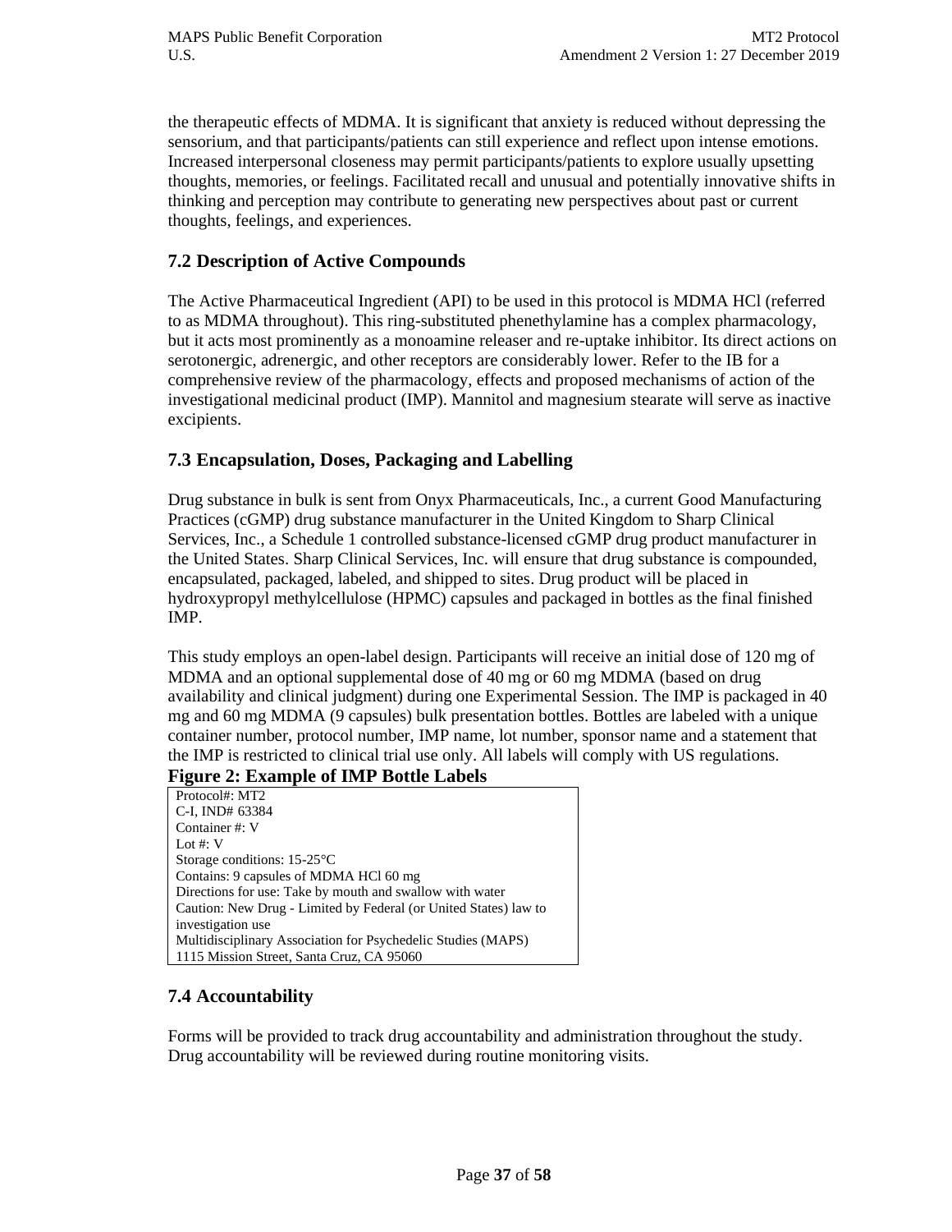the therapeutic effects of MDMA. It is significant that anxiety is reduced without depressing the sensorium, and that participants/patients can still experience and reflect upon intense emotions. Increased interpersonal closeness may permit participants/patients to explore usually upsetting thoughts, memories, or feelings. Facilitated recall and unusual and potentially innovative shifts in thinking and perception may contribute to generating new perspectives about past or current thoughts, feelings, and experiences.

## 7.2 Description of Active Compounds

The Active Pharmaceutical Ingredient (API) to be used in this protocol is MDMA HCl (referred to as MDMA throughout). This ring-substituted phenethylamine has a complex pharmacology, but it acts most prominently as a monoamine releaser and re-uptake inhibitor. Its direct actions on serotonergic, adrenergic, and other receptors are considerably lower. Refer to the IB for a comprehensive review of the pharmacology, effects and proposed mechanisms of action of the investigational medicinal product (IMP). Mannitol and magnesium stearate will serve as inactive excipients.

## 7.3 Encapsulation, Doses, Packaging and Labelling

Drug substance in bulk is sent from Onyx Pharmaceuticals, Inc., a current Good Manufacturing Practices (cGMP) drug substance manufacturer in the United Kingdom to Sharp Clinical Services, Inc., a Schedule 1 controlled substance-licensed cGMP drug product manufacturer in the United States. Sharp Clinical Services, Inc. will ensure that drug substance is compounded, encapsulated, packaged, labeled, and shipped to sites. Drug product will be placed in hydroxypropyl methylcellulose (HPMC) capsules and packaged in bottles as the final finished IMP.

This study employs an open-label design. Participants will receive an initial dose of 120 mg of MDMA and an optional supplemental dose of 40 mg or 60 mg MDMA (based on drug availability and clinical judgment) during one Experimental Session. The IMP is packaged in 40 mg and 60 mg MDMA (9 capsules) bulk presentation bottles. Bottles are labeled with a unique container number, protocol number, IMP name, lot number, sponsor name and a statement that the IMP is restricted to clinical trial use only. All labels will comply with US regulations.

**Figure 2: Example of IMP Bottle Labels**

| Protocol#: MT2<br>C-I, IND# 63384<br>Container #: V<br>Lot #: V<br>Storage conditions: 15-25°C<br>Contains: 9 capsules of MDMA HCl 60 mg<br>Directions for use: Take by mouth and swallow with water<br>Caution: New Drug - Limited by Federal (or United States) law to investigation use<br>Multidisciplinary Association for Psychedelic Studies (MAPS)<br>1115 Mission Street, Santa Cruz, CA 95060 |
|---|

## 7.4 Accountability

Forms will be provided to track drug accountability and administration throughout the study. Drug accountability will be reviewed during routine monitoring visits.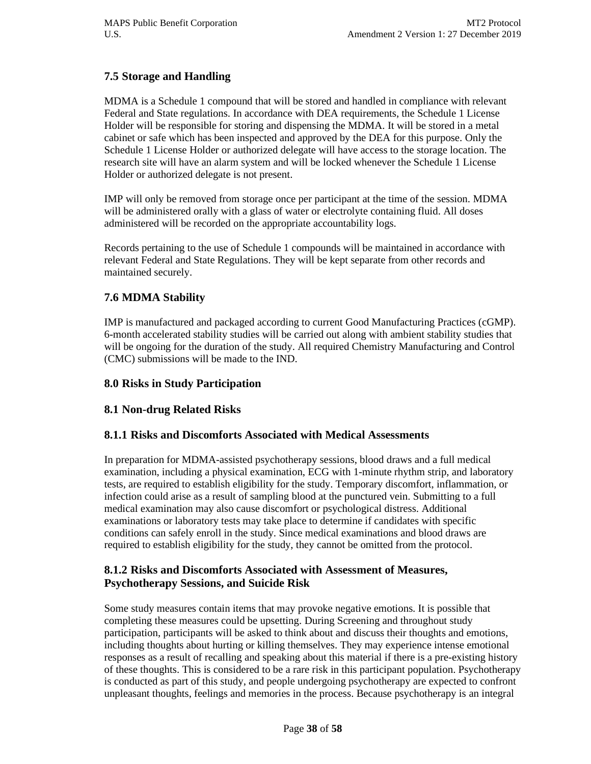## 7.5 Storage and Handling

MDMA is a Schedule 1 compound that will be stored and handled in compliance with relevant Federal and State regulations. In accordance with DEA requirements, the Schedule 1 License Holder will be responsible for storing and dispensing the MDMA. It will be stored in a metal cabinet or safe which has been inspected and approved by the DEA for this purpose. Only the Schedule 1 License Holder or authorized delegate will have access to the storage location. The research site will have an alarm system and will be locked whenever the Schedule 1 License Holder or authorized delegate is not present.

IMP will only be removed from storage once per participant at the time of the session. MDMA will be administered orally with a glass of water or electrolyte containing fluid. All doses administered will be recorded on the appropriate accountability logs.

Records pertaining to the use of Schedule 1 compounds will be maintained in accordance with relevant Federal and State Regulations. They will be kept separate from other records and maintained securely.

## 7.6 MDMA Stability

IMP is manufactured and packaged according to current Good Manufacturing Practices (cGMP). 6-month accelerated stability studies will be carried out along with ambient stability studies that will be ongoing for the duration of the study. All required Chemistry Manufacturing and Control (CMC) submissions will be made to the IND.

# 8.0 Risks in Study Participation

## 8.1 Non-drug Related Risks

### 8.1.1 Risks and Discomforts Associated with Medical Assessments

In preparation for MDMA-assisted psychotherapy sessions, blood draws and a full medical examination, including a physical examination, ECG with 1-minute rhythm strip, and laboratory tests, are required to establish eligibility for the study. Temporary discomfort, inflammation, or infection could arise as a result of sampling blood at the punctured vein. Submitting to a full medical examination may also cause discomfort or psychological distress. Additional examinations or laboratory tests may take place to determine if candidates with specific conditions can safely enroll in the study. Since medical examinations and blood draws are required to establish eligibility for the study, they cannot be omitted from the protocol.

### 8.1.2 Risks and Discomforts Associated with Assessment of Measures, Psychotherapy Sessions, and Suicide Risk

Some study measures contain items that may provoke negative emotions. It is possible that completing these measures could be upsetting. During Screening and throughout study participation, participants will be asked to think about and discuss their thoughts and emotions, including thoughts about hurting or killing themselves. They may experience intense emotional responses as a result of recalling and speaking about this material if there is a pre-existing history of these thoughts. This is considered to be a rare risk in this participant population. Psychotherapy is conducted as part of this study, and people undergoing psychotherapy are expected to confront unpleasant thoughts, feelings and memories in the process. Because psychotherapy is an integral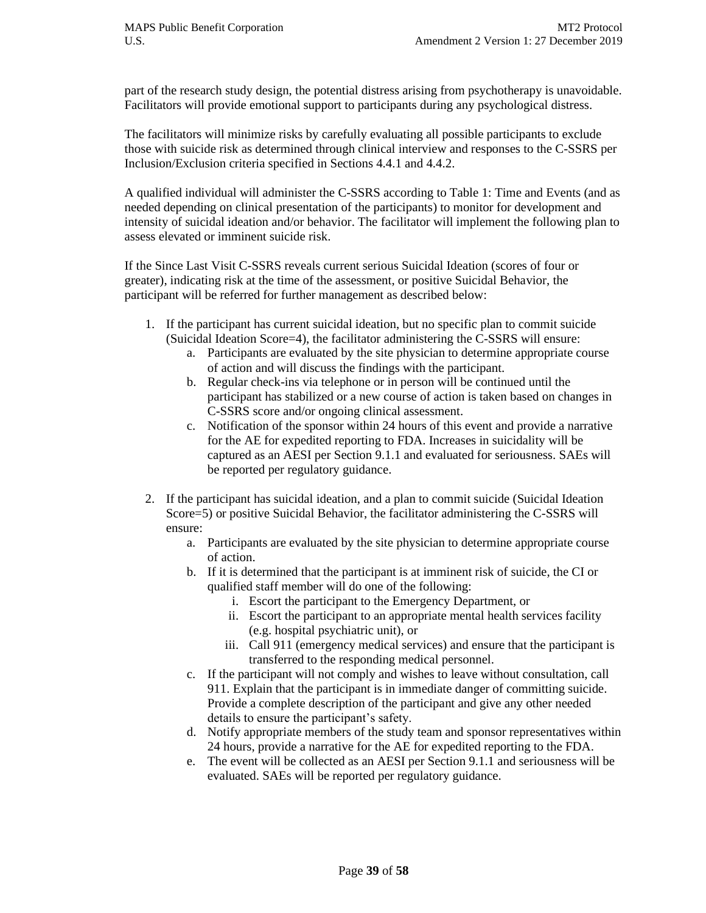part of the research study design, the potential distress arising from psychotherapy is unavoidable. Facilitators will provide emotional support to participants during any psychological distress.

The facilitators will minimize risks by carefully evaluating all possible participants to exclude those with suicide risk as determined through clinical interview and responses to the C-SSRS per Inclusion/Exclusion criteria specified in Sections 4.4.1 and 4.4.2.

A qualified individual will administer the C-SSRS according to Table 1: Time and Events (and as needed depending on clinical presentation of the participants) to monitor for development and intensity of suicidal ideation and/or behavior. The facilitator will implement the following plan to assess elevated or imminent suicide risk.

If the Since Last Visit C-SSRS reveals current serious Suicidal Ideation (scores of four or greater), indicating risk at the time of the assessment, or positive Suicidal Behavior, the participant will be referred for further management as described below:

1. If the participant has current suicidal ideation, but no specific plan to commit suicide (Suicidal Ideation Score=4), the facilitator administering the C-SSRS will ensure:
    a. Participants are evaluated by the site physician to determine appropriate course of action and will discuss the findings with the participant.
    b. Regular check-ins via telephone or in person will be continued until the participant has stabilized or a new course of action is taken based on changes in C-SSRS score and/or ongoing clinical assessment.
    c. Notification of the sponsor within 24 hours of this event and provide a narrative for the AE for expedited reporting to FDA. Increases in suicidality will be captured as an AESI per Section 9.1.1 and evaluated for seriousness. SAEs will be reported per regulatory guidance.

2. If the participant has suicidal ideation, and a plan to commit suicide (Suicidal Ideation Score=5) or positive Suicidal Behavior, the facilitator administering the C-SSRS will ensure:
    a. Participants are evaluated by the site physician to determine appropriate course of action.
    b. If it is determined that the participant is at imminent risk of suicide, the CI or qualified staff member will do one of the following:
        i. Escort the participant to the Emergency Department, or
        ii. Escort the participant to an appropriate mental health services facility (e.g. hospital psychiatric unit), or
        iii. Call 911 (emergency medical services) and ensure that the participant is transferred to the responding medical personnel.
    c. If the participant will not comply and wishes to leave without consultation, call 911. Explain that the participant is in immediate danger of committing suicide. Provide a complete description of the participant and give any other needed details to ensure the participant's safety.
    d. Notify appropriate members of the study team and sponsor representatives within 24 hours, provide a narrative for the AE for expedited reporting to the FDA.
    e. The event will be collected as an AESI per Section 9.1.1 and seriousness will be evaluated. SAEs will be reported per regulatory guidance.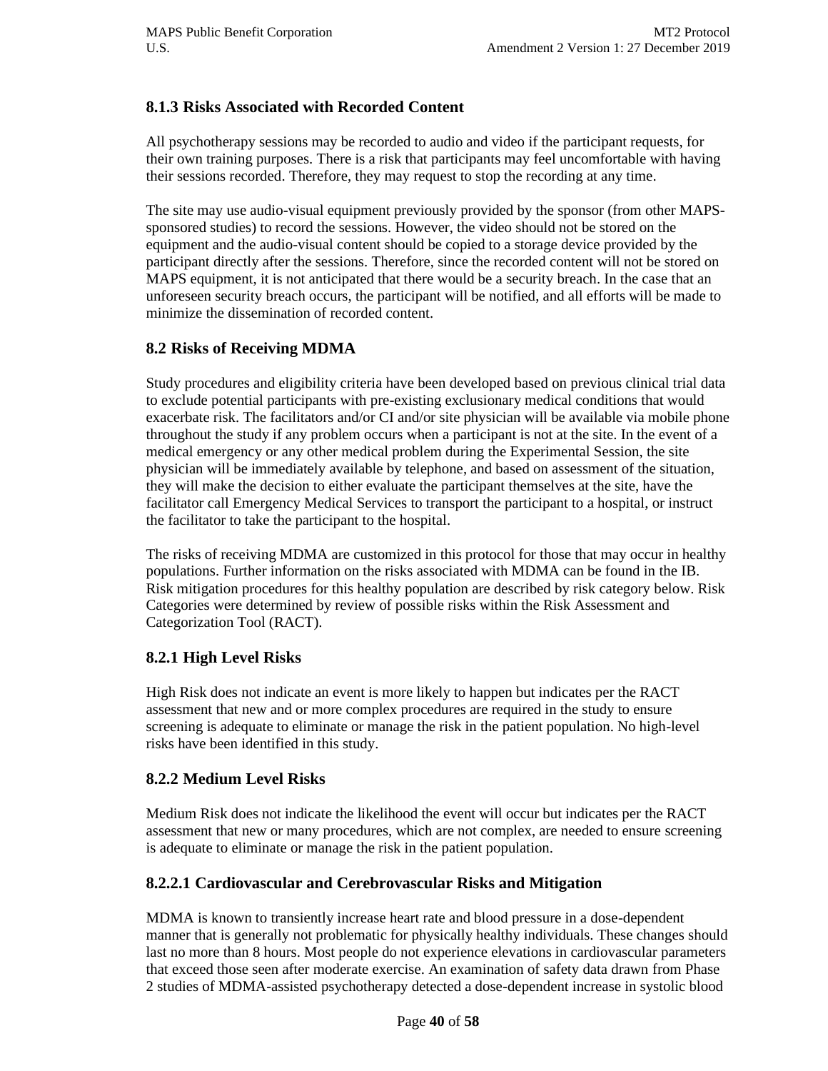### 8.1.3 Risks Associated with Recorded Content

All psychotherapy sessions may be recorded to audio and video if the participant requests, for their own training purposes. There is a risk that participants may feel uncomfortable with having their sessions recorded. Therefore, they may request to stop the recording at any time.

The site may use audio-visual equipment previously provided by the sponsor (from other MAPS-sponsored studies) to record the sessions. However, the video should not be stored on the equipment and the audio-visual content should be copied to a storage device provided by the participant directly after the sessions. Therefore, since the recorded content will not be stored on MAPS equipment, it is not anticipated that there would be a security breach. In the case that an unforeseen security breach occurs, the participant will be notified, and all efforts will be made to minimize the dissemination of recorded content.

## 8.2 Risks of Receiving MDMA

Study procedures and eligibility criteria have been developed based on previous clinical trial data to exclude potential participants with pre-existing exclusionary medical conditions that would exacerbate risk. The facilitators and/or CI and/or site physician will be available via mobile phone throughout the study if any problem occurs when a participant is not at the site. In the event of a medical emergency or any other medical problem during the Experimental Session, the site physician will be immediately available by telephone, and based on assessment of the situation, they will make the decision to either evaluate the participant themselves at the site, have the facilitator call Emergency Medical Services to transport the participant to a hospital, or instruct the facilitator to take the participant to the hospital.

The risks of receiving MDMA are customized in this protocol for those that may occur in healthy populations. Further information on the risks associated with MDMA can be found in the IB. Risk mitigation procedures for this healthy population are described by risk category below. Risk Categories were determined by review of possible risks within the Risk Assessment and Categorization Tool (RACT).

### 8.2.1 High Level Risks

High Risk does not indicate an event is more likely to happen but indicates per the RACT assessment that new and or more complex procedures are required in the study to ensure screening is adequate to eliminate or manage the risk in the patient population. No high-level risks have been identified in this study.

### 8.2.2 Medium Level Risks

Medium Risk does not indicate the likelihood the event will occur but indicates per the RACT assessment that new or many procedures, which are not complex, are needed to ensure screening is adequate to eliminate or manage the risk in the patient population.

#### 8.2.2.1 Cardiovascular and Cerebrovascular Risks and Mitigation

MDMA is known to transiently increase heart rate and blood pressure in a dose-dependent manner that is generally not problematic for physically healthy individuals. These changes should last no more than 8 hours. Most people do not experience elevations in cardiovascular parameters that exceed those seen after moderate exercise. An examination of safety data drawn from Phase 2 studies of MDMA-assisted psychotherapy detected a dose-dependent increase in systolic blood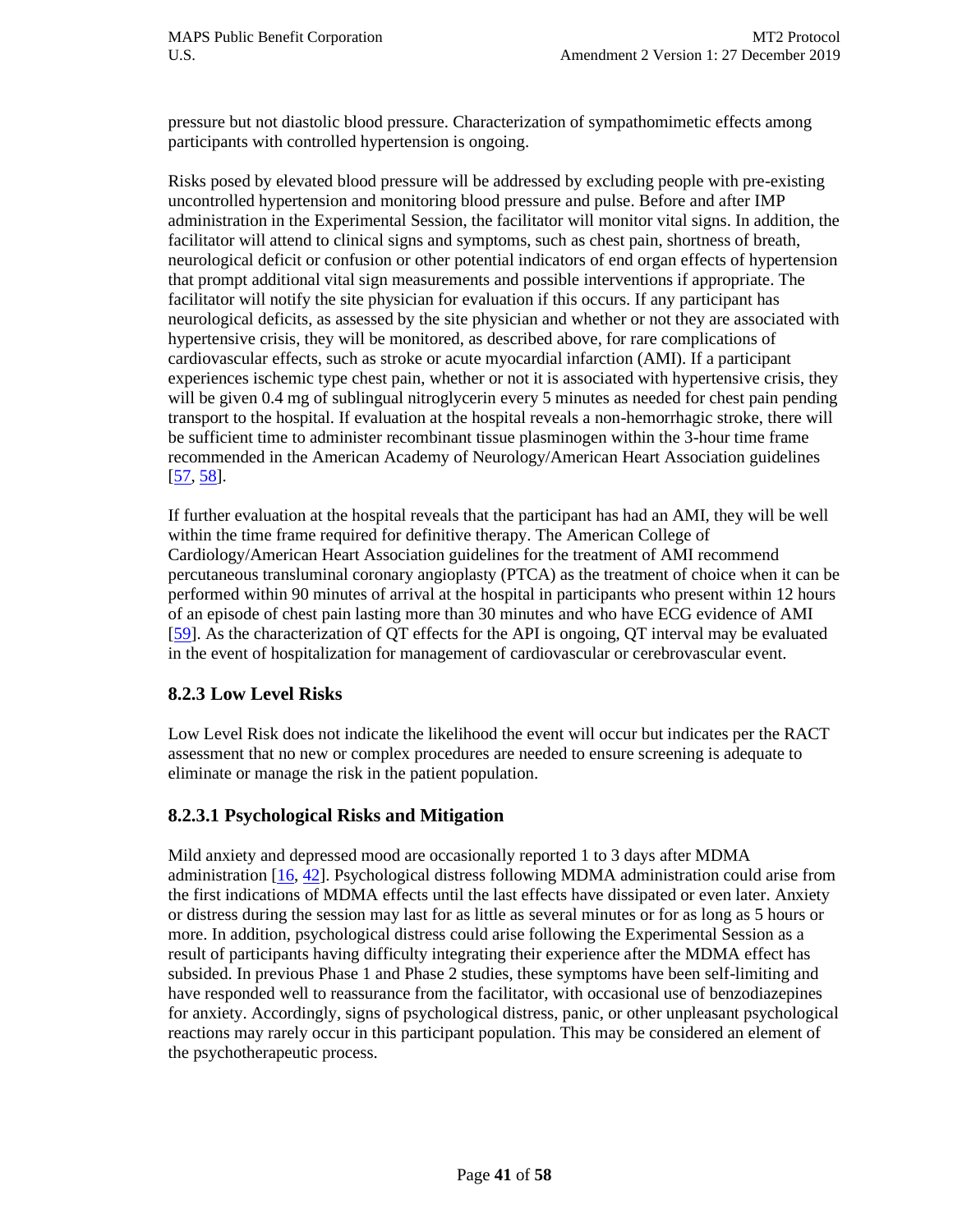pressure but not diastolic blood pressure. Characterization of sympathomimetic effects among participants with controlled hypertension is ongoing.

Risks posed by elevated blood pressure will be addressed by excluding people with pre-existing uncontrolled hypertension and monitoring blood pressure and pulse. Before and after IMP administration in the Experimental Session, the facilitator will monitor vital signs. In addition, the facilitator will attend to clinical signs and symptoms, such as chest pain, shortness of breath, neurological deficit or confusion or other potential indicators of end organ effects of hypertension that prompt additional vital sign measurements and possible interventions if appropriate. The facilitator will notify the site physician for evaluation if this occurs. If any participant has neurological deficits, as assessed by the site physician and whether or not they are associated with hypertensive crisis, they will be monitored, as described above, for rare complications of cardiovascular effects, such as stroke or acute myocardial infarction (AMI). If a participant experiences ischemic type chest pain, whether or not it is associated with hypertensive crisis, they will be given 0.4 mg of sublingual nitroglycerin every 5 minutes as needed for chest pain pending transport to the hospital. If evaluation at the hospital reveals a non-hemorrhagic stroke, there will be sufficient time to administer recombinant tissue plasminogen within the 3-hour time frame recommended in the American Academy of Neurology/American Heart Association guidelines [57, 58].

If further evaluation at the hospital reveals that the participant has had an AMI, they will be well within the time frame required for definitive therapy. The American College of Cardiology/American Heart Association guidelines for the treatment of AMI recommend percutaneous transluminal coronary angioplasty (PTCA) as the treatment of choice when it can be performed within 90 minutes of arrival at the hospital in participants who present within 12 hours of an episode of chest pain lasting more than 30 minutes and who have ECG evidence of AMI [59]. As the characterization of QT effects for the API is ongoing, QT interval may be evaluated in the event of hospitalization for management of cardiovascular or cerebrovascular event.

### 8.2.3 Low Level Risks

Low Level Risk does not indicate the likelihood the event will occur but indicates per the RACT assessment that no new or complex procedures are needed to ensure screening is adequate to eliminate or manage the risk in the patient population.

#### 8.2.3.1 Psychological Risks and Mitigation

Mild anxiety and depressed mood are occasionally reported 1 to 3 days after MDMA administration [16, 42]. Psychological distress following MDMA administration could arise from the first indications of MDMA effects until the last effects have dissipated or even later. Anxiety or distress during the session may last for as little as several minutes or for as long as 5 hours or more. In addition, psychological distress could arise following the Experimental Session as a result of participants having difficulty integrating their experience after the MDMA effect has subsided. In previous Phase 1 and Phase 2 studies, these symptoms have been self-limiting and have responded well to reassurance from the facilitator, with occasional use of benzodiazepines for anxiety. Accordingly, signs of psychological distress, panic, or other unpleasant psychological reactions may rarely occur in this participant population. This may be considered an element of the psychotherapeutic process.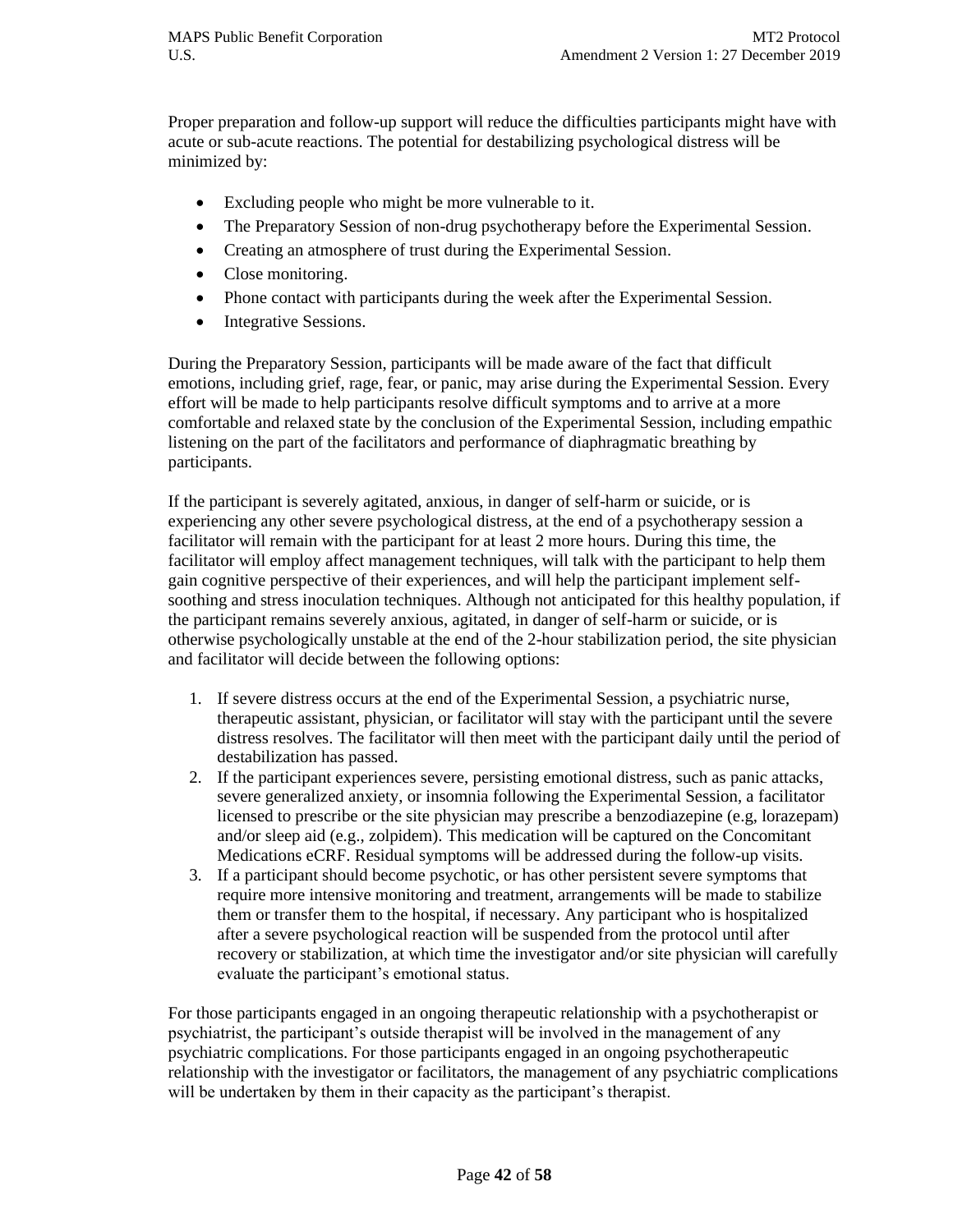Proper preparation and follow-up support will reduce the difficulties participants might have with acute or sub-acute reactions. The potential for destabilizing psychological distress will be minimized by:

- Excluding people who might be more vulnerable to it.
- The Preparatory Session of non-drug psychotherapy before the Experimental Session.
- Creating an atmosphere of trust during the Experimental Session.
- Close monitoring.
- Phone contact with participants during the week after the Experimental Session.
- Integrative Sessions.

During the Preparatory Session, participants will be made aware of the fact that difficult emotions, including grief, rage, fear, or panic, may arise during the Experimental Session. Every effort will be made to help participants resolve difficult symptoms and to arrive at a more comfortable and relaxed state by the conclusion of the Experimental Session, including empathic listening on the part of the facilitators and performance of diaphragmatic breathing by participants.

If the participant is severely agitated, anxious, in danger of self-harm or suicide, or is experiencing any other severe psychological distress, at the end of a psychotherapy session a facilitator will remain with the participant for at least 2 more hours. During this time, the facilitator will employ affect management techniques, will talk with the participant to help them gain cognitive perspective of their experiences, and will help the participant implement self-soothing and stress inoculation techniques. Although not anticipated for this healthy population, if the participant remains severely anxious, agitated, in danger of self-harm or suicide, or is otherwise psychologically unstable at the end of the 2-hour stabilization period, the site physician and facilitator will decide between the following options:

1. If severe distress occurs at the end of the Experimental Session, a psychiatric nurse, therapeutic assistant, physician, or facilitator will stay with the participant until the severe distress resolves. The facilitator will then meet with the participant daily until the period of destabilization has passed.
2. If the participant experiences severe, persisting emotional distress, such as panic attacks, severe generalized anxiety, or insomnia following the Experimental Session, a facilitator licensed to prescribe or the site physician may prescribe a benzodiazepine (e.g, lorazepam) and/or sleep aid (e.g., zolpidem). This medication will be captured on the Concomitant Medications eCRF. Residual symptoms will be addressed during the follow-up visits.
3. If a participant should become psychotic, or has other persistent severe symptoms that require more intensive monitoring and treatment, arrangements will be made to stabilize them or transfer them to the hospital, if necessary. Any participant who is hospitalized after a severe psychological reaction will be suspended from the protocol until after recovery or stabilization, at which time the investigator and/or site physician will carefully evaluate the participant's emotional status.

For those participants engaged in an ongoing therapeutic relationship with a psychotherapist or psychiatrist, the participant's outside therapist will be involved in the management of any psychiatric complications. For those participants engaged in an ongoing psychotherapeutic relationship with the investigator or facilitators, the management of any psychiatric complications will be undertaken by them in their capacity as the participant's therapist.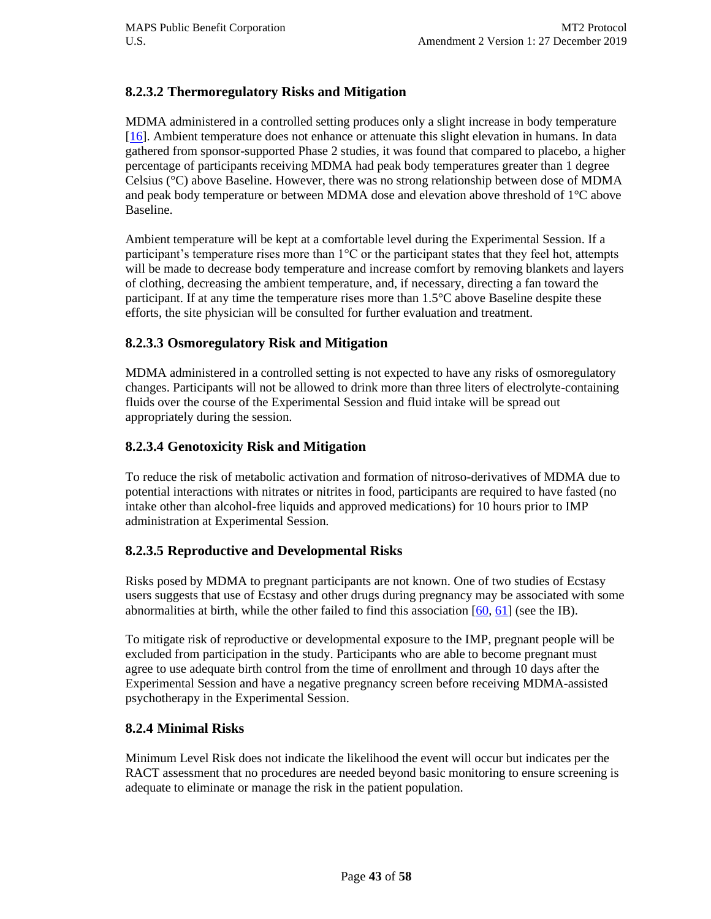### 8.2.3.2 Thermoregulatory Risks and Mitigation

MDMA administered in a controlled setting produces only a slight increase in body temperature [16]. Ambient temperature does not enhance or attenuate this slight elevation in humans. In data gathered from sponsor-supported Phase 2 studies, it was found that compared to placebo, a higher percentage of participants receiving MDMA had peak body temperatures greater than 1 degree Celsius (°C) above Baseline. However, there was no strong relationship between dose of MDMA and peak body temperature or between MDMA dose and elevation above threshold of 1°C above Baseline.

Ambient temperature will be kept at a comfortable level during the Experimental Session. If a participant's temperature rises more than 1°C or the participant states that they feel hot, attempts will be made to decrease body temperature and increase comfort by removing blankets and layers of clothing, decreasing the ambient temperature, and, if necessary, directing a fan toward the participant. If at any time the temperature rises more than 1.5°C above Baseline despite these efforts, the site physician will be consulted for further evaluation and treatment.

### 8.2.3.3 Osmoregulatory Risk and Mitigation

MDMA administered in a controlled setting is not expected to have any risks of osmoregulatory changes. Participants will not be allowed to drink more than three liters of electrolyte-containing fluids over the course of the Experimental Session and fluid intake will be spread out appropriately during the session.

### 8.2.3.4 Genotoxicity Risk and Mitigation

To reduce the risk of metabolic activation and formation of nitroso-derivatives of MDMA due to potential interactions with nitrates or nitrites in food, participants are required to have fasted (no intake other than alcohol-free liquids and approved medications) for 10 hours prior to IMP administration at Experimental Session.

### 8.2.3.5 Reproductive and Developmental Risks

Risks posed by MDMA to pregnant participants are not known. One of two studies of Ecstasy users suggests that use of Ecstasy and other drugs during pregnancy may be associated with some abnormalities at birth, while the other failed to find this association [60, 61] (see the IB).

To mitigate risk of reproductive or developmental exposure to the IMP, pregnant people will be excluded from participation in the study. Participants who are able to become pregnant must agree to use adequate birth control from the time of enrollment and through 10 days after the Experimental Session and have a negative pregnancy screen before receiving MDMA-assisted psychotherapy in the Experimental Session.

### 8.2.4 Minimal Risks

Minimum Level Risk does not indicate the likelihood the event will occur but indicates per the RACT assessment that no procedures are needed beyond basic monitoring to ensure screening is adequate to eliminate or manage the risk in the patient population.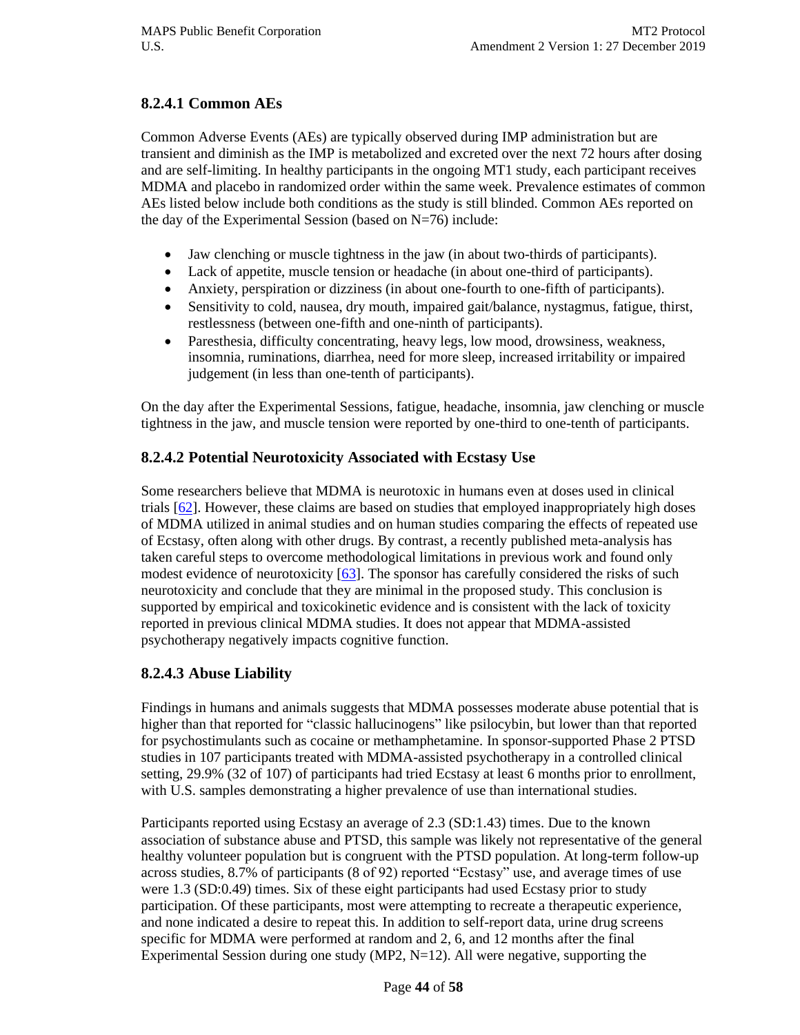### 8.2.4.1 Common AEs

Common Adverse Events (AEs) are typically observed during IMP administration but are transient and diminish as the IMP is metabolized and excreted over the next 72 hours after dosing and are self-limiting. In healthy participants in the ongoing MT1 study, each participant receives MDMA and placebo in randomized order within the same week. Prevalence estimates of common AEs listed below include both conditions as the study is still blinded. Common AEs reported on the day of the Experimental Session (based on N=76) include:

- Jaw clenching or muscle tightness in the jaw (in about two-thirds of participants).
- Lack of appetite, muscle tension or headache (in about one-third of participants).
- Anxiety, perspiration or dizziness (in about one-fourth to one-fifth of participants).
- Sensitivity to cold, nausea, dry mouth, impaired gait/balance, nystagmus, fatigue, thirst, restlessness (between one-fifth and one-ninth of participants).
- Paresthesia, difficulty concentrating, heavy legs, low mood, drowsiness, weakness, insomnia, ruminations, diarrhea, need for more sleep, increased irritability or impaired judgement (in less than one-tenth of participants).

On the day after the Experimental Sessions, fatigue, headache, insomnia, jaw clenching or muscle tightness in the jaw, and muscle tension were reported by one-third to one-tenth of participants.

### 8.2.4.2 Potential Neurotoxicity Associated with Ecstasy Use

Some researchers believe that MDMA is neurotoxic in humans even at doses used in clinical trials [62]. However, these claims are based on studies that employed inappropriately high doses of MDMA utilized in animal studies and on human studies comparing the effects of repeated use of Ecstasy, often along with other drugs. By contrast, a recently published meta-analysis has taken careful steps to overcome methodological limitations in previous work and found only modest evidence of neurotoxicity [63]. The sponsor has carefully considered the risks of such neurotoxicity and conclude that they are minimal in the proposed study. This conclusion is supported by empirical and toxicokinetic evidence and is consistent with the lack of toxicity reported in previous clinical MDMA studies. It does not appear that MDMA-assisted psychotherapy negatively impacts cognitive function.

### 8.2.4.3 Abuse Liability

Findings in humans and animals suggests that MDMA possesses moderate abuse potential that is higher than that reported for "classic hallucinogens" like psilocybin, but lower than that reported for psychostimulants such as cocaine or methamphetamine. In sponsor-supported Phase 2 PTSD studies in 107 participants treated with MDMA-assisted psychotherapy in a controlled clinical setting, 29.9% (32 of 107) of participants had tried Ecstasy at least 6 months prior to enrollment, with U.S. samples demonstrating a higher prevalence of use than international studies.

Participants reported using Ecstasy an average of 2.3 (SD:1.43) times. Due to the known association of substance abuse and PTSD, this sample was likely not representative of the general healthy volunteer population but is congruent with the PTSD population. At long-term follow-up across studies, 8.7% of participants (8 of 92) reported "Ecstasy" use, and average times of use were 1.3 (SD:0.49) times. Six of these eight participants had used Ecstasy prior to study participation. Of these participants, most were attempting to recreate a therapeutic experience, and none indicated a desire to repeat this. In addition to self-report data, urine drug screens specific for MDMA were performed at random and 2, 6, and 12 months after the final Experimental Session during one study (MP2, N=12). All were negative, supporting the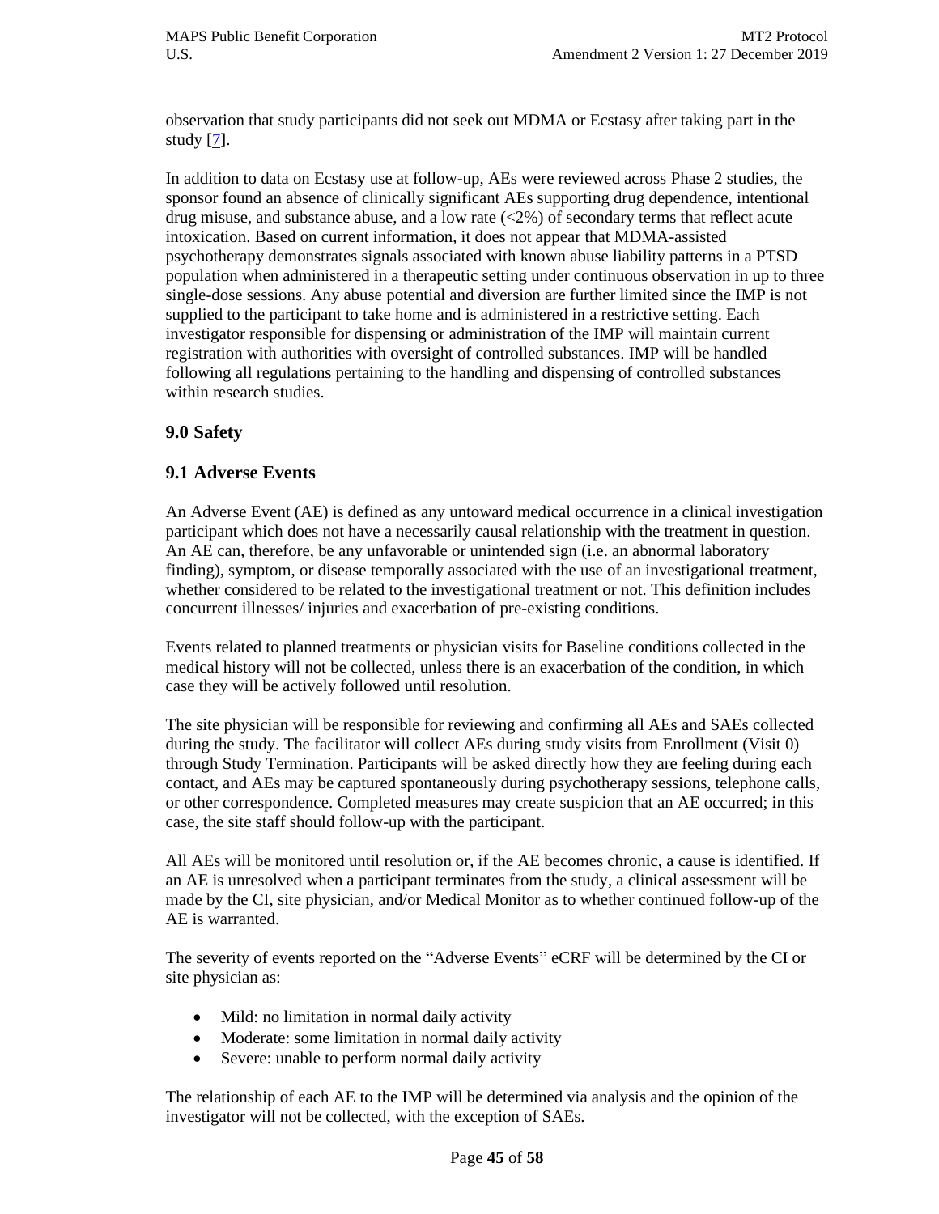observation that study participants did not seek out MDMA or Ecstasy after taking part in the study [7].

In addition to data on Ecstasy use at follow-up, AEs were reviewed across Phase 2 studies, the sponsor found an absence of clinically significant AEs supporting drug dependence, intentional drug misuse, and substance abuse, and a low rate (<2%) of secondary terms that reflect acute intoxication. Based on current information, it does not appear that MDMA-assisted psychotherapy demonstrates signals associated with known abuse liability patterns in a PTSD population when administered in a therapeutic setting under continuous observation in up to three single-dose sessions. Any abuse potential and diversion are further limited since the IMP is not supplied to the participant to take home and is administered in a restrictive setting. Each investigator responsible for dispensing or administration of the IMP will maintain current registration with authorities with oversight of controlled substances. IMP will be handled following all regulations pertaining to the handling and dispensing of controlled substances within research studies.

## 9.0 Safety

## 9.1 Adverse Events

An Adverse Event (AE) is defined as any untoward medical occurrence in a clinical investigation participant which does not have a necessarily causal relationship with the treatment in question. An AE can, therefore, be any unfavorable or unintended sign (i.e. an abnormal laboratory finding), symptom, or disease temporally associated with the use of an investigational treatment, whether considered to be related to the investigational treatment or not. This definition includes concurrent illnesses/ injuries and exacerbation of pre-existing conditions.

Events related to planned treatments or physician visits for Baseline conditions collected in the medical history will not be collected, unless there is an exacerbation of the condition, in which case they will be actively followed until resolution.

The site physician will be responsible for reviewing and confirming all AEs and SAEs collected during the study. The facilitator will collect AEs during study visits from Enrollment (Visit 0) through Study Termination. Participants will be asked directly how they are feeling during each contact, and AEs may be captured spontaneously during psychotherapy sessions, telephone calls, or other correspondence. Completed measures may create suspicion that an AE occurred; in this case, the site staff should follow-up with the participant.

All AEs will be monitored until resolution or, if the AE becomes chronic, a cause is identified. If an AE is unresolved when a participant terminates from the study, a clinical assessment will be made by the CI, site physician, and/or Medical Monitor as to whether continued follow-up of the AE is warranted.

The severity of events reported on the "Adverse Events" eCRF will be determined by the CI or site physician as:

- Mild: no limitation in normal daily activity
- Moderate: some limitation in normal daily activity
- Severe: unable to perform normal daily activity

The relationship of each AE to the IMP will be determined via analysis and the opinion of the investigator will not be collected, with the exception of SAEs.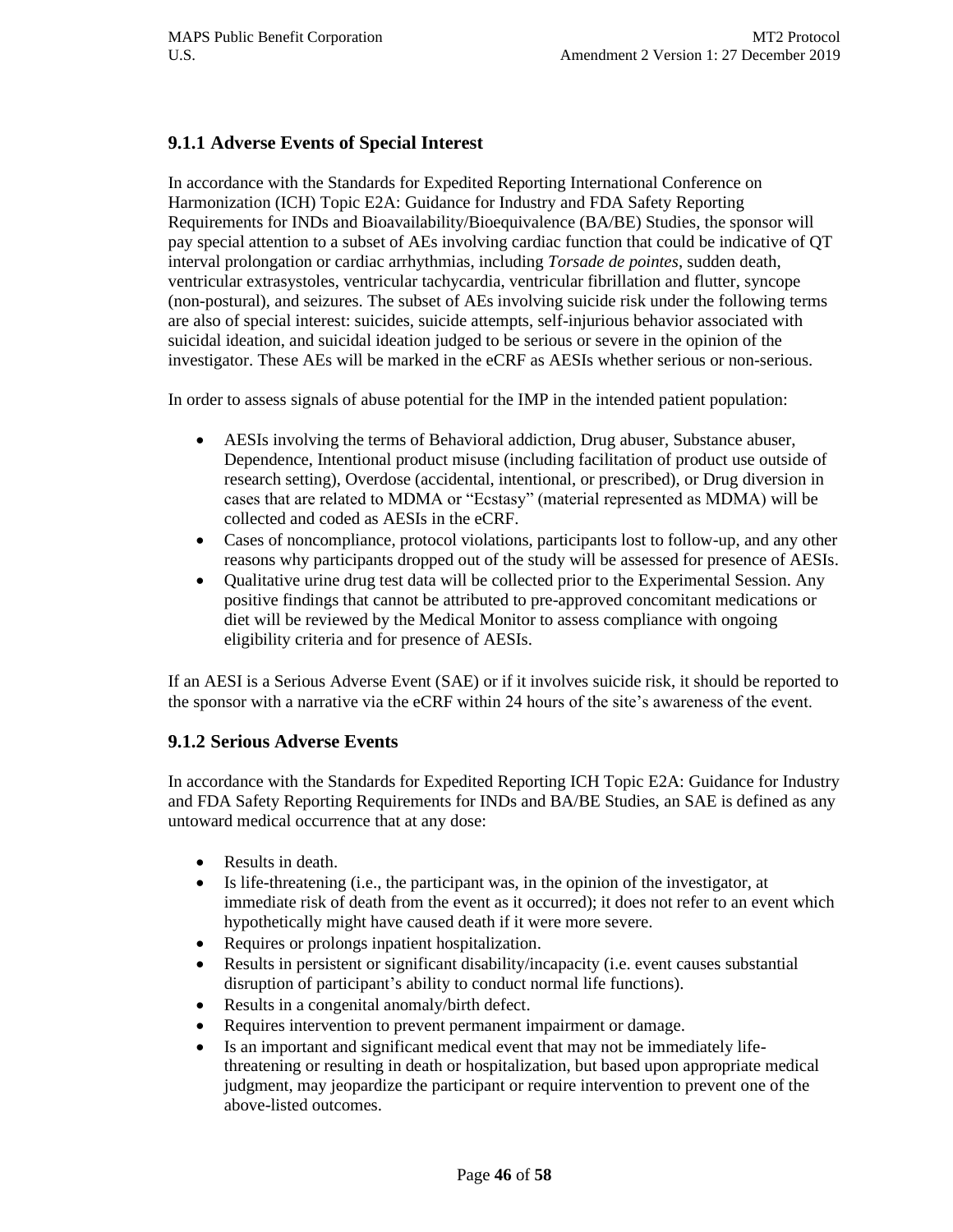### 9.1.1 Adverse Events of Special Interest

In accordance with the Standards for Expedited Reporting International Conference on Harmonization (ICH) Topic E2A: Guidance for Industry and FDA Safety Reporting Requirements for INDs and Bioavailability/Bioequivalence (BA/BE) Studies, the sponsor will pay special attention to a subset of AEs involving cardiac function that could be indicative of QT interval prolongation or cardiac arrhythmias, including *Torsade de pointes*, sudden death, ventricular extrasystoles, ventricular tachycardia, ventricular fibrillation and flutter, syncope (non-postural), and seizures. The subset of AEs involving suicide risk under the following terms are also of special interest: suicides, suicide attempts, self-injurious behavior associated with suicidal ideation, and suicidal ideation judged to be serious or severe in the opinion of the investigator. These AEs will be marked in the eCRF as AESIs whether serious or non-serious.

In order to assess signals of abuse potential for the IMP in the intended patient population:

- AESIs involving the terms of Behavioral addiction, Drug abuser, Substance abuser, Dependence, Intentional product misuse (including facilitation of product use outside of research setting), Overdose (accidental, intentional, or prescribed), or Drug diversion in cases that are related to MDMA or "Ecstasy" (material represented as MDMA) will be collected and coded as AESIs in the eCRF.
- Cases of noncompliance, protocol violations, participants lost to follow-up, and any other reasons why participants dropped out of the study will be assessed for presence of AESIs.
- Qualitative urine drug test data will be collected prior to the Experimental Session. Any positive findings that cannot be attributed to pre-approved concomitant medications or diet will be reviewed by the Medical Monitor to assess compliance with ongoing eligibility criteria and for presence of AESIs.

If an AESI is a Serious Adverse Event (SAE) or if it involves suicide risk, it should be reported to the sponsor with a narrative via the eCRF within 24 hours of the site's awareness of the event.

### 9.1.2 Serious Adverse Events

In accordance with the Standards for Expedited Reporting ICH Topic E2A: Guidance for Industry and FDA Safety Reporting Requirements for INDs and BA/BE Studies, an SAE is defined as any untoward medical occurrence that at any dose:

- Results in death.
- Is life-threatening (i.e., the participant was, in the opinion of the investigator, at immediate risk of death from the event as it occurred); it does not refer to an event which hypothetically might have caused death if it were more severe.
- Requires or prolongs inpatient hospitalization.
- Results in persistent or significant disability/incapacity (i.e. event causes substantial disruption of participant's ability to conduct normal life functions).
- Results in a congenital anomaly/birth defect.
- Requires intervention to prevent permanent impairment or damage.
- Is an important and significant medical event that may not be immediately life-threatening or resulting in death or hospitalization, but based upon appropriate medical judgment, may jeopardize the participant or require intervention to prevent one of the above-listed outcomes.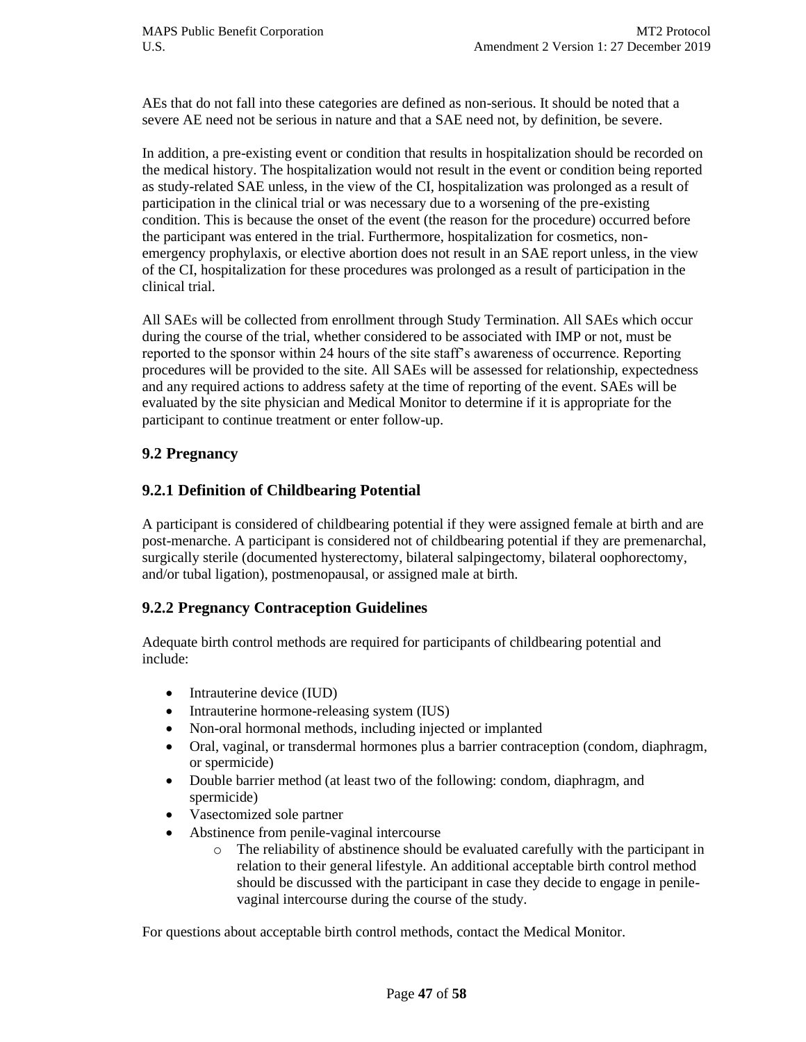AEs that do not fall into these categories are defined as non-serious. It should be noted that a severe AE need not be serious in nature and that a SAE need not, by definition, be severe.

In addition, a pre-existing event or condition that results in hospitalization should be recorded on the medical history. The hospitalization would not result in the event or condition being reported as study-related SAE unless, in the view of the CI, hospitalization was prolonged as a result of participation in the clinical trial or was necessary due to a worsening of the pre-existing condition. This is because the onset of the event (the reason for the procedure) occurred before the participant was entered in the trial. Furthermore, hospitalization for cosmetics, non-emergency prophylaxis, or elective abortion does not result in an SAE report unless, in the view of the CI, hospitalization for these procedures was prolonged as a result of participation in the clinical trial.

All SAEs will be collected from enrollment through Study Termination. All SAEs which occur during the course of the trial, whether considered to be associated with IMP or not, must be reported to the sponsor within 24 hours of the site staff's awareness of occurrence. Reporting procedures will be provided to the site. All SAEs will be assessed for relationship, expectedness and any required actions to address safety at the time of reporting of the event. SAEs will be evaluated by the site physician and Medical Monitor to determine if it is appropriate for the participant to continue treatment or enter follow-up.

## 9.2 Pregnancy

### 9.2.1 Definition of Childbearing Potential

A participant is considered of childbearing potential if they were assigned female at birth and are post-menarche. A participant is considered not of childbearing potential if they are premenarchal, surgically sterile (documented hysterectomy, bilateral salpingectomy, bilateral oophorectomy, and/or tubal ligation), postmenopausal, or assigned male at birth.

### 9.2.2 Pregnancy Contraception Guidelines

Adequate birth control methods are required for participants of childbearing potential and include:

- Intrauterine device (IUD)
- Intrauterine hormone-releasing system (IUS)
- Non-oral hormonal methods, including injected or implanted
- Oral, vaginal, or transdermal hormones plus a barrier contraception (condom, diaphragm, or spermicide)
- Double barrier method (at least two of the following: condom, diaphragm, and spermicide)
- Vasectomized sole partner
- Abstinence from penile-vaginal intercourse
  - The reliability of abstinence should be evaluated carefully with the participant in relation to their general lifestyle. An additional acceptable birth control method should be discussed with the participant in case they decide to engage in penile-vaginal intercourse during the course of the study.

For questions about acceptable birth control methods, contact the Medical Monitor.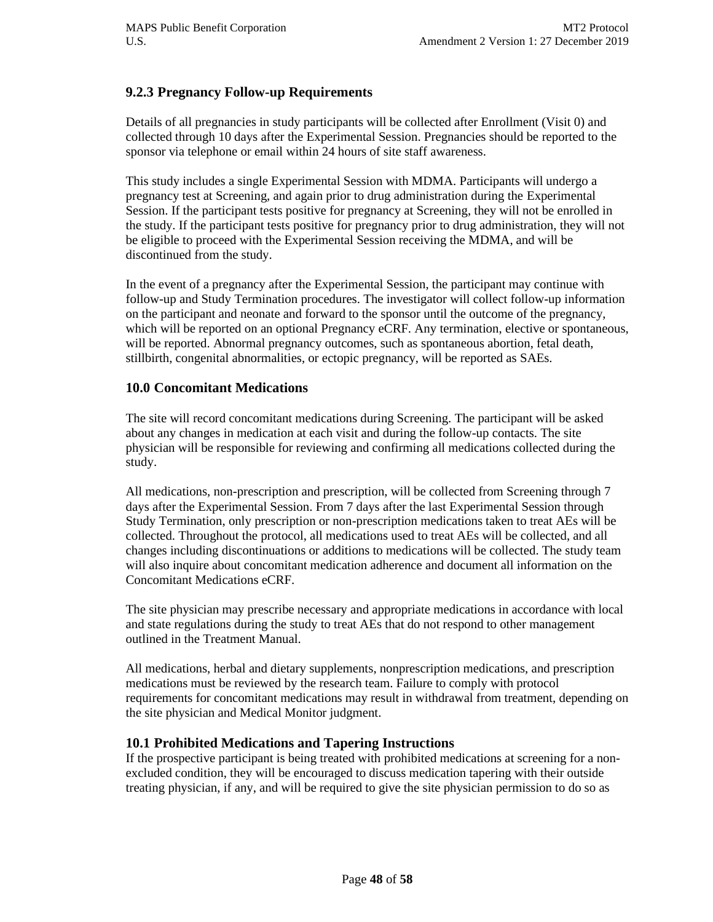### 9.2.3 Pregnancy Follow-up Requirements

Details of all pregnancies in study participants will be collected after Enrollment (Visit 0) and collected through 10 days after the Experimental Session. Pregnancies should be reported to the sponsor via telephone or email within 24 hours of site staff awareness.

This study includes a single Experimental Session with MDMA. Participants will undergo a pregnancy test at Screening, and again prior to drug administration during the Experimental Session. If the participant tests positive for pregnancy at Screening, they will not be enrolled in the study. If the participant tests positive for pregnancy prior to drug administration, they will not be eligible to proceed with the Experimental Session receiving the MDMA, and will be discontinued from the study.

In the event of a pregnancy after the Experimental Session, the participant may continue with follow-up and Study Termination procedures. The investigator will collect follow-up information on the participant and neonate and forward to the sponsor until the outcome of the pregnancy, which will be reported on an optional Pregnancy eCRF. Any termination, elective or spontaneous, will be reported. Abnormal pregnancy outcomes, such as spontaneous abortion, fetal death, stillbirth, congenital abnormalities, or ectopic pregnancy, will be reported as SAEs.

## 10.0 Concomitant Medications

The site will record concomitant medications during Screening. The participant will be asked about any changes in medication at each visit and during the follow-up contacts. The site physician will be responsible for reviewing and confirming all medications collected during the study.

All medications, non-prescription and prescription, will be collected from Screening through 7 days after the Experimental Session. From 7 days after the last Experimental Session through Study Termination, only prescription or non-prescription medications taken to treat AEs will be collected. Throughout the protocol, all medications used to treat AEs will be collected, and all changes including discontinuations or additions to medications will be collected. The study team will also inquire about concomitant medication adherence and document all information on the Concomitant Medications eCRF.

The site physician may prescribe necessary and appropriate medications in accordance with local and state regulations during the study to treat AEs that do not respond to other management outlined in the Treatment Manual.

All medications, herbal and dietary supplements, nonprescription medications, and prescription medications must be reviewed by the research team. Failure to comply with protocol requirements for concomitant medications may result in withdrawal from treatment, depending on the site physician and Medical Monitor judgment.

### 10.1 Prohibited Medications and Tapering Instructions

If the prospective participant is being treated with prohibited medications at screening for a non-excluded condition, they will be encouraged to discuss medication tapering with their outside treating physician, if any, and will be required to give the site physician permission to do so as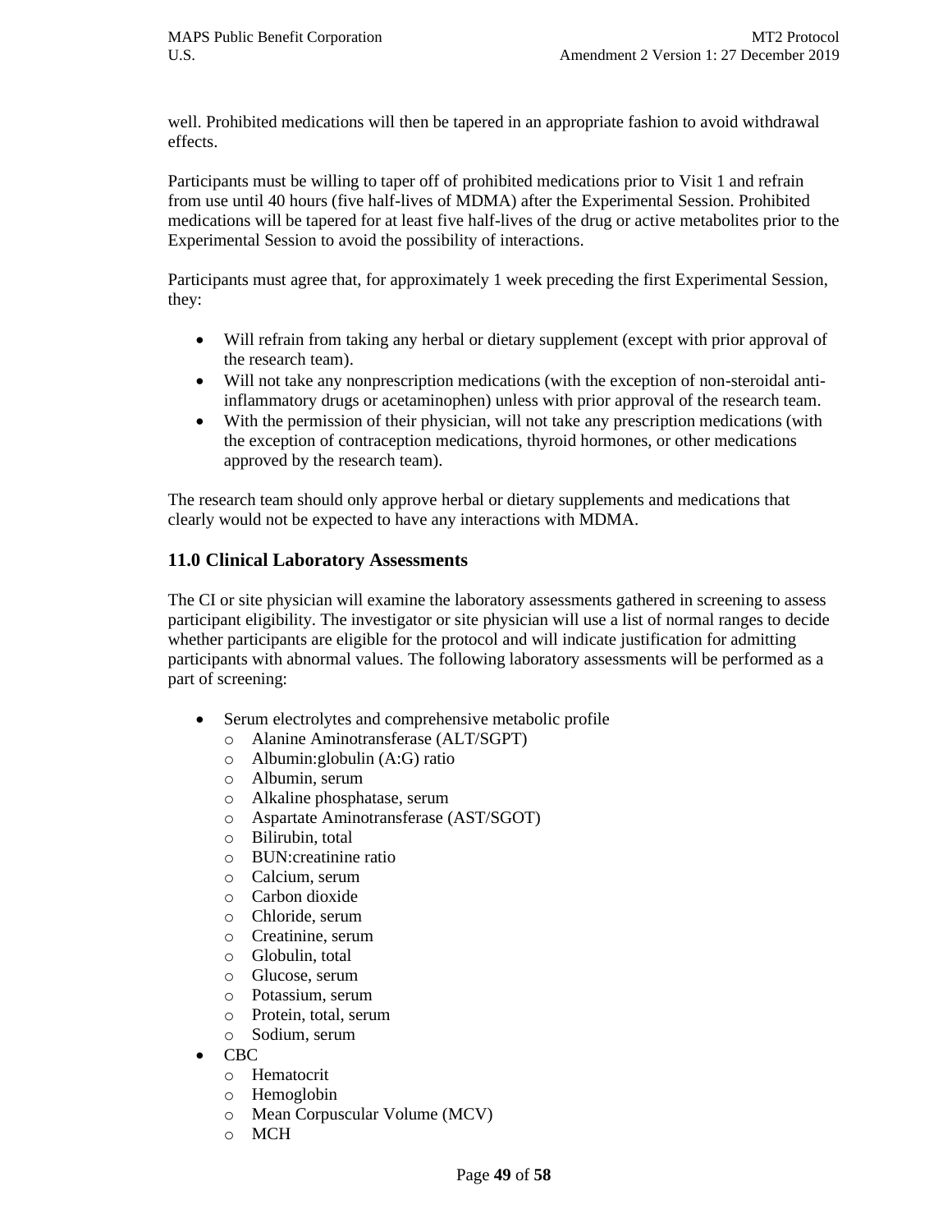well. Prohibited medications will then be tapered in an appropriate fashion to avoid withdrawal effects.

Participants must be willing to taper off of prohibited medications prior to Visit 1 and refrain from use until 40 hours (five half-lives of MDMA) after the Experimental Session. Prohibited medications will be tapered for at least five half-lives of the drug or active metabolites prior to the Experimental Session to avoid the possibility of interactions.

Participants must agree that, for approximately 1 week preceding the first Experimental Session, they:

- Will refrain from taking any herbal or dietary supplement (except with prior approval of the research team).
- Will not take any nonprescription medications (with the exception of non-steroidal anti-inflammatory drugs or acetaminophen) unless with prior approval of the research team.
- With the permission of their physician, will not take any prescription medications (with the exception of contraception medications, thyroid hormones, or other medications approved by the research team).

The research team should only approve herbal or dietary supplements and medications that clearly would not be expected to have any interactions with MDMA.

## 11.0 Clinical Laboratory Assessments

The CI or site physician will examine the laboratory assessments gathered in screening to assess participant eligibility. The investigator or site physician will use a list of normal ranges to decide whether participants are eligible for the protocol and will indicate justification for admitting participants with abnormal values. The following laboratory assessments will be performed as a part of screening:

- Serum electrolytes and comprehensive metabolic profile
  - Alanine Aminotransferase (ALT/SGPT)
  - Albumin:globulin (A:G) ratio
  - Albumin, serum
  - Alkaline phosphatase, serum
  - Aspartate Aminotransferase (AST/SGOT)
  - Bilirubin, total
  - BUN:creatinine ratio
  - Calcium, serum
  - Carbon dioxide
  - Chloride, serum
  - Creatinine, serum
  - Globulin, total
  - Glucose, serum
  - Potassium, serum
  - Protein, total, serum
  - Sodium, serum
- CBC
  - Hematocrit
  - Hemoglobin
  - Mean Corpuscular Volume (MCV)
  - MCH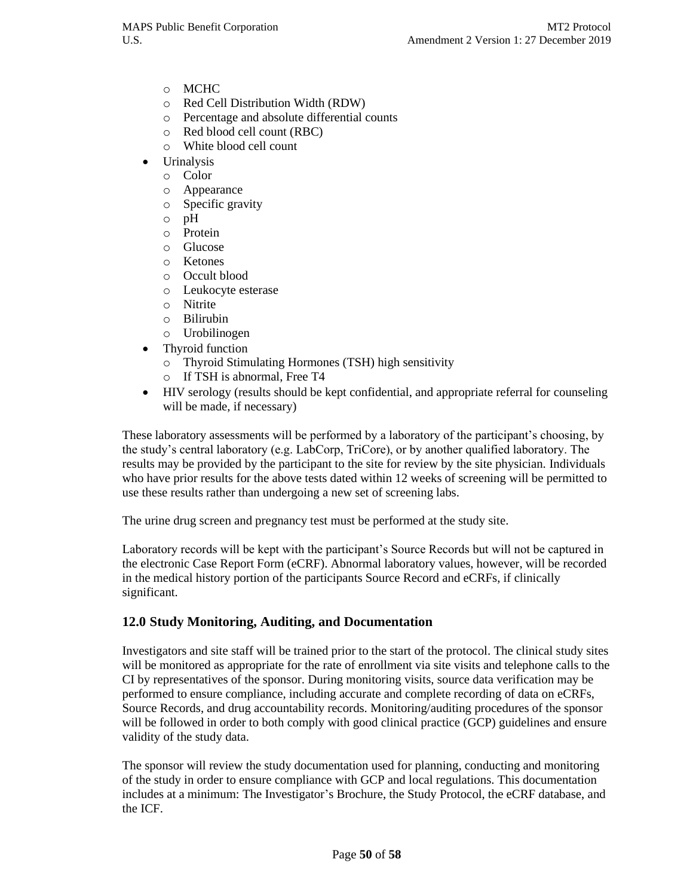- MCHC
  - Red Cell Distribution Width (RDW)
  - Percentage and absolute differential counts
  - Red blood cell count (RBC)
  - White blood cell count
- Urinalysis
  - Color
  - Appearance
  - Specific gravity
  - pH
  - Protein
  - Glucose
  - Ketones
  - Occult blood
  - Leukocyte esterase
  - Nitrite
  - Bilirubin
  - Urobilinogen
- Thyroid function
  - Thyroid Stimulating Hormones (TSH) high sensitivity
  - If TSH is abnormal, Free T4
- HIV serology (results should be kept confidential, and appropriate referral for counseling will be made, if necessary)

These laboratory assessments will be performed by a laboratory of the participant's choosing, by the study's central laboratory (e.g. LabCorp, TriCore), or by another qualified laboratory. The results may be provided by the participant to the site for review by the site physician. Individuals who have prior results for the above tests dated within 12 weeks of screening will be permitted to use these results rather than undergoing a new set of screening labs.

The urine drug screen and pregnancy test must be performed at the study site.

Laboratory records will be kept with the participant's Source Records but will not be captured in the electronic Case Report Form (eCRF). Abnormal laboratory values, however, will be recorded in the medical history portion of the participants Source Record and eCRFs, if clinically significant.

## 12.0 Study Monitoring, Auditing, and Documentation

Investigators and site staff will be trained prior to the start of the protocol. The clinical study sites will be monitored as appropriate for the rate of enrollment via site visits and telephone calls to the CI by representatives of the sponsor. During monitoring visits, source data verification may be performed to ensure compliance, including accurate and complete recording of data on eCRFs, Source Records, and drug accountability records. Monitoring/auditing procedures of the sponsor will be followed in order to both comply with good clinical practice (GCP) guidelines and ensure validity of the study data.

The sponsor will review the study documentation used for planning, conducting and monitoring of the study in order to ensure compliance with GCP and local regulations. This documentation includes at a minimum: The Investigator's Brochure, the Study Protocol, the eCRF database, and the ICF.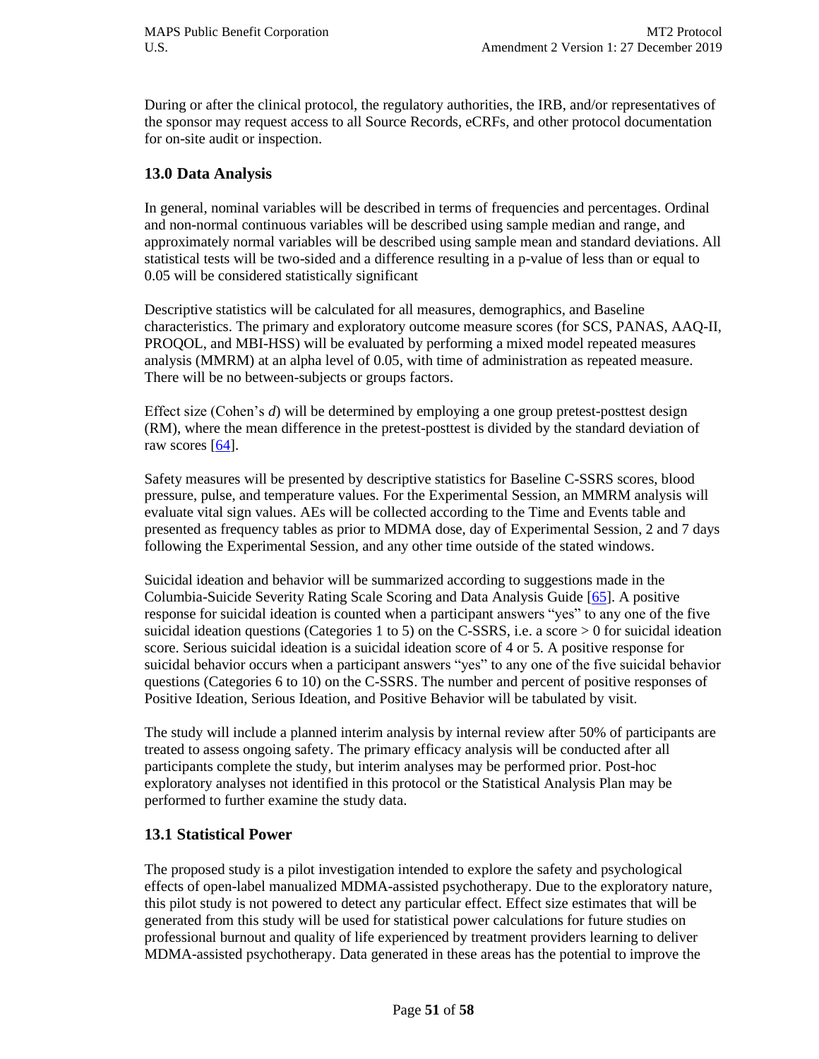During or after the clinical protocol, the regulatory authorities, the IRB, and/or representatives of the sponsor may request access to all Source Records, eCRFs, and other protocol documentation for on-site audit or inspection.

## 13.0 Data Analysis

In general, nominal variables will be described in terms of frequencies and percentages. Ordinal and non-normal continuous variables will be described using sample median and range, and approximately normal variables will be described using sample mean and standard deviations. All statistical tests will be two-sided and a difference resulting in a p-value of less than or equal to 0.05 will be considered statistically significant

Descriptive statistics will be calculated for all measures, demographics, and Baseline characteristics. The primary and exploratory outcome measure scores (for SCS, PANAS, AAQ-II, PROQOL, and MBI-HSS) will be evaluated by performing a mixed model repeated measures analysis (MMRM) at an alpha level of 0.05, with time of administration as repeated measure. There will be no between-subjects or groups factors.

Effect size (Cohen's *d*) will be determined by employing a one group pretest-posttest design (RM), where the mean difference in the pretest-posttest is divided by the standard deviation of raw scores [64].

Safety measures will be presented by descriptive statistics for Baseline C-SSRS scores, blood pressure, pulse, and temperature values. For the Experimental Session, an MMRM analysis will evaluate vital sign values. AEs will be collected according to the Time and Events table and presented as frequency tables as prior to MDMA dose, day of Experimental Session, 2 and 7 days following the Experimental Session, and any other time outside of the stated windows.

Suicidal ideation and behavior will be summarized according to suggestions made in the Columbia-Suicide Severity Rating Scale Scoring and Data Analysis Guide [65]. A positive response for suicidal ideation is counted when a participant answers "yes" to any one of the five suicidal ideation questions (Categories 1 to 5) on the C-SSRS, i.e. a score > 0 for suicidal ideation score. Serious suicidal ideation is a suicidal ideation score of 4 or 5. A positive response for suicidal behavior occurs when a participant answers "yes" to any one of the five suicidal behavior questions (Categories 6 to 10) on the C-SSRS. The number and percent of positive responses of Positive Ideation, Serious Ideation, and Positive Behavior will be tabulated by visit.

The study will include a planned interim analysis by internal review after 50% of participants are treated to assess ongoing safety. The primary efficacy analysis will be conducted after all participants complete the study, but interim analyses may be performed prior. Post-hoc exploratory analyses not identified in this protocol or the Statistical Analysis Plan may be performed to further examine the study data.

## 13.1 Statistical Power

The proposed study is a pilot investigation intended to explore the safety and psychological effects of open-label manualized MDMA-assisted psychotherapy. Due to the exploratory nature, this pilot study is not powered to detect any particular effect. Effect size estimates that will be generated from this study will be used for statistical power calculations for future studies on professional burnout and quality of life experienced by treatment providers learning to deliver MDMA-assisted psychotherapy. Data generated in these areas has the potential to improve the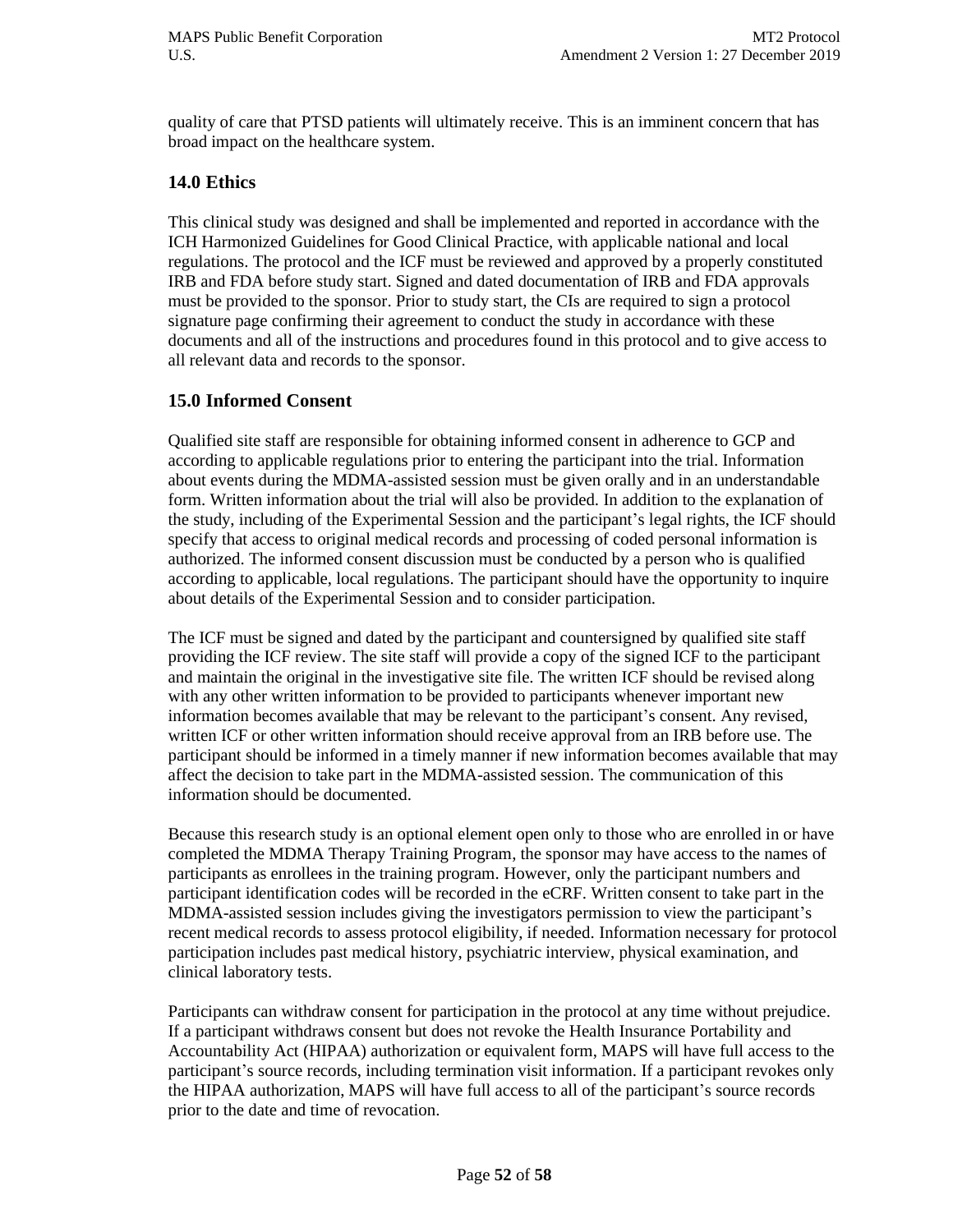quality of care that PTSD patients will ultimately receive. This is an imminent concern that has broad impact on the healthcare system.

## 14.0 Ethics

This clinical study was designed and shall be implemented and reported in accordance with the ICH Harmonized Guidelines for Good Clinical Practice, with applicable national and local regulations. The protocol and the ICF must be reviewed and approved by a properly constituted IRB and FDA before study start. Signed and dated documentation of IRB and FDA approvals must be provided to the sponsor. Prior to study start, the CIs are required to sign a protocol signature page confirming their agreement to conduct the study in accordance with these documents and all of the instructions and procedures found in this protocol and to give access to all relevant data and records to the sponsor.

## 15.0 Informed Consent

Qualified site staff are responsible for obtaining informed consent in adherence to GCP and according to applicable regulations prior to entering the participant into the trial. Information about events during the MDMA-assisted session must be given orally and in an understandable form. Written information about the trial will also be provided. In addition to the explanation of the study, including of the Experimental Session and the participant's legal rights, the ICF should specify that access to original medical records and processing of coded personal information is authorized. The informed consent discussion must be conducted by a person who is qualified according to applicable, local regulations. The participant should have the opportunity to inquire about details of the Experimental Session and to consider participation.

The ICF must be signed and dated by the participant and countersigned by qualified site staff providing the ICF review. The site staff will provide a copy of the signed ICF to the participant and maintain the original in the investigative site file. The written ICF should be revised along with any other written information to be provided to participants whenever important new information becomes available that may be relevant to the participant's consent. Any revised, written ICF or other written information should receive approval from an IRB before use. The participant should be informed in a timely manner if new information becomes available that may affect the decision to take part in the MDMA-assisted session. The communication of this information should be documented.

Because this research study is an optional element open only to those who are enrolled in or have completed the MDMA Therapy Training Program, the sponsor may have access to the names of participants as enrollees in the training program. However, only the participant numbers and participant identification codes will be recorded in the eCRF. Written consent to take part in the MDMA-assisted session includes giving the investigators permission to view the participant's recent medical records to assess protocol eligibility, if needed. Information necessary for protocol participation includes past medical history, psychiatric interview, physical examination, and clinical laboratory tests.

Participants can withdraw consent for participation in the protocol at any time without prejudice. If a participant withdraws consent but does not revoke the Health Insurance Portability and Accountability Act (HIPAA) authorization or equivalent form, MAPS will have full access to the participant's source records, including termination visit information. If a participant revokes only the HIPAA authorization, MAPS will have full access to all of the participant's source records prior to the date and time of revocation.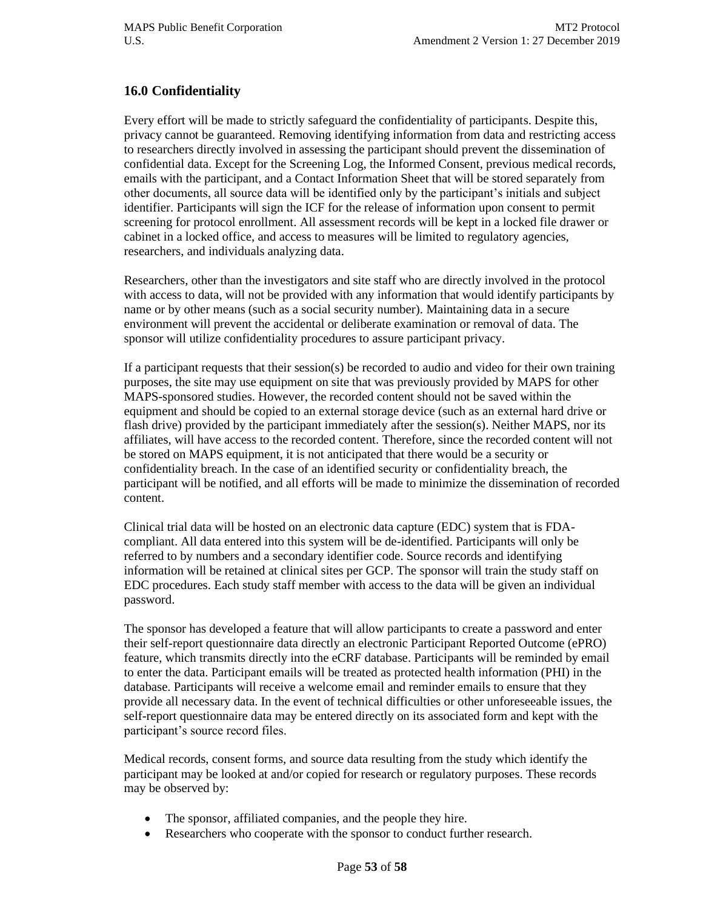## 16.0 Confidentiality

Every effort will be made to strictly safeguard the confidentiality of participants. Despite this, privacy cannot be guaranteed. Removing identifying information from data and restricting access to researchers directly involved in assessing the participant should prevent the dissemination of confidential data. Except for the Screening Log, the Informed Consent, previous medical records, emails with the participant, and a Contact Information Sheet that will be stored separately from other documents, all source data will be identified only by the participant's initials and subject identifier. Participants will sign the ICF for the release of information upon consent to permit screening for protocol enrollment. All assessment records will be kept in a locked file drawer or cabinet in a locked office, and access to measures will be limited to regulatory agencies, researchers, and individuals analyzing data.

Researchers, other than the investigators and site staff who are directly involved in the protocol with access to data, will not be provided with any information that would identify participants by name or by other means (such as a social security number). Maintaining data in a secure environment will prevent the accidental or deliberate examination or removal of data. The sponsor will utilize confidentiality procedures to assure participant privacy.

If a participant requests that their session(s) be recorded to audio and video for their own training purposes, the site may use equipment on site that was previously provided by MAPS for other MAPS-sponsored studies. However, the recorded content should not be saved within the equipment and should be copied to an external storage device (such as an external hard drive or flash drive) provided by the participant immediately after the session(s). Neither MAPS, nor its affiliates, will have access to the recorded content. Therefore, since the recorded content will not be stored on MAPS equipment, it is not anticipated that there would be a security or confidentiality breach. In the case of an identified security or confidentiality breach, the participant will be notified, and all efforts will be made to minimize the dissemination of recorded content.

Clinical trial data will be hosted on an electronic data capture (EDC) system that is FDA-compliant. All data entered into this system will be de-identified. Participants will only be referred to by numbers and a secondary identifier code. Source records and identifying information will be retained at clinical sites per GCP. The sponsor will train the study staff on EDC procedures. Each study staff member with access to the data will be given an individual password.

The sponsor has developed a feature that will allow participants to create a password and enter their self-report questionnaire data directly an electronic Participant Reported Outcome (ePRO) feature, which transmits directly into the eCRF database. Participants will be reminded by email to enter the data. Participant emails will be treated as protected health information (PHI) in the database. Participants will receive a welcome email and reminder emails to ensure that they provide all necessary data. In the event of technical difficulties or other unforeseeable issues, the self-report questionnaire data may be entered directly on its associated form and kept with the participant's source record files.

Medical records, consent forms, and source data resulting from the study which identify the participant may be looked at and/or copied for research or regulatory purposes. These records may be observed by:

- The sponsor, affiliated companies, and the people they hire.
- Researchers who cooperate with the sponsor to conduct further research.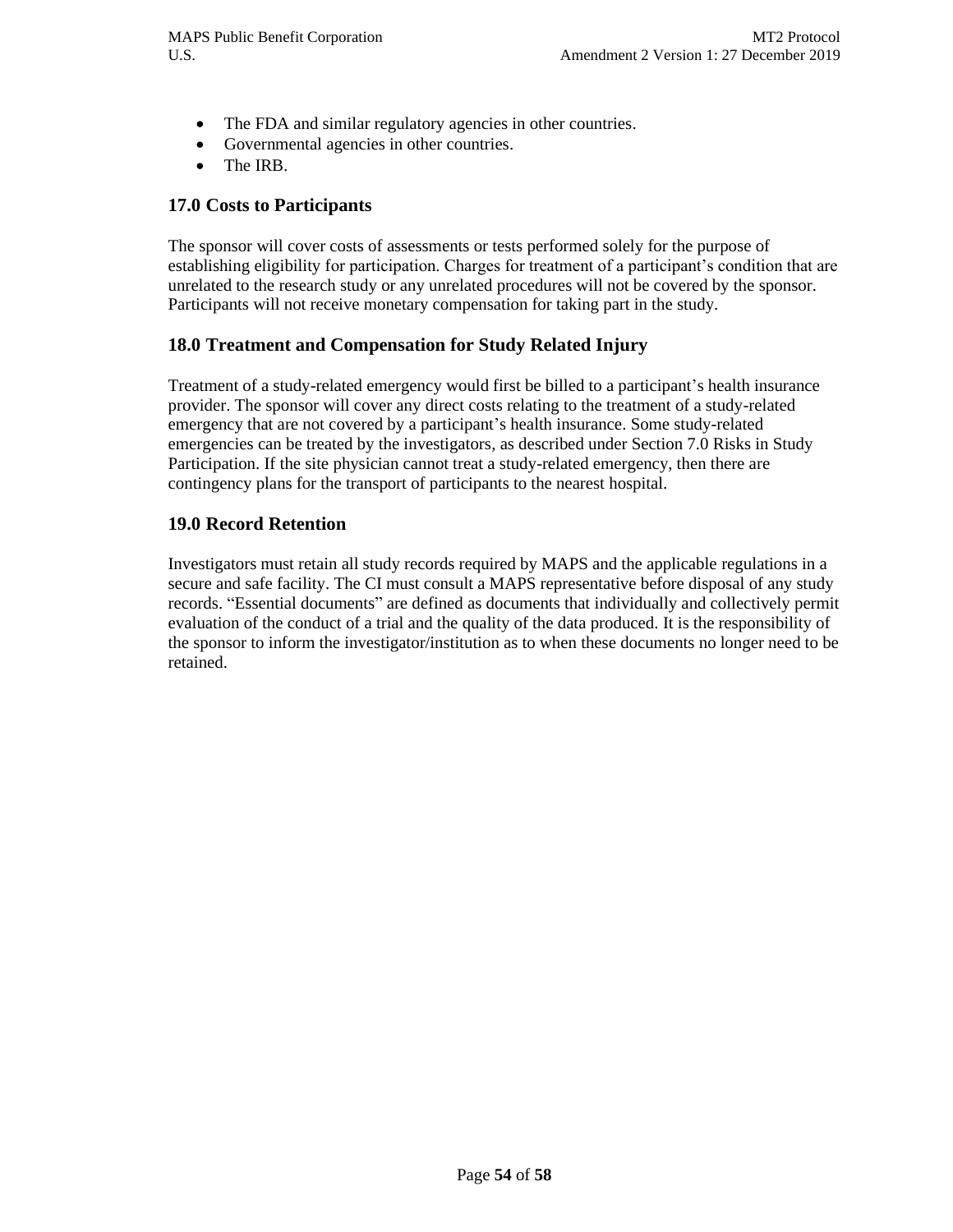- The FDA and similar regulatory agencies in other countries.
- Governmental agencies in other countries.
- The IRB.

## 17.0 Costs to Participants

The sponsor will cover costs of assessments or tests performed solely for the purpose of establishing eligibility for participation. Charges for treatment of a participant's condition that are unrelated to the research study or any unrelated procedures will not be covered by the sponsor. Participants will not receive monetary compensation for taking part in the study.

## 18.0 Treatment and Compensation for Study Related Injury

Treatment of a study-related emergency would first be billed to a participant's health insurance provider. The sponsor will cover any direct costs relating to the treatment of a study-related emergency that are not covered by a participant's health insurance. Some study-related emergencies can be treated by the investigators, as described under Section 7.0 Risks in Study Participation. If the site physician cannot treat a study-related emergency, then there are contingency plans for the transport of participants to the nearest hospital.

## 19.0 Record Retention

Investigators must retain all study records required by MAPS and the applicable regulations in a secure and safe facility. The CI must consult a MAPS representative before disposal of any study records. "Essential documents" are defined as documents that individually and collectively permit evaluation of the conduct of a trial and the quality of the data produced. It is the responsibility of the sponsor to inform the investigator/institution as to when these documents no longer need to be retained.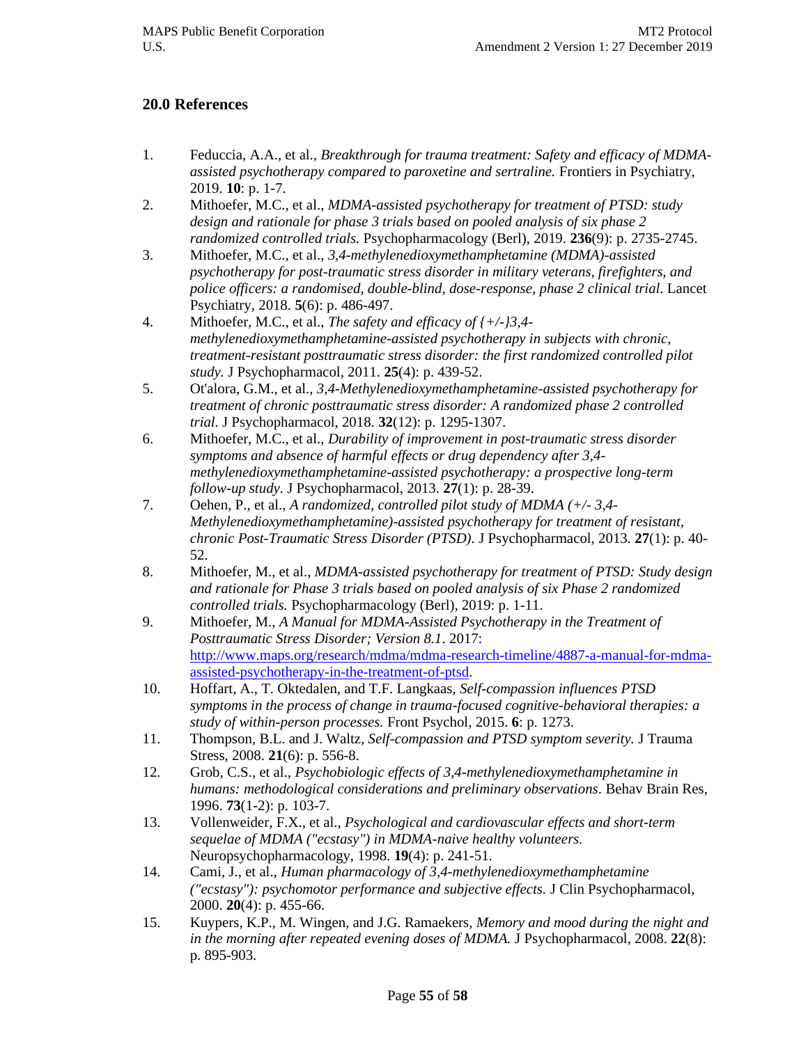## 20.0 References

1. Feduccia, A.A., et al., *Breakthrough for trauma treatment: Safety and efficacy of MDMA-assisted psychotherapy compared to paroxetine and sertraline.* Frontiers in Psychiatry, 2019. **10**: p. 1-7.
2. Mithoefer, M.C., et al., *MDMA-assisted psychotherapy for treatment of PTSD: study design and rationale for phase 3 trials based on pooled analysis of six phase 2 randomized controlled trials.* Psychopharmacology (Berl), 2019. **236**(9): p. 2735-2745.
3. Mithoefer, M.C., et al., *3,4-methylenedioxymethamphetamine (MDMA)-assisted psychotherapy for post-traumatic stress disorder in military veterans, firefighters, and police officers: a randomised, double-blind, dose-response, phase 2 clinical trial.* Lancet Psychiatry, 2018. **5**(6): p. 486-497.
4. Mithoefer, M.C., et al., *The safety and efficacy of {+/-}3,4-methylenedioxymethamphetamine-assisted psychotherapy in subjects with chronic, treatment-resistant posttraumatic stress disorder: the first randomized controlled pilot study.* J Psychopharmacol, 2011. **25**(4): p. 439-52.
5. Ot'alora, G.M., et al., *3,4-Methylenedioxymethamphetamine-assisted psychotherapy for treatment of chronic posttraumatic stress disorder: A randomized phase 2 controlled trial.* J Psychopharmacol, 2018. **32**(12): p. 1295-1307.
6. Mithoefer, M.C., et al., *Durability of improvement in post-traumatic stress disorder symptoms and absence of harmful effects or drug dependency after 3,4-methylenedioxymethamphetamine-assisted psychotherapy: a prospective long-term follow-up study.* J Psychopharmacol, 2013. **27**(1): p. 28-39.
7. Oehen, P., et al., *A randomized, controlled pilot study of MDMA (+/- 3,4-Methylenedioxymethamphetamine)-assisted psychotherapy for treatment of resistant, chronic Post-Traumatic Stress Disorder (PTSD).* J Psychopharmacol, 2013. **27**(1): p. 40-52.
8. Mithoefer, M., et al., *MDMA-assisted psychotherapy for treatment of PTSD: Study design and rationale for Phase 3 trials based on pooled analysis of six Phase 2 randomized controlled trials.* Psychopharmacology (Berl), 2019: p. 1-11.
9. Mithoefer, M., *A Manual for MDMA-Assisted Psychotherapy in the Treatment of Posttraumatic Stress Disorder; Version 8.1*. 2017: [http://www.maps.org/research/mdma/mdma-research-timeline/4887-a-manual-for-mdma-assisted-psychotherapy-in-the-treatment-of-ptsd](http://www.maps.org/research/mdma/mdma-research-timeline/4887-a-manual-for-mdma-assisted-psychotherapy-in-the-treatment-of-ptsd).
10. Hoffart, A., T. Oktedalen, and T.F. Langkaas, *Self-compassion influences PTSD symptoms in the process of change in trauma-focused cognitive-behavioral therapies: a study of within-person processes.* Front Psychol, 2015. **6**: p. 1273.
11. Thompson, B.L. and J. Waltz, *Self-compassion and PTSD symptom severity.* J Trauma Stress, 2008. **21**(6): p. 556-8.
12. Grob, C.S., et al., *Psychobiologic effects of 3,4-methylenedioxymethamphetamine in humans: methodological considerations and preliminary observations*. Behav Brain Res, 1996. **73**(1-2): p. 103-7.
13. Vollenweider, F.X., et al., *Psychological and cardiovascular effects and short-term sequelae of MDMA ("ecstasy") in MDMA-naive healthy volunteers.* Neuropsychopharmacology, 1998. **19**(4): p. 241-51.
14. Cami, J., et al., *Human pharmacology of 3,4-methylenedioxymethamphetamine ("ecstasy"): psychomotor performance and subjective effects.* J Clin Psychopharmacol, 2000. **20**(4): p. 455-66.
15. Kuypers, K.P., M. Wingen, and J.G. Ramaekers, *Memory and mood during the night and in the morning after repeated evening doses of MDMA.* J Psychopharmacol, 2008. **22**(8): p. 895-903.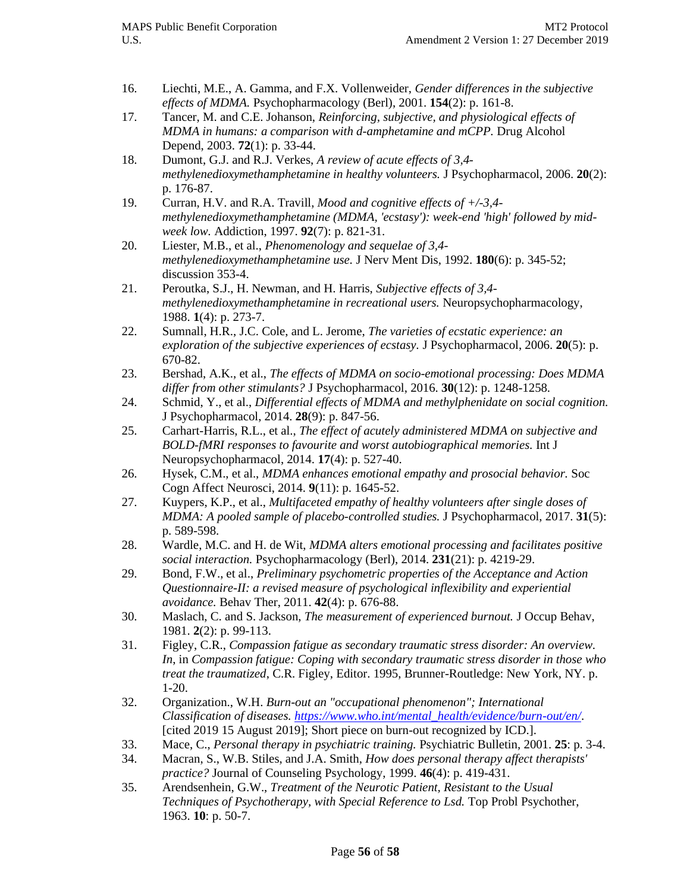16. Liechti, M.E., A. Gamma, and F.X. Vollenweider, *Gender differences in the subjective effects of MDMA.* Psychopharmacology (Berl), 2001. **154**(2): p. 161-8.
17. Tancer, M. and C.E. Johanson, *Reinforcing, subjective, and physiological effects of MDMA in humans: a comparison with d-amphetamine and mCPP.* Drug Alcohol Depend, 2003. **72**(1): p. 33-44.
18. Dumont, G.J. and R.J. Verkes, *A review of acute effects of 3,4-methylenedioxymethamphetamine in healthy volunteers.* J Psychopharmacol, 2006. **20**(2): p. 176-87.
19. Curran, H.V. and R.A. Travill, *Mood and cognitive effects of +/-3,4-methylenedioxymethamphetamine (MDMA, 'ecstasy'): week-end 'high' followed by mid-week low.* Addiction, 1997. **92**(7): p. 821-31.
20. Liester, M.B., et al., *Phenomenology and sequelae of 3,4-methylenedioxymethamphetamine use.* J Nerv Ment Dis, 1992. **180**(6): p. 345-52; discussion 353-4.
21. Peroutka, S.J., H. Newman, and H. Harris, *Subjective effects of 3,4-methylenedioxymethamphetamine in recreational users.* Neuropsychopharmacology, 1988. **1**(4): p. 273-7.
22. Sumnall, H.R., J.C. Cole, and L. Jerome, *The varieties of ecstatic experience: an exploration of the subjective experiences of ecstasy.* J Psychopharmacol, 2006. **20**(5): p. 670-82.
23. Bershad, A.K., et al., *The effects of MDMA on socio-emotional processing: Does MDMA differ from other stimulants?* J Psychopharmacol, 2016. **30**(12): p. 1248-1258.
24. Schmid, Y., et al., *Differential effects of MDMA and methylphenidate on social cognition.* J Psychopharmacol, 2014. **28**(9): p. 847-56.
25. Carhart-Harris, R.L., et al., *The effect of acutely administered MDMA on subjective and BOLD-fMRI responses to favourite and worst autobiographical memories.* Int J Neuropsychopharmacol, 2014. **17**(4): p. 527-40.
26. Hysek, C.M., et al., *MDMA enhances emotional empathy and prosocial behavior.* Soc Cogn Affect Neurosci, 2014. **9**(11): p. 1645-52.
27. Kuypers, K.P., et al., *Multifaceted empathy of healthy volunteers after single doses of MDMA: A pooled sample of placebo-controlled studies.* J Psychopharmacol, 2017. **31**(5): p. 589-598.
28. Wardle, M.C. and H. de Wit, *MDMA alters emotional processing and facilitates positive social interaction.* Psychopharmacology (Berl), 2014. **231**(21): p. 4219-29.
29. Bond, F.W., et al., *Preliminary psychometric properties of the Acceptance and Action Questionnaire-II: a revised measure of psychological inflexibility and experiential avoidance.* Behav Ther, 2011. **42**(4): p. 676-88.
30. Maslach, C. and S. Jackson, *The measurement of experienced burnout.* J Occup Behav, 1981. **2**(2): p. 99-113.
31. Figley, C.R., *Compassion fatigue as secondary traumatic stress disorder: An overview. In*, in *Compassion fatigue: Coping with secondary traumatic stress disorder in those who treat the traumatized*, C.R. Figley, Editor. 1995, Brunner-Routledge: New York, NY. p. 1-20.
32. Organization., W.H. *Burn-out an "occupational phenomenon"; International Classification of diseases. https://www.who.int/mental_health/evidence/burn-out/en/.* [cited 2019 15 August 2019]; Short piece on burn-out recognized by ICD.].
33. Mace, C., *Personal therapy in psychiatric training.* Psychiatric Bulletin, 2001. **25**: p. 3-4.
34. Macran, S., W.B. Stiles, and J.A. Smith, *How does personal therapy affect therapists' practice?* Journal of Counseling Psychology, 1999. **46**(4): p. 419-431.
35. Arendsenhein, G.W., *Treatment of the Neurotic Patient, Resistant to the Usual Techniques of Psychotherapy, with Special Reference to Lsd.* Top Probl Psychother, 1963. **10**: p. 50-7.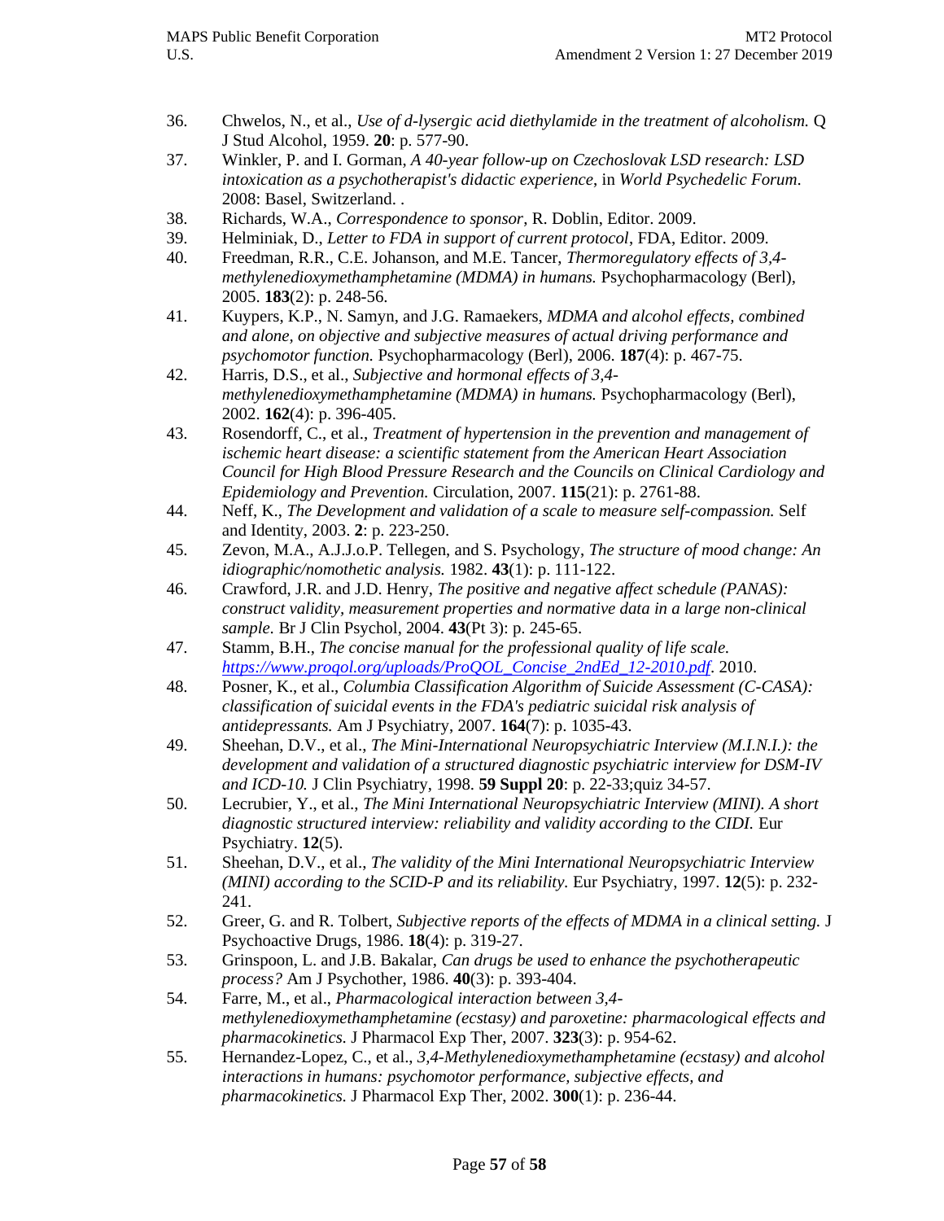36. Chwelos, N., et al., *Use of d-lysergic acid diethylamide in the treatment of alcoholism.* Q J Stud Alcohol, 1959. **20**: p. 577-90.
37. Winkler, P. and I. Gorman, *A 40-year follow-up on Czechoslovak LSD research: LSD intoxication as a psychotherapist's didactic experience*, in *World Psychedelic Forum*. 2008: Basel, Switzerland. .
38. Richards, W.A., *Correspondence to sponsor*, R. Doblin, Editor. 2009.
39. Helminiak, D., *Letter to FDA in support of current protocol*, FDA, Editor. 2009.
40. Freedman, R.R., C.E. Johanson, and M.E. Tancer, *Thermoregulatory effects of 3,4-methylenedioxymethamphetamine (MDMA) in humans.* Psychopharmacology (Berl), 2005. **183**(2): p. 248-56.
41. Kuypers, K.P., N. Samyn, and J.G. Ramaekers, *MDMA and alcohol effects, combined and alone, on objective and subjective measures of actual driving performance and psychomotor function.* Psychopharmacology (Berl), 2006. **187**(4): p. 467-75.
42. Harris, D.S., et al., *Subjective and hormonal effects of 3,4-methylenedioxymethamphetamine (MDMA) in humans.* Psychopharmacology (Berl), 2002. **162**(4): p. 396-405.
43. Rosendorff, C., et al., *Treatment of hypertension in the prevention and management of ischemic heart disease: a scientific statement from the American Heart Association Council for High Blood Pressure Research and the Councils on Clinical Cardiology and Epidemiology and Prevention.* Circulation, 2007. **115**(21): p. 2761-88.
44. Neff, K., *The Development and validation of a scale to measure self-compassion.* Self and Identity, 2003. **2**: p. 223-250.
45. Zevon, M.A., A.J.J.o.P. Tellegen, and S. Psychology, *The structure of mood change: An idiographic/nomothetic analysis.* 1982. **43**(1): p. 111-122.
46. Crawford, J.R. and J.D. Henry, *The positive and negative affect schedule (PANAS): construct validity, measurement properties and normative data in a large non-clinical sample.* Br J Clin Psychol, 2004. **43**(Pt 3): p. 245-65.
47. Stamm, B.H., *The concise manual for the professional quality of life scale.* [https://www.proqol.org/uploads/ProQOL_Concise_2ndEd_12-2010.pdf](https://www.proqol.org/uploads/ProQOL_Concise_2ndEd_12-2010.pdf). 2010.
48. Posner, K., et al., *Columbia Classification Algorithm of Suicide Assessment (C-CASA): classification of suicidal events in the FDA's pediatric suicidal risk analysis of antidepressants.* Am J Psychiatry, 2007. **164**(7): p. 1035-43.
49. Sheehan, D.V., et al., *The Mini-International Neuropsychiatric Interview (M.I.N.I.): the development and validation of a structured diagnostic psychiatric interview for DSM-IV and ICD-10.* J Clin Psychiatry, 1998. **59 Suppl 20**: p. 22-33;quiz 34-57.
50. Lecrubier, Y., et al., *The Mini International Neuropsychiatric Interview (MINI). A short diagnostic structured interview: reliability and validity according to the CIDI.* Eur Psychiatry. **12**(5).
51. Sheehan, D.V., et al., *The validity of the Mini International Neuropsychiatric Interview (MINI) according to the SCID-P and its reliability.* Eur Psychiatry, 1997. **12**(5): p. 232-241.
52. Greer, G. and R. Tolbert, *Subjective reports of the effects of MDMA in a clinical setting.* J Psychoactive Drugs, 1986. **18**(4): p. 319-27.
53. Grinspoon, L. and J.B. Bakalar, *Can drugs be used to enhance the psychotherapeutic process?* Am J Psychother, 1986. **40**(3): p. 393-404.
54. Farre, M., et al., *Pharmacological interaction between 3,4-methylenedioxymethamphetamine (ecstasy) and paroxetine: pharmacological effects and pharmacokinetics.* J Pharmacol Exp Ther, 2007. **323**(3): p. 954-62.
55. Hernandez-Lopez, C., et al., *3,4-Methylenedioxymethamphetamine (ecstasy) and alcohol interactions in humans: psychomotor performance, subjective effects, and pharmacokinetics.* J Pharmacol Exp Ther, 2002. **300**(1): p. 236-44.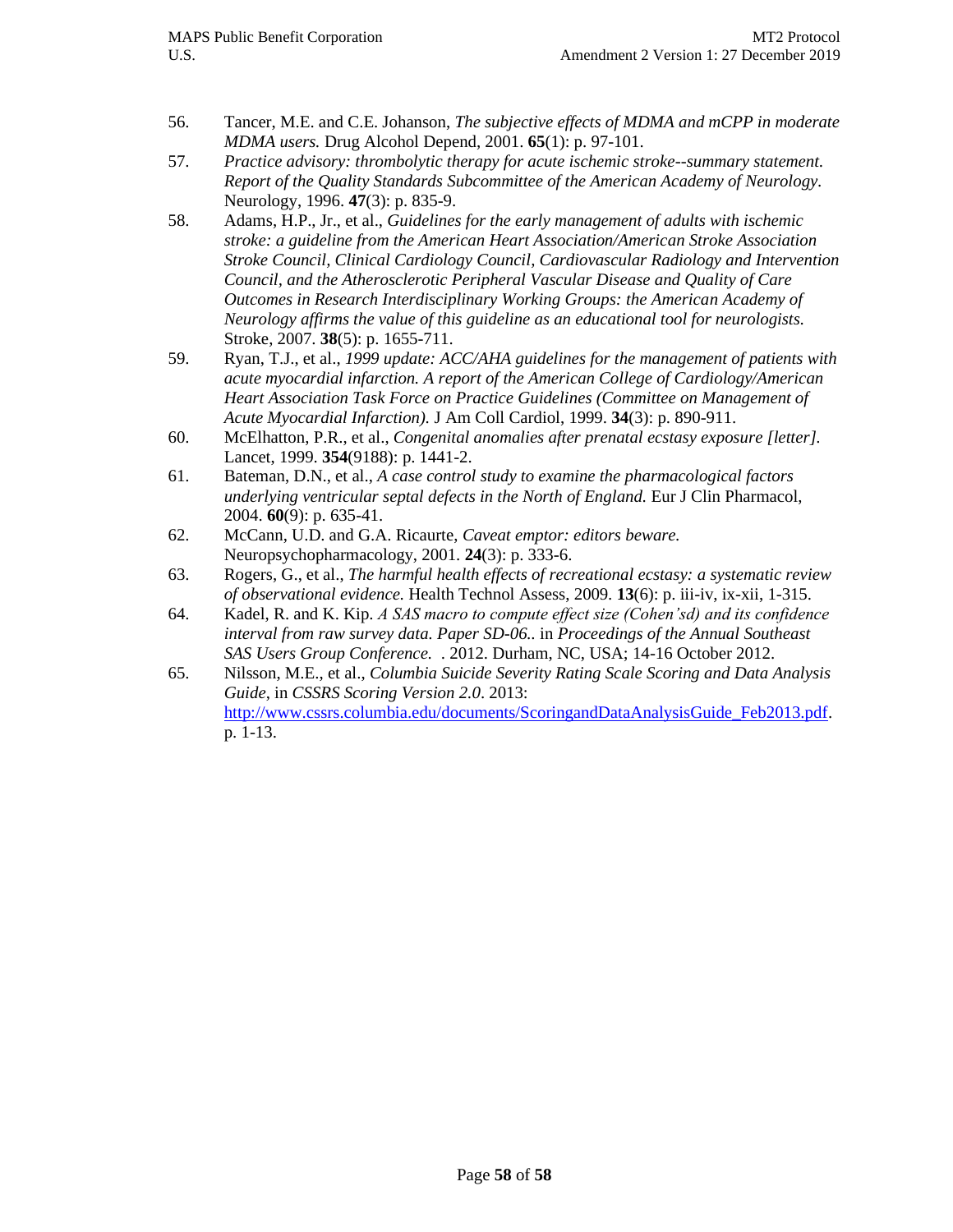56. Tancer, M.E. and C.E. Johanson, *The subjective effects of MDMA and mCPP in moderate MDMA users.* Drug Alcohol Depend, 2001. **65**(1): p. 97-101.
57. *Practice advisory: thrombolytic therapy for acute ischemic stroke--summary statement. Report of the Quality Standards Subcommittee of the American Academy of Neurology.* Neurology, 1996. **47**(3): p. 835-9.
58. Adams, H.P., Jr., et al., *Guidelines for the early management of adults with ischemic stroke: a guideline from the American Heart Association/American Stroke Association Stroke Council, Clinical Cardiology Council, Cardiovascular Radiology and Intervention Council, and the Atherosclerotic Peripheral Vascular Disease and Quality of Care Outcomes in Research Interdisciplinary Working Groups: the American Academy of Neurology affirms the value of this guideline as an educational tool for neurologists.* Stroke, 2007. **38**(5): p. 1655-711.
59. Ryan, T.J., et al., *1999 update: ACC/AHA guidelines for the management of patients with acute myocardial infarction. A report of the American College of Cardiology/American Heart Association Task Force on Practice Guidelines (Committee on Management of Acute Myocardial Infarction).* J Am Coll Cardiol, 1999. **34**(3): p. 890-911.
60. McElhatton, P.R., et al., *Congenital anomalies after prenatal ecstasy exposure [letter].* Lancet, 1999. **354**(9188): p. 1441-2.
61. Bateman, D.N., et al., *A case control study to examine the pharmacological factors underlying ventricular septal defects in the North of England.* Eur J Clin Pharmacol, 2004. **60**(9): p. 635-41.
62. McCann, U.D. and G.A. Ricaurte, *Caveat emptor: editors beware.* Neuropsychopharmacology, 2001. **24**(3): p. 333-6.
63. Rogers, G., et al., *The harmful health effects of recreational ecstasy: a systematic review of observational evidence.* Health Technol Assess, 2009. **13**(6): p. iii-iv, ix-xii, 1-315.
64. Kadel, R. and K. Kip. *A SAS macro to compute effect size (Cohen'sd) and its confidence interval from raw survey data. Paper SD-06.*. in *Proceedings of the Annual Southeast SAS Users Group Conference.* . 2012. Durham, NC, USA; 14-16 October 2012.
65. Nilsson, M.E., et al., *Columbia Suicide Severity Rating Scale Scoring and Data Analysis Guide*, in *CSSRS Scoring Version 2.0*. 2013: http://www.cssrs.columbia.edu/documents/ScoringandDataAnalysisGuide_Feb2013.pdf. p. 1-13.